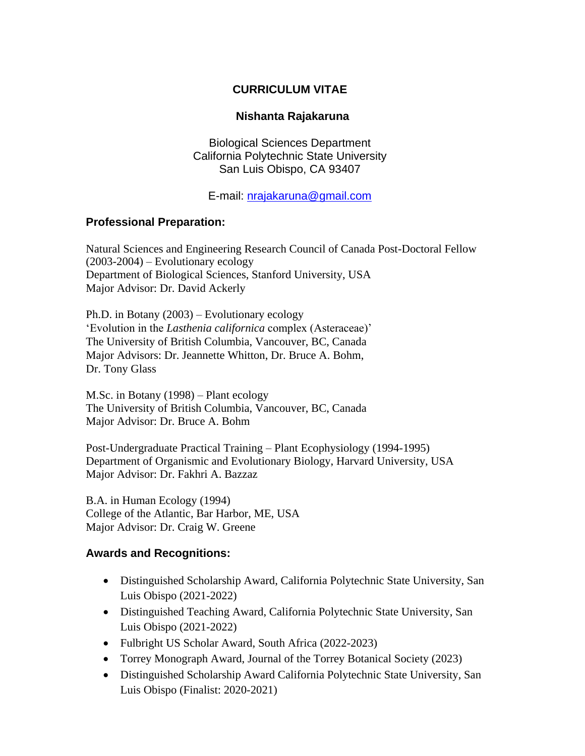# CURRICULUM VITAE

## Nishanta Rajakaruna

Biological Sciences Department
California Polytechnic State University
San Luis Obispo, CA 93407

E-mail: [nrajakaruna@gmail.com](mailto:nrajakaruna@gmail.com)

### Professional Preparation:

Natural Sciences and Engineering Research Council of Canada Post-Doctoral Fellow (2003-2004) – Evolutionary ecology
Department of Biological Sciences, Stanford University, USA
Major Advisor: Dr. David Ackerly

Ph.D. in Botany (2003) – Evolutionary ecology
'Evolution in the *Lasthenia californica* complex (Asteraceae)'
The University of British Columbia, Vancouver, BC, Canada
Major Advisors: Dr. Jeannette Whitton, Dr. Bruce A. Bohm, Dr. Tony Glass

M.Sc. in Botany (1998) – Plant ecology
The University of British Columbia, Vancouver, BC, Canada
Major Advisor: Dr. Bruce A. Bohm

Post-Undergraduate Practical Training – Plant Ecophysiology (1994-1995)
Department of Organismic and Evolutionary Biology, Harvard University, USA
Major Advisor: Dr. Fakhri A. Bazzaz

B.A. in Human Ecology (1994)
College of the Atlantic, Bar Harbor, ME, USA
Major Advisor: Dr. Craig W. Greene

### Awards and Recognitions:

- Distinguished Scholarship Award, California Polytechnic State University, San Luis Obispo (2021-2022)
- Distinguished Teaching Award, California Polytechnic State University, San Luis Obispo (2021-2022)
- Fulbright US Scholar Award, South Africa (2022-2023)
- Torrey Monograph Award, Journal of the Torrey Botanical Society (2023)
- Distinguished Scholarship Award California Polytechnic State University, San Luis Obispo (Finalist: 2020-2021)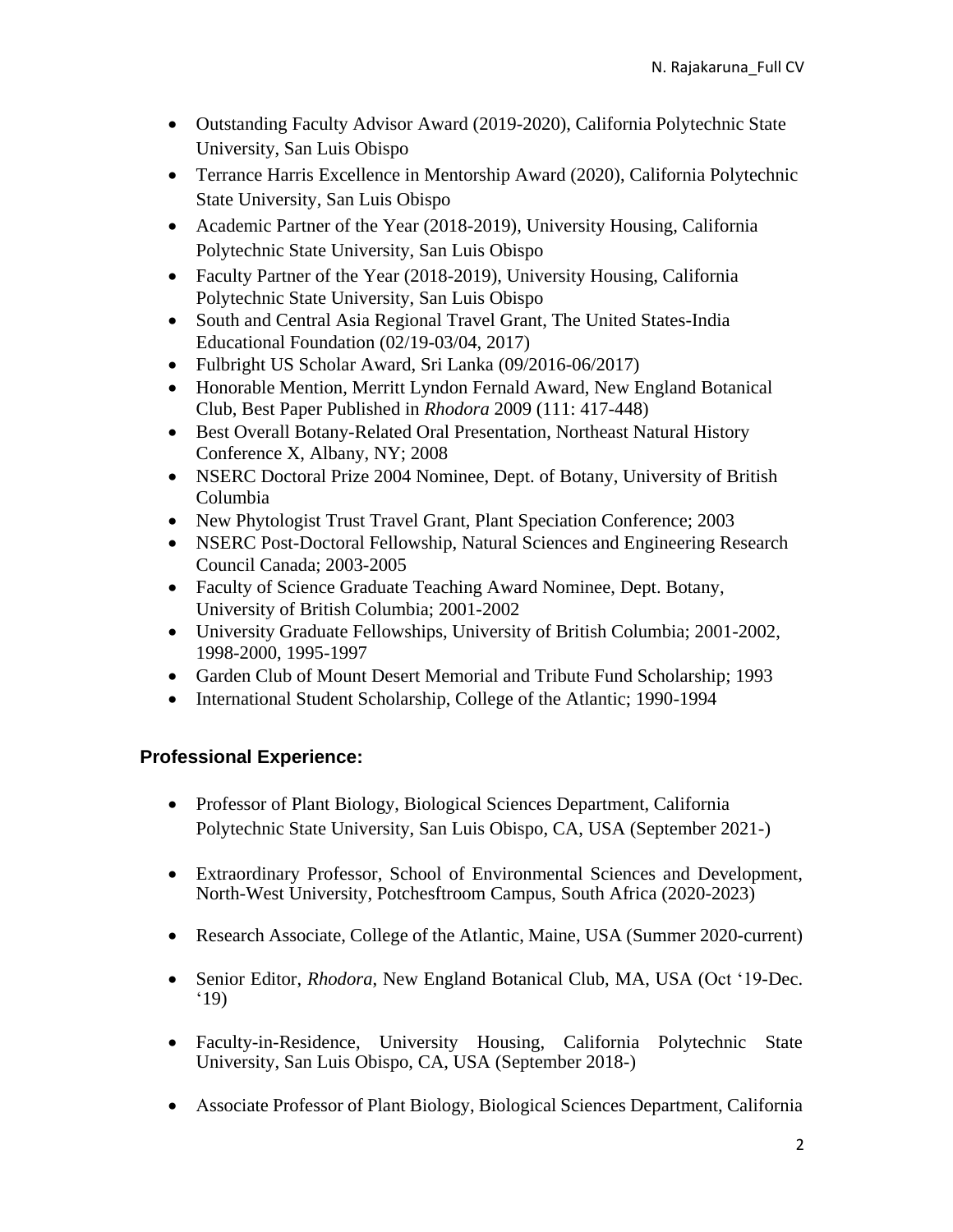- Outstanding Faculty Advisor Award (2019-2020), California Polytechnic State University, San Luis Obispo
- Terrance Harris Excellence in Mentorship Award (2020), California Polytechnic State University, San Luis Obispo
- Academic Partner of the Year (2018-2019), University Housing, California Polytechnic State University, San Luis Obispo
- Faculty Partner of the Year (2018-2019), University Housing, California Polytechnic State University, San Luis Obispo
- South and Central Asia Regional Travel Grant, The United States-India Educational Foundation (02/19-03/04, 2017)
- Fulbright US Scholar Award, Sri Lanka (09/2016-06/2017)
- Honorable Mention, Merritt Lyndon Fernald Award, New England Botanical Club, Best Paper Published in *Rhodora* 2009 (111: 417-448)
- Best Overall Botany-Related Oral Presentation, Northeast Natural History Conference X, Albany, NY; 2008
- NSERC Doctoral Prize 2004 Nominee, Dept. of Botany, University of British Columbia
- New Phytologist Trust Travel Grant, Plant Speciation Conference; 2003
- NSERC Post-Doctoral Fellowship, Natural Sciences and Engineering Research Council Canada; 2003-2005
- Faculty of Science Graduate Teaching Award Nominee, Dept. Botany, University of British Columbia; 2001-2002
- University Graduate Fellowships, University of British Columbia; 2001-2002, 1998-2000, 1995-1997
- Garden Club of Mount Desert Memorial and Tribute Fund Scholarship; 1993
- International Student Scholarship, College of the Atlantic; 1990-1994

## Professional Experience:

- Professor of Plant Biology, Biological Sciences Department, California Polytechnic State University, San Luis Obispo, CA, USA (September 2021-)

- Extraordinary Professor, School of Environmental Sciences and Development, North-West University, Potchesftroom Campus, South Africa (2020-2023)

- Research Associate, College of the Atlantic, Maine, USA (Summer 2020-current)

- Senior Editor, *Rhodora*, New England Botanical Club, MA, USA (Oct '19-Dec. '19)

- Faculty-in-Residence, University Housing, California Polytechnic State University, San Luis Obispo, CA, USA (September 2018-)

- Associate Professor of Plant Biology, Biological Sciences Department, California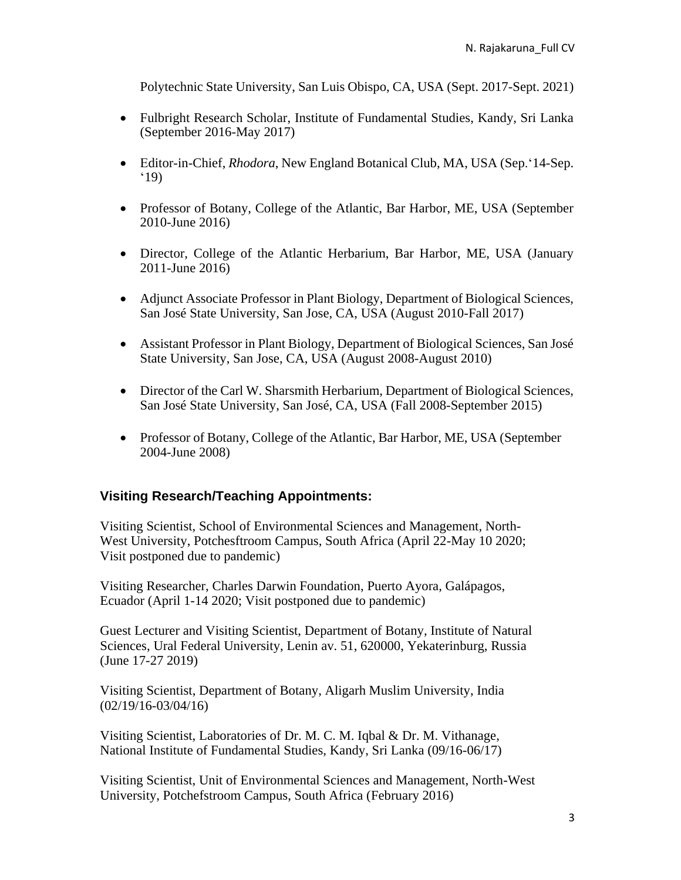Polytechnic State University, San Luis Obispo, CA, USA (Sept. 2017-Sept. 2021)

- Fulbright Research Scholar, Institute of Fundamental Studies, Kandy, Sri Lanka (September 2016-May 2017)
- Editor-in-Chief, *Rhodora*, New England Botanical Club, MA, USA (Sep.'14-Sep. '19)
- Professor of Botany, College of the Atlantic, Bar Harbor, ME, USA (September 2010-June 2016)
- Director, College of the Atlantic Herbarium, Bar Harbor, ME, USA (January 2011-June 2016)
- Adjunct Associate Professor in Plant Biology, Department of Biological Sciences, San José State University, San Jose, CA, USA (August 2010-Fall 2017)
- Assistant Professor in Plant Biology, Department of Biological Sciences, San José State University, San Jose, CA, USA (August 2008-August 2010)
- Director of the Carl W. Sharsmith Herbarium, Department of Biological Sciences, San José State University, San José, CA, USA (Fall 2008-September 2015)
- Professor of Botany, College of the Atlantic, Bar Harbor, ME, USA (September 2004-June 2008)

### Visiting Research/Teaching Appointments:

Visiting Scientist, School of Environmental Sciences and Management, North-West University, Potchesftroom Campus, South Africa (April 22-May 10 2020; Visit postponed due to pandemic)

Visiting Researcher, Charles Darwin Foundation, Puerto Ayora, Galápagos, Ecuador (April 1-14 2020; Visit postponed due to pandemic)

Guest Lecturer and Visiting Scientist, Department of Botany, Institute of Natural Sciences, Ural Federal University, Lenin av. 51, 620000, Yekaterinburg, Russia (June 17-27 2019)

Visiting Scientist, Department of Botany, Aligarh Muslim University, India (02/19/16-03/04/16)

Visiting Scientist, Laboratories of Dr. M. C. M. Iqbal & Dr. M. Vithanage, National Institute of Fundamental Studies, Kandy, Sri Lanka (09/16-06/17)

Visiting Scientist, Unit of Environmental Sciences and Management, North-West University, Potchefstroom Campus, South Africa (February 2016)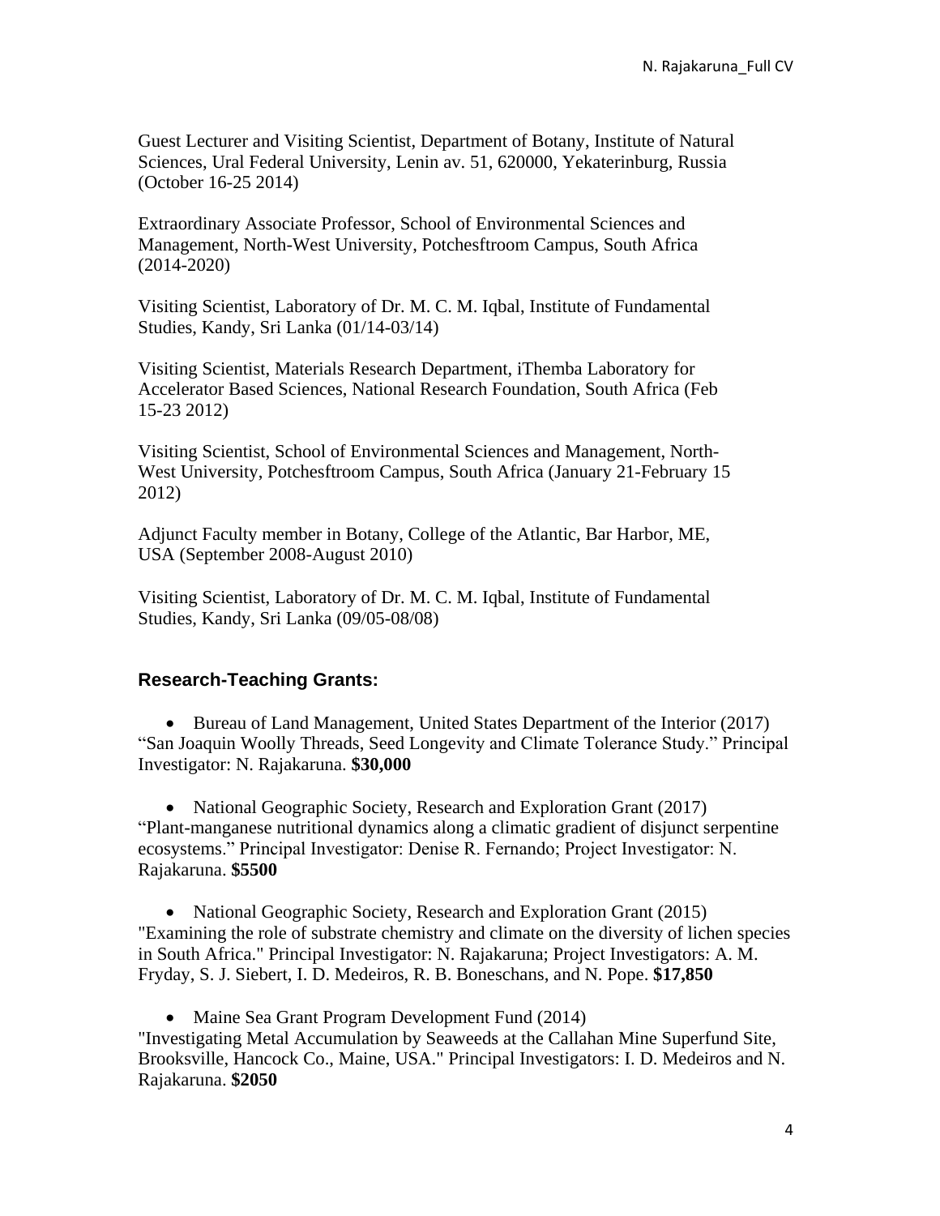Guest Lecturer and Visiting Scientist, Department of Botany, Institute of Natural Sciences, Ural Federal University, Lenin av. 51, 620000, Yekaterinburg, Russia (October 16-25 2014)

Extraordinary Associate Professor, School of Environmental Sciences and Management, North-West University, Potchesftroom Campus, South Africa (2014-2020)

Visiting Scientist, Laboratory of Dr. M. C. M. Iqbal, Institute of Fundamental Studies, Kandy, Sri Lanka (01/14-03/14)

Visiting Scientist, Materials Research Department, iThemba Laboratory for Accelerator Based Sciences, National Research Foundation, South Africa (Feb 15-23 2012)

Visiting Scientist, School of Environmental Sciences and Management, North-West University, Potchesftroom Campus, South Africa (January 21-February 15 2012)

Adjunct Faculty member in Botany, College of the Atlantic, Bar Harbor, ME, USA (September 2008-August 2010)

Visiting Scientist, Laboratory of Dr. M. C. M. Iqbal, Institute of Fundamental Studies, Kandy, Sri Lanka (09/05-08/08)

### Research-Teaching Grants:

- Bureau of Land Management, United States Department of the Interior (2017) "San Joaquin Woolly Threads, Seed Longevity and Climate Tolerance Study." Principal Investigator: N. Rajakaruna. **$30,000**

- National Geographic Society, Research and Exploration Grant (2017) "Plant-manganese nutritional dynamics along a climatic gradient of disjunct serpentine ecosystems." Principal Investigator: Denise R. Fernando; Project Investigator: N. Rajakaruna. **$5500**

- National Geographic Society, Research and Exploration Grant (2015) "Examining the role of substrate chemistry and climate on the diversity of lichen species in South Africa." Principal Investigator: N. Rajakaruna; Project Investigators: A. M. Fryday, S. J. Siebert, I. D. Medeiros, R. B. Boneschans, and N. Pope. **$17,850**

- Maine Sea Grant Program Development Fund (2014) "Investigating Metal Accumulation by Seaweeds at the Callahan Mine Superfund Site, Brooksville, Hancock Co., Maine, USA." Principal Investigators: I. D. Medeiros and N. Rajakaruna. **$2050**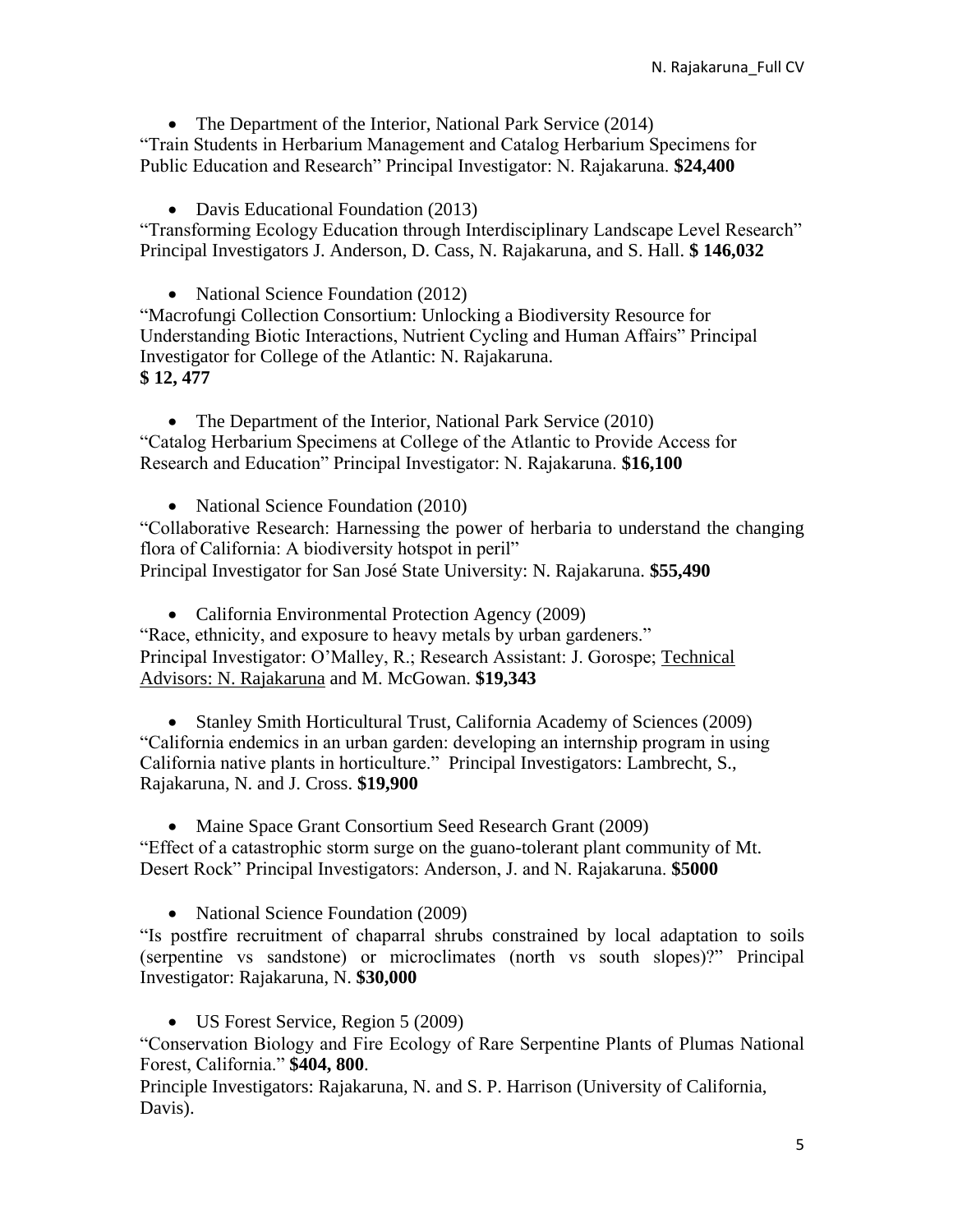- The Department of the Interior, National Park Service (2014)

"Train Students in Herbarium Management and Catalog Herbarium Specimens for Public Education and Research" Principal Investigator: N. Rajakaruna. **$24,400**

- Davis Educational Foundation (2013)

"Transforming Ecology Education through Interdisciplinary Landscape Level Research" Principal Investigators J. Anderson, D. Cass, N. Rajakaruna, and S. Hall. **$ 146,032**

- National Science Foundation (2012)

"Macrofungi Collection Consortium: Unlocking a Biodiversity Resource for Understanding Biotic Interactions, Nutrient Cycling and Human Affairs" Principal Investigator for College of the Atlantic: N. Rajakaruna.
**$ 12, 477**

- The Department of the Interior, National Park Service (2010)

"Catalog Herbarium Specimens at College of the Atlantic to Provide Access for Research and Education" Principal Investigator: N. Rajakaruna. **$16,100**

- National Science Foundation (2010)

"Collaborative Research: Harnessing the power of herbaria to understand the changing flora of California: A biodiversity hotspot in peril"
Principal Investigator for San José State University: N. Rajakaruna. **$55,490**

- California Environmental Protection Agency (2009)

"Race, ethnicity, and exposure to heavy metals by urban gardeners."
Principal Investigator: O'Malley, R.; Research Assistant: J. Gorospe; Technical Advisors: N. Rajakaruna and M. McGowan. **$19,343**

- Stanley Smith Horticultural Trust, California Academy of Sciences (2009)

"California endemics in an urban garden: developing an internship program in using California native plants in horticulture." Principal Investigators: Lambrecht, S., Rajakaruna, N. and J. Cross. **$19,900**

- Maine Space Grant Consortium Seed Research Grant (2009)

"Effect of a catastrophic storm surge on the guano-tolerant plant community of Mt. Desert Rock" Principal Investigators: Anderson, J. and N. Rajakaruna. **$5000**

- National Science Foundation (2009)

"Is postfire recruitment of chaparral shrubs constrained by local adaptation to soils (serpentine vs sandstone) or microclimates (north vs south slopes)?" Principal Investigator: Rajakaruna, N. **$30,000**

- US Forest Service, Region 5 (2009)

"Conservation Biology and Fire Ecology of Rare Serpentine Plants of Plumas National Forest, California." **$404, 800**.
Principle Investigators: Rajakaruna, N. and S. P. Harrison (University of California, Davis).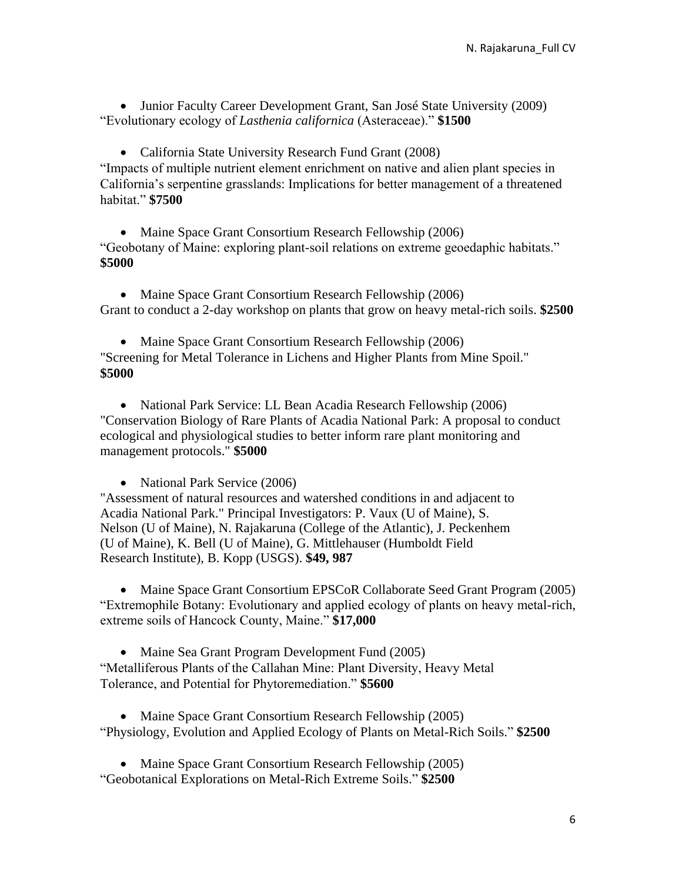- Junior Faculty Career Development Grant, San José State University (2009) "Evolutionary ecology of *Lasthenia californica* (Asteraceae)." **$1500**

- California State University Research Fund Grant (2008) "Impacts of multiple nutrient element enrichment on native and alien plant species in California's serpentine grasslands: Implications for better management of a threatened habitat." **$7500**

- Maine Space Grant Consortium Research Fellowship (2006) "Geobotany of Maine: exploring plant-soil relations on extreme geoedaphic habitats." **$5000**

- Maine Space Grant Consortium Research Fellowship (2006) Grant to conduct a 2-day workshop on plants that grow on heavy metal-rich soils. **$2500**

- Maine Space Grant Consortium Research Fellowship (2006) "Screening for Metal Tolerance in Lichens and Higher Plants from Mine Spoil." **$5000**

- National Park Service: LL Bean Acadia Research Fellowship (2006) "Conservation Biology of Rare Plants of Acadia National Park: A proposal to conduct ecological and physiological studies to better inform rare plant monitoring and management protocols." **$5000**

- National Park Service (2006) "Assessment of natural resources and watershed conditions in and adjacent to Acadia National Park." Principal Investigators: P. Vaux (U of Maine), S. Nelson (U of Maine), N. Rajakaruna (College of the Atlantic), J. Peckenhem (U of Maine), K. Bell (U of Maine), G. Mittlehauser (Humboldt Field Research Institute), B. Kopp (USGS). **$49, 987**

- Maine Space Grant Consortium EPSCoR Collaborate Seed Grant Program (2005) "Extremophile Botany: Evolutionary and applied ecology of plants on heavy metal-rich, extreme soils of Hancock County, Maine." **$17,000**

- Maine Sea Grant Program Development Fund (2005) "Metalliferous Plants of the Callahan Mine: Plant Diversity, Heavy Metal Tolerance, and Potential for Phytoremediation." **$5600**

- Maine Space Grant Consortium Research Fellowship (2005) "Physiology, Evolution and Applied Ecology of Plants on Metal-Rich Soils." **$2500**

- Maine Space Grant Consortium Research Fellowship (2005) "Geobotanical Explorations on Metal-Rich Extreme Soils." **$2500**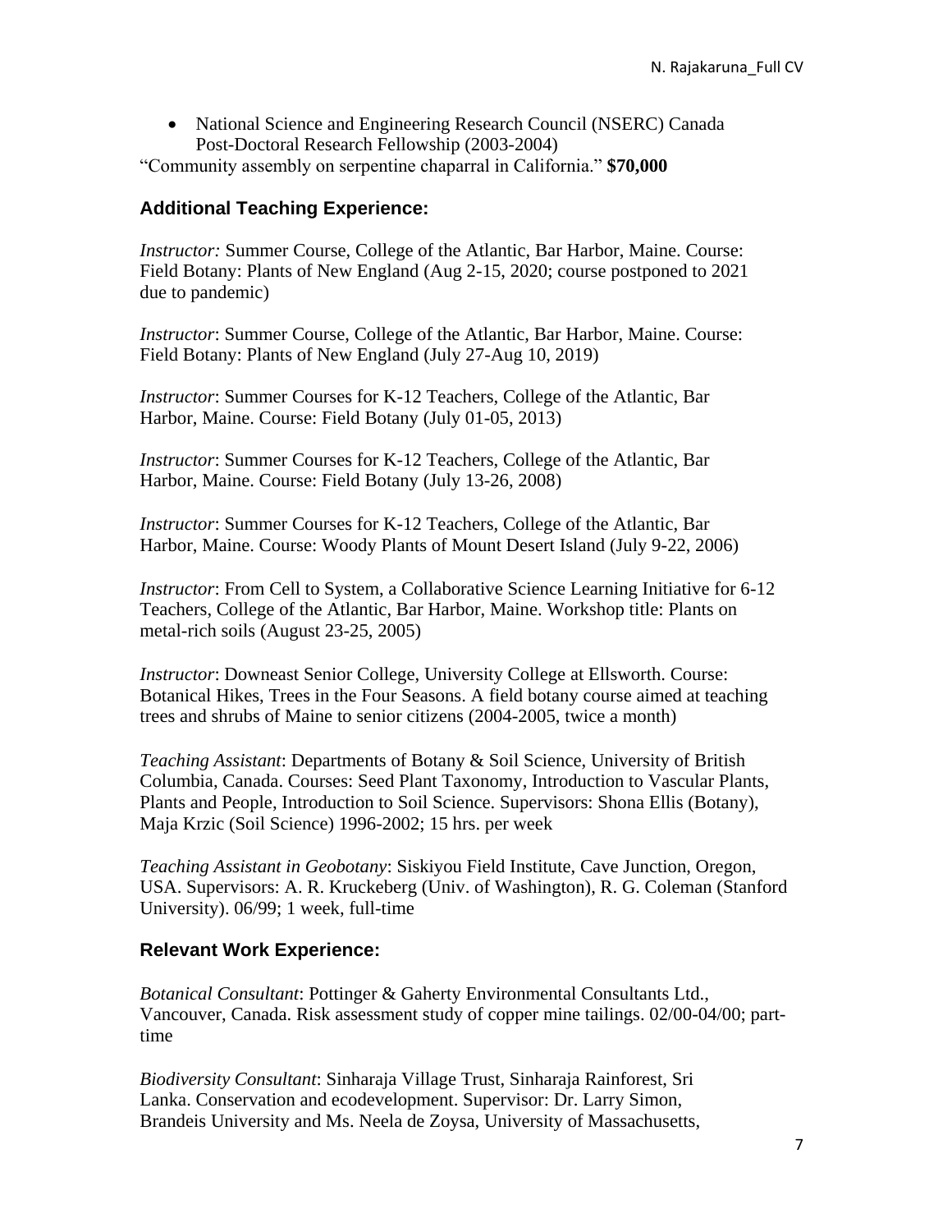- National Science and Engineering Research Council (NSERC) Canada Post-Doctoral Research Fellowship (2003-2004)

"Community assembly on serpentine chaparral in California." **$70,000**

### Additional Teaching Experience:

*Instructor:* Summer Course, College of the Atlantic, Bar Harbor, Maine. Course: Field Botany: Plants of New England (Aug 2-15, 2020; course postponed to 2021 due to pandemic)

*Instructor*: Summer Course, College of the Atlantic, Bar Harbor, Maine. Course: Field Botany: Plants of New England (July 27-Aug 10, 2019)

*Instructor*: Summer Courses for K-12 Teachers, College of the Atlantic, Bar Harbor, Maine. Course: Field Botany (July 01-05, 2013)

*Instructor*: Summer Courses for K-12 Teachers, College of the Atlantic, Bar Harbor, Maine. Course: Field Botany (July 13-26, 2008)

*Instructor*: Summer Courses for K-12 Teachers, College of the Atlantic, Bar Harbor, Maine. Course: Woody Plants of Mount Desert Island (July 9-22, 2006)

*Instructor*: From Cell to System, a Collaborative Science Learning Initiative for 6-12 Teachers, College of the Atlantic, Bar Harbor, Maine. Workshop title: Plants on metal-rich soils (August 23-25, 2005)

*Instructor*: Downeast Senior College, University College at Ellsworth. Course: Botanical Hikes, Trees in the Four Seasons. A field botany course aimed at teaching trees and shrubs of Maine to senior citizens (2004-2005, twice a month)

*Teaching Assistant*: Departments of Botany & Soil Science, University of British Columbia, Canada. Courses: Seed Plant Taxonomy, Introduction to Vascular Plants, Plants and People, Introduction to Soil Science. Supervisors: Shona Ellis (Botany), Maja Krzic (Soil Science) 1996-2002; 15 hrs. per week

*Teaching Assistant in Geobotany*: Siskiyou Field Institute, Cave Junction, Oregon, USA. Supervisors: A. R. Kruckeberg (Univ. of Washington), R. G. Coleman (Stanford University). 06/99; 1 week, full-time

### Relevant Work Experience:

*Botanical Consultant*: Pottinger & Gaherty Environmental Consultants Ltd., Vancouver, Canada. Risk assessment study of copper mine tailings. 02/00-04/00; part-time

*Biodiversity Consultant*: Sinharaja Village Trust, Sinharaja Rainforest, Sri Lanka. Conservation and ecodevelopment. Supervisor: Dr. Larry Simon, Brandeis University and Ms. Neela de Zoysa, University of Massachusetts,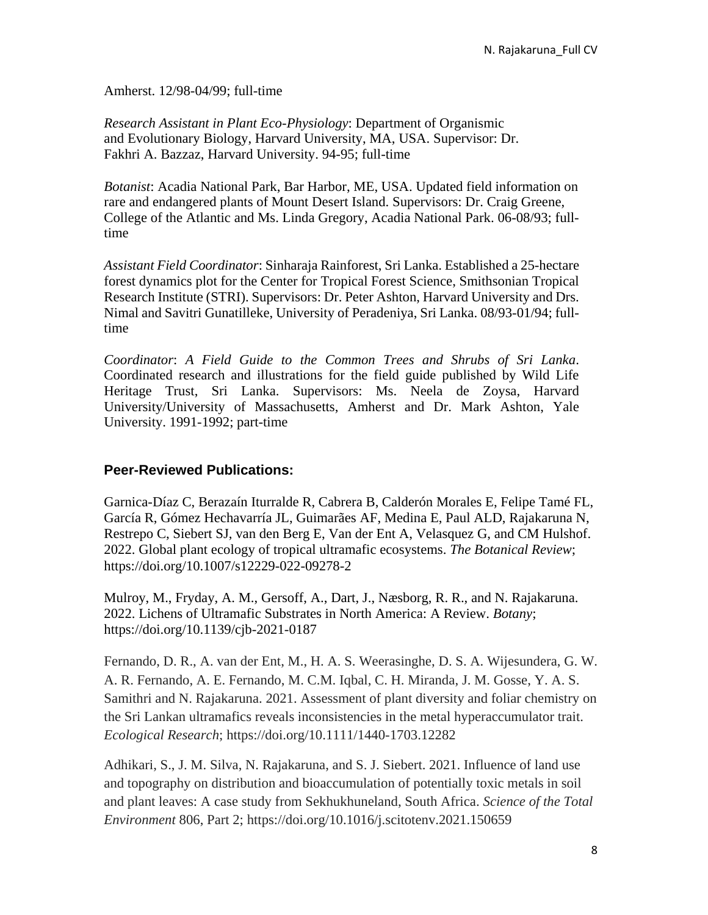Amherst. 12/98-04/99; full-time

*Research Assistant in Plant Eco-Physiology*: Department of Organismic and Evolutionary Biology, Harvard University, MA, USA. Supervisor: Dr. Fakhri A. Bazzaz, Harvard University. 94-95; full-time

*Botanist*: Acadia National Park, Bar Harbor, ME, USA. Updated field information on rare and endangered plants of Mount Desert Island. Supervisors: Dr. Craig Greene, College of the Atlantic and Ms. Linda Gregory, Acadia National Park. 06-08/93; full-time

*Assistant Field Coordinator*: Sinharaja Rainforest, Sri Lanka. Established a 25-hectare forest dynamics plot for the Center for Tropical Forest Science, Smithsonian Tropical Research Institute (STRI). Supervisors: Dr. Peter Ashton, Harvard University and Drs. Nimal and Savitri Gunatilleke, University of Peradeniya, Sri Lanka. 08/93-01/94; full-time

*Coordinator*: *A Field Guide to the Common Trees and Shrubs of Sri Lanka*. Coordinated research and illustrations for the field guide published by Wild Life Heritage Trust, Sri Lanka. Supervisors: Ms. Neela de Zoysa, Harvard University/University of Massachusetts, Amherst and Dr. Mark Ashton, Yale University. 1991-1992; part-time

## Peer-Reviewed Publications:

Garnica-Díaz C, Berazaín Iturralde R, Cabrera B, Calderón Morales E, Felipe Tamé FL, García R, Gómez Hechavarría JL, Guimarães AF, Medina E, Paul ALD, Rajakaruna N, Restrepo C, Siebert SJ, van den Berg E, Van der Ent A, Velasquez G, and CM Hulshof. 2022. Global plant ecology of tropical ultramafic ecosystems. *The Botanical Review*; https://doi.org/10.1007/s12229-022-09278-2

Mulroy, M., Fryday, A. M., Gersoff, A., Dart, J., Næsborg, R. R., and N. Rajakaruna. 2022. Lichens of Ultramafic Substrates in North America: A Review. *Botany*; https://doi.org/10.1139/cjb-2021-0187

Fernando, D. R., A. van der Ent, M., H. A. S. Weerasinghe, D. S. A. Wijesundera, G. W. A. R. Fernando, A. E. Fernando, M. C.M. Iqbal, C. H. Miranda, J. M. Gosse, Y. A. S. Samithri and N. Rajakaruna. 2021. Assessment of plant diversity and foliar chemistry on the Sri Lankan ultramafics reveals inconsistencies in the metal hyperaccumulator trait. *Ecological Research*; https://doi.org/10.1111/1440-1703.12282

Adhikari, S., J. M. Silva, N. Rajakaruna, and S. J. Siebert. 2021. Influence of land use and topography on distribution and bioaccumulation of potentially toxic metals in soil and plant leaves: A case study from Sekhukhuneland, South Africa. *Science of the Total Environment* 806, Part 2; https://doi.org/10.1016/j.scitotenv.2021.150659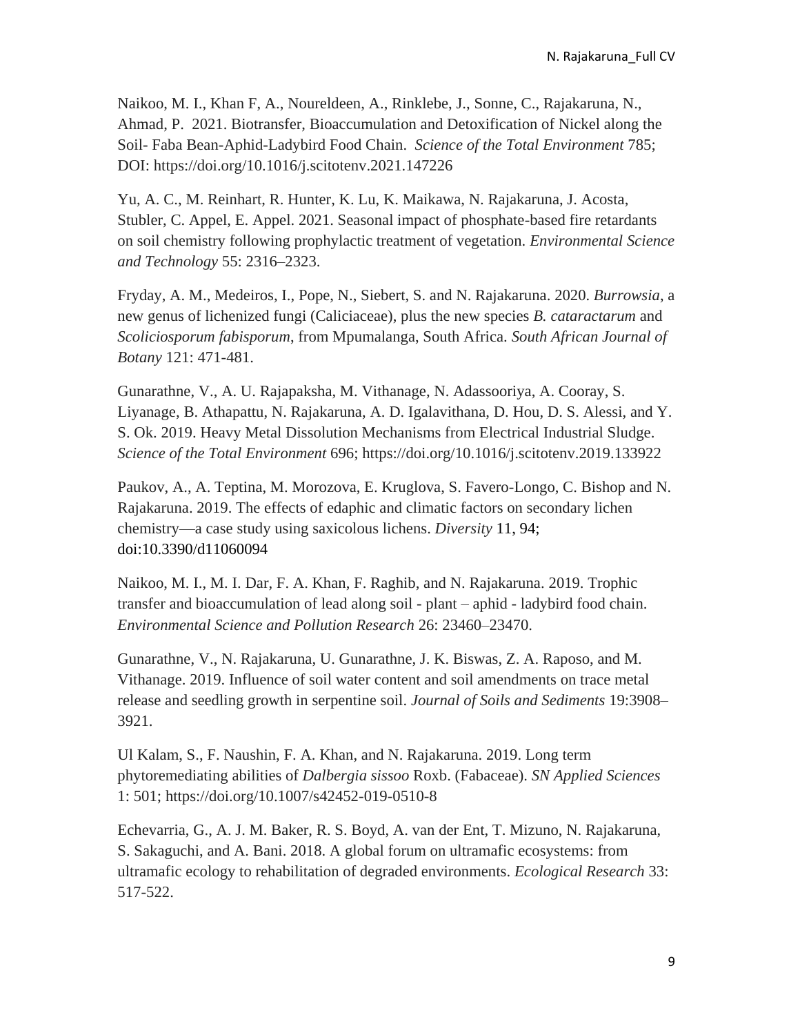Naikoo, M. I., Khan F, A., Noureldeen, A., Rinklebe, J., Sonne, C., Rajakaruna, N., Ahmad, P. 2021. Biotransfer, Bioaccumulation and Detoxification of Nickel along the Soil- Faba Bean-Aphid-Ladybird Food Chain. *Science of the Total Environment* 785; DOI: https://doi.org/10.1016/j.scitotenv.2021.147226

Yu, A. C., M. Reinhart, R. Hunter, K. Lu, K. Maikawa, N. Rajakaruna, J. Acosta, Stubler, C. Appel, E. Appel. 2021. Seasonal impact of phosphate-based fire retardants on soil chemistry following prophylactic treatment of vegetation. *Environmental Science and Technology* 55: 2316–2323.

Fryday, A. M., Medeiros, I., Pope, N., Siebert, S. and N. Rajakaruna. 2020. *Burrowsia*, a new genus of lichenized fungi (Caliciaceae), plus the new species *B. cataractarum* and *Scoliciosporum fabisporum*, from Mpumalanga, South Africa. *South African Journal of Botany* 121: 471-481.

Gunarathne, V., A. U. Rajapaksha, M. Vithanage, N. Adassooriya, A. Cooray, S. Liyanage, B. Athapattu, N. Rajakaruna, A. D. Igalavithana, D. Hou, D. S. Alessi, and Y. S. Ok. 2019. Heavy Metal Dissolution Mechanisms from Electrical Industrial Sludge. *Science of the Total Environment* 696; https://doi.org/10.1016/j.scitotenv.2019.133922

Paukov, A., A. Teptina, M. Morozova, E. Kruglova, S. Favero-Longo, C. Bishop and N. Rajakaruna. 2019. The effects of edaphic and climatic factors on secondary lichen chemistry—a case study using saxicolous lichens. *Diversity* 11, 94; doi:10.3390/d11060094

Naikoo, M. I., M. I. Dar, F. A. Khan, F. Raghib, and N. Rajakaruna. 2019. Trophic transfer and bioaccumulation of lead along soil - plant – aphid - ladybird food chain. *Environmental Science and Pollution Research* 26: 23460–23470.

Gunarathne, V., N. Rajakaruna, U. Gunarathne, J. K. Biswas, Z. A. Raposo, and M. Vithanage. 2019. Influence of soil water content and soil amendments on trace metal release and seedling growth in serpentine soil. *Journal of Soils and Sediments* 19:3908–3921.

Ul Kalam, S., F. Naushin, F. A. Khan, and N. Rajakaruna. 2019. Long term phytoremediating abilities of *Dalbergia sissoo* Roxb. (Fabaceae). *SN Applied Sciences* 1: 501; https://doi.org/10.1007/s42452-019-0510-8

Echevarria, G., A. J. M. Baker, R. S. Boyd, A. van der Ent, T. Mizuno, N. Rajakaruna, S. Sakaguchi, and A. Bani. 2018. A global forum on ultramafic ecosystems: from ultramafic ecology to rehabilitation of degraded environments. *Ecological Research* 33: 517-522.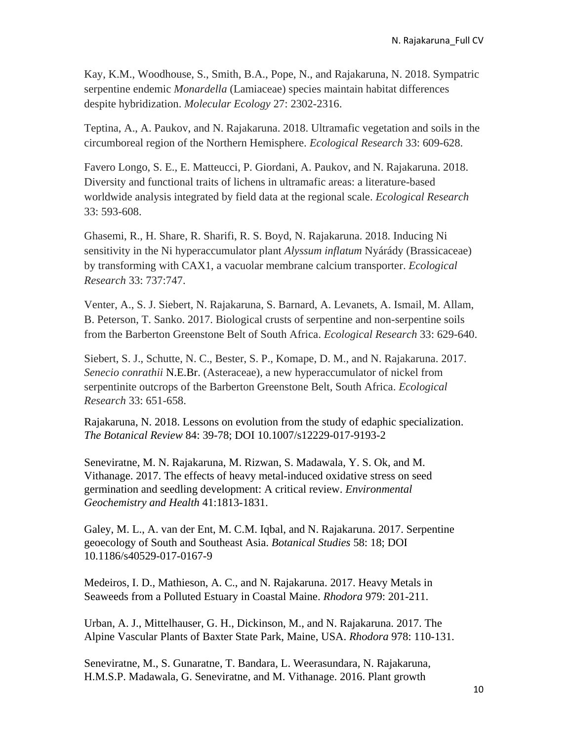Kay, K.M., Woodhouse, S., Smith, B.A., Pope, N., and Rajakaruna, N. 2018. Sympatric serpentine endemic *Monardella* (Lamiaceae) species maintain habitat differences despite hybridization. *Molecular Ecology* 27: 2302-2316.

Teptina, A., A. Paukov, and N. Rajakaruna. 2018. Ultramafic vegetation and soils in the circumboreal region of the Northern Hemisphere. *Ecological Research* 33: 609-628.

Favero Longo, S. E., E. Matteucci, P. Giordani, A. Paukov, and N. Rajakaruna. 2018. Diversity and functional traits of lichens in ultramafic areas: a literature-based worldwide analysis integrated by field data at the regional scale. *Ecological Research* 33: 593-608.

Ghasemi, R., H. Share, R. Sharifi, R. S. Boyd, N. Rajakaruna. 2018. Inducing Ni sensitivity in the Ni hyperaccumulator plant *Alyssum inflatum* Nyárády (Brassicaceae) by transforming with CAX1, a vacuolar membrane calcium transporter. *Ecological Research* 33: 737:747.

Venter, A., S. J. Siebert, N. Rajakaruna, S. Barnard, A. Levanets, A. Ismail, M. Allam, B. Peterson, T. Sanko. 2017. Biological crusts of serpentine and non-serpentine soils from the Barberton Greenstone Belt of South Africa. *Ecological Research* 33: 629-640.

Siebert, S. J., Schutte, N. C., Bester, S. P., Komape, D. M., and N. Rajakaruna. 2017. *Senecio conrathii* N.E.Br. (Asteraceae), a new hyperaccumulator of nickel from serpentinite outcrops of the Barberton Greenstone Belt, South Africa. *Ecological Research* 33: 651-658.

Rajakaruna, N. 2018. Lessons on evolution from the study of edaphic specialization. *The Botanical Review* 84: 39-78; DOI 10.1007/s12229-017-9193-2

Seneviratne, M. N. Rajakaruna, M. Rizwan, S. Madawala, Y. S. Ok, and M. Vithanage. 2017. The effects of heavy metal-induced oxidative stress on seed germination and seedling development: A critical review. *Environmental Geochemistry and Health* 41:1813-1831.

Galey, M. L., A. van der Ent, M. C.M. Iqbal, and N. Rajakaruna. 2017. Serpentine geoecology of South and Southeast Asia. *Botanical Studies* 58: 18; DOI 10.1186/s40529-017-0167-9

Medeiros, I. D., Mathieson, A. C., and N. Rajakaruna. 2017. Heavy Metals in Seaweeds from a Polluted Estuary in Coastal Maine. *Rhodora* 979: 201-211.

Urban, A. J., Mittelhauser, G. H., Dickinson, M., and N. Rajakaruna. 2017. The Alpine Vascular Plants of Baxter State Park, Maine, USA. *Rhodora* 978: 110-131.

Seneviratne, M., S. Gunaratne, T. Bandara, L. Weerasundara, N. Rajakaruna, H.M.S.P. Madawala, G. Seneviratne, and M. Vithanage. 2016. Plant growth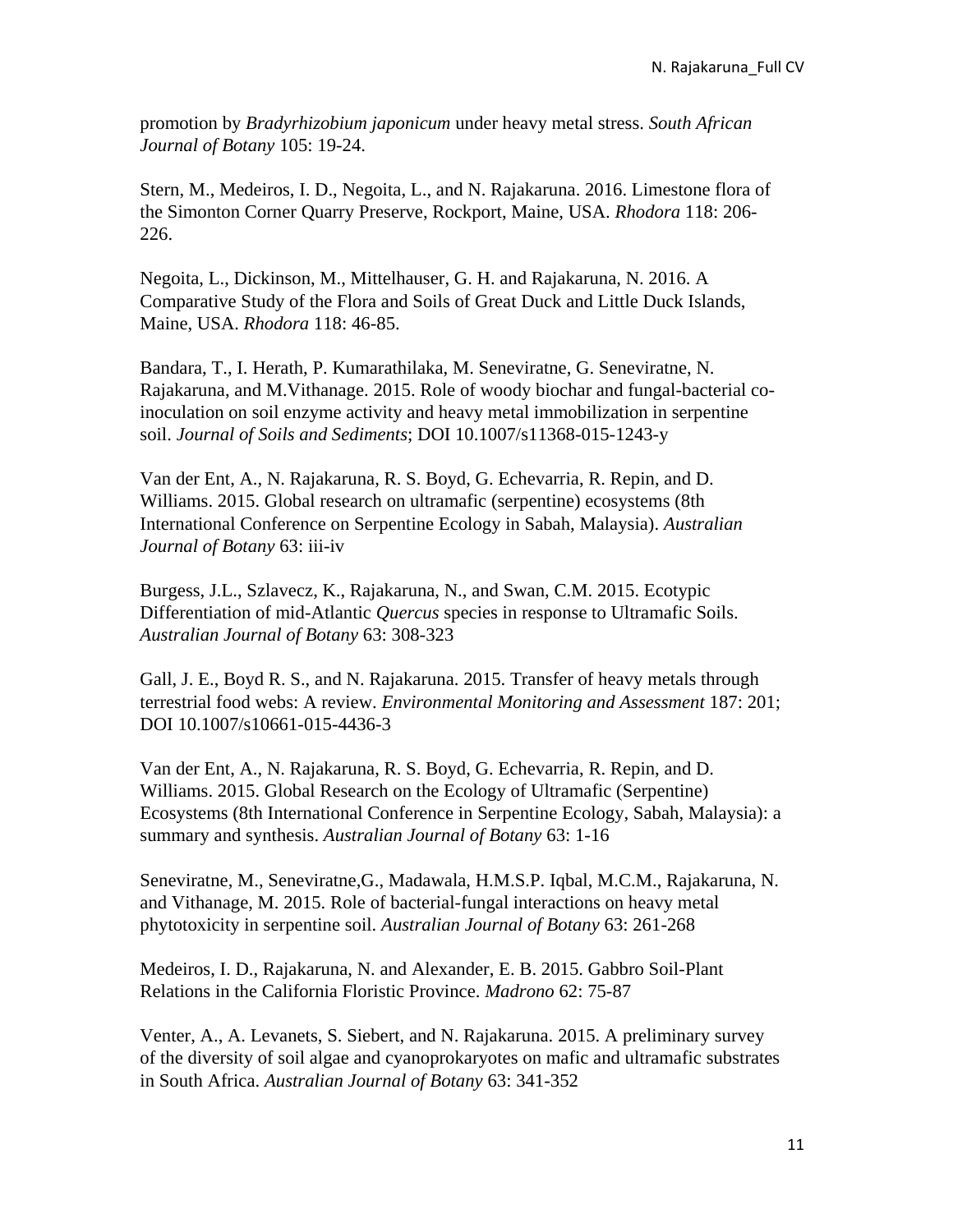promotion by *Bradyrhizobium japonicum* under heavy metal stress. *South African Journal of Botany* 105: 19-24.

Stern, M., Medeiros, I. D., Negoita, L., and N. Rajakaruna. 2016. Limestone flora of the Simonton Corner Quarry Preserve, Rockport, Maine, USA. *Rhodora* 118: 206-226.

Negoita, L., Dickinson, M., Mittelhauser, G. H. and Rajakaruna, N. 2016. A Comparative Study of the Flora and Soils of Great Duck and Little Duck Islands, Maine, USA. *Rhodora* 118: 46-85.

Bandara, T., I. Herath, P. Kumarathilaka, M. Seneviratne, G. Seneviratne, N. Rajakaruna, and M.Vithanage. 2015. Role of woody biochar and fungal-bacterial co-inoculation on soil enzyme activity and heavy metal immobilization in serpentine soil. *Journal of Soils and Sediments*; DOI 10.1007/s11368-015-1243-y

Van der Ent, A., N. Rajakaruna, R. S. Boyd, G. Echevarria, R. Repin, and D. Williams. 2015. Global research on ultramafic (serpentine) ecosystems (8th International Conference on Serpentine Ecology in Sabah, Malaysia). *Australian Journal of Botany* 63: iii-iv

Burgess, J.L., Szlavecz, K., Rajakaruna, N., and Swan, C.M. 2015. Ecotypic Differentiation of mid-Atlantic *Quercus* species in response to Ultramafic Soils. *Australian Journal of Botany* 63: 308-323

Gall, J. E., Boyd R. S., and N. Rajakaruna. 2015. Transfer of heavy metals through terrestrial food webs: A review. *Environmental Monitoring and Assessment* 187: 201; DOI 10.1007/s10661-015-4436-3

Van der Ent, A., N. Rajakaruna, R. S. Boyd, G. Echevarria, R. Repin, and D. Williams. 2015. Global Research on the Ecology of Ultramafic (Serpentine) Ecosystems (8th International Conference in Serpentine Ecology, Sabah, Malaysia): a summary and synthesis. *Australian Journal of Botany* 63: 1-16

Seneviratne, M., Seneviratne,G., Madawala, H.M.S.P. Iqbal, M.C.M., Rajakaruna, N. and Vithanage, M. 2015. Role of bacterial-fungal interactions on heavy metal phytotoxicity in serpentine soil. *Australian Journal of Botany* 63: 261-268

Medeiros, I. D., Rajakaruna, N. and Alexander, E. B. 2015. Gabbro Soil-Plant Relations in the California Floristic Province. *Madrono* 62: 75-87

Venter, A., A. Levanets, S. Siebert, and N. Rajakaruna. 2015. A preliminary survey of the diversity of soil algae and cyanoprokaryotes on mafic and ultramafic substrates in South Africa. *Australian Journal of Botany* 63: 341-352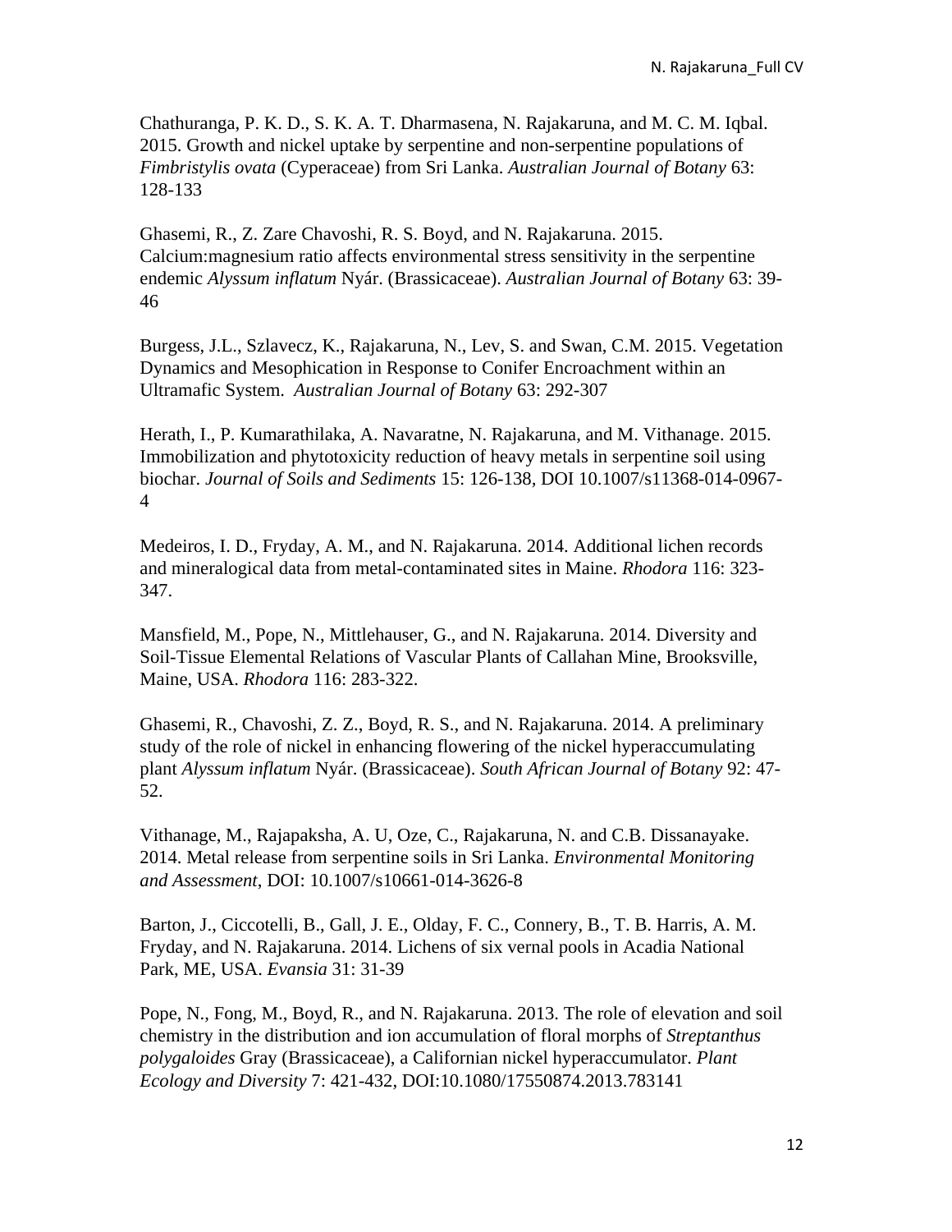Chathuranga, P. K. D., S. K. A. T. Dharmasena, N. Rajakaruna, and M. C. M. Iqbal. 2015. Growth and nickel uptake by serpentine and non-serpentine populations of *Fimbristylis ovata* (Cyperaceae) from Sri Lanka. *Australian Journal of Botany* 63: 128-133

Ghasemi, R., Z. Zare Chavoshi, R. S. Boyd, and N. Rajakaruna. 2015. Calcium:magnesium ratio affects environmental stress sensitivity in the serpentine endemic *Alyssum inflatum* Nyár. (Brassicaceae). *Australian Journal of Botany* 63: 39-46

Burgess, J.L., Szlavecz, K., Rajakaruna, N., Lev, S. and Swan, C.M. 2015. Vegetation Dynamics and Mesophication in Response to Conifer Encroachment within an Ultramafic System. *Australian Journal of Botany* 63: 292-307

Herath, I., P. Kumarathilaka, A. Navaratne, N. Rajakaruna, and M. Vithanage. 2015. Immobilization and phytotoxicity reduction of heavy metals in serpentine soil using biochar. *Journal of Soils and Sediments* 15: 126-138, DOI 10.1007/s11368-014-0967-4

Medeiros, I. D., Fryday, A. M., and N. Rajakaruna. 2014. Additional lichen records and mineralogical data from metal-contaminated sites in Maine. *Rhodora* 116: 323-347.

Mansfield, M., Pope, N., Mittlehauser, G., and N. Rajakaruna. 2014. Diversity and Soil-Tissue Elemental Relations of Vascular Plants of Callahan Mine, Brooksville, Maine, USA. *Rhodora* 116: 283-322.

Ghasemi, R., Chavoshi, Z. Z., Boyd, R. S., and N. Rajakaruna. 2014. A preliminary study of the role of nickel in enhancing flowering of the nickel hyperaccumulating plant *Alyssum inflatum* Nyár. (Brassicaceae). *South African Journal of Botany* 92: 47-52.

Vithanage, M., Rajapaksha, A. U, Oze, C., Rajakaruna, N. and C.B. Dissanayake. 2014. Metal release from serpentine soils in Sri Lanka. *Environmental Monitoring and Assessment*, DOI: 10.1007/s10661-014-3626-8

Barton, J., Ciccotelli, B., Gall, J. E., Olday, F. C., Connery, B., T. B. Harris, A. M. Fryday, and N. Rajakaruna. 2014. Lichens of six vernal pools in Acadia National Park, ME, USA. *Evansia* 31: 31-39

Pope, N., Fong, M., Boyd, R., and N. Rajakaruna. 2013. The role of elevation and soil chemistry in the distribution and ion accumulation of floral morphs of *Streptanthus polygaloides* Gray (Brassicaceae), a Californian nickel hyperaccumulator. *Plant Ecology and Diversity* 7: 421-432, DOI:10.1080/17550874.2013.783141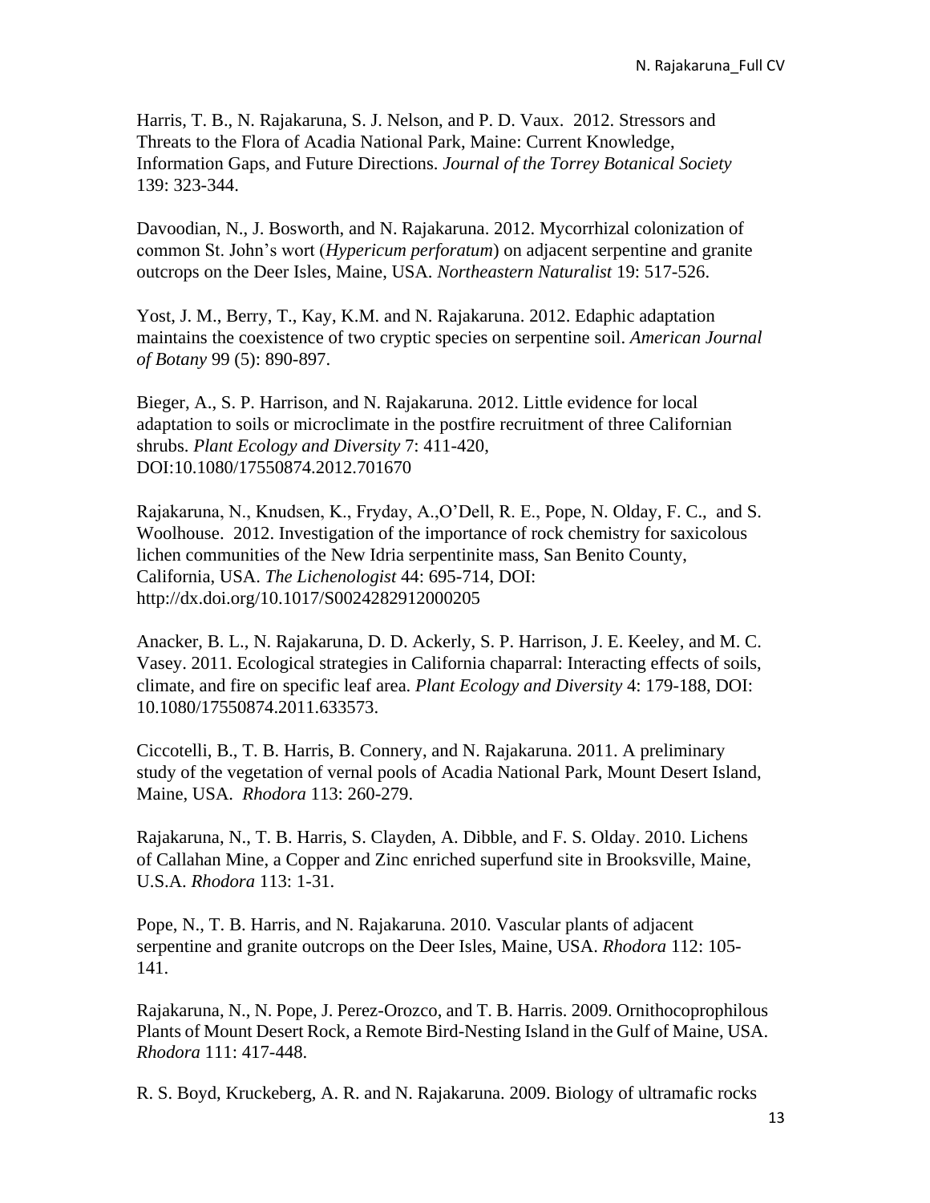Harris, T. B., N. Rajakaruna, S. J. Nelson, and P. D. Vaux. 2012. Stressors and Threats to the Flora of Acadia National Park, Maine: Current Knowledge, Information Gaps, and Future Directions. *Journal of the Torrey Botanical Society* 139: 323-344.

Davoodian, N., J. Bosworth, and N. Rajakaruna. 2012. Mycorrhizal colonization of common St. John's wort (*Hypericum perforatum*) on adjacent serpentine and granite outcrops on the Deer Isles, Maine, USA. *Northeastern Naturalist* 19: 517-526.

Yost, J. M., Berry, T., Kay, K.M. and N. Rajakaruna. 2012. Edaphic adaptation maintains the coexistence of two cryptic species on serpentine soil. *American Journal of Botany* 99 (5): 890-897.

Bieger, A., S. P. Harrison, and N. Rajakaruna. 2012. Little evidence for local adaptation to soils or microclimate in the postfire recruitment of three Californian shrubs. *Plant Ecology and Diversity* 7: 411-420, DOI:10.1080/17550874.2012.701670

Rajakaruna, N., Knudsen, K., Fryday, A.,O'Dell, R. E., Pope, N. Olday, F. C., and S. Woolhouse. 2012. Investigation of the importance of rock chemistry for saxicolous lichen communities of the New Idria serpentinite mass, San Benito County, California, USA. *The Lichenologist* 44: 695-714, DOI: http://dx.doi.org/10.1017/S0024282912000205

Anacker, B. L., N. Rajakaruna, D. D. Ackerly, S. P. Harrison, J. E. Keeley, and M. C. Vasey. 2011. Ecological strategies in California chaparral: Interacting effects of soils, climate, and fire on specific leaf area. *Plant Ecology and Diversity* 4: 179-188, DOI: 10.1080/17550874.2011.633573.

Ciccotelli, B., T. B. Harris, B. Connery, and N. Rajakaruna. 2011. A preliminary study of the vegetation of vernal pools of Acadia National Park, Mount Desert Island, Maine, USA. *Rhodora* 113: 260-279.

Rajakaruna, N., T. B. Harris, S. Clayden, A. Dibble, and F. S. Olday. 2010. Lichens of Callahan Mine, a Copper and Zinc enriched superfund site in Brooksville, Maine, U.S.A. *Rhodora* 113: 1-31.

Pope, N., T. B. Harris, and N. Rajakaruna. 2010. Vascular plants of adjacent serpentine and granite outcrops on the Deer Isles, Maine, USA. *Rhodora* 112: 105-141.

Rajakaruna, N., N. Pope, J. Perez-Orozco, and T. B. Harris. 2009. Ornithocoprophilous Plants of Mount Desert Rock, a Remote Bird-Nesting Island in the Gulf of Maine, USA. *Rhodora* 111: 417-448.

R. S. Boyd, Kruckeberg, A. R. and N. Rajakaruna. 2009. Biology of ultramafic rocks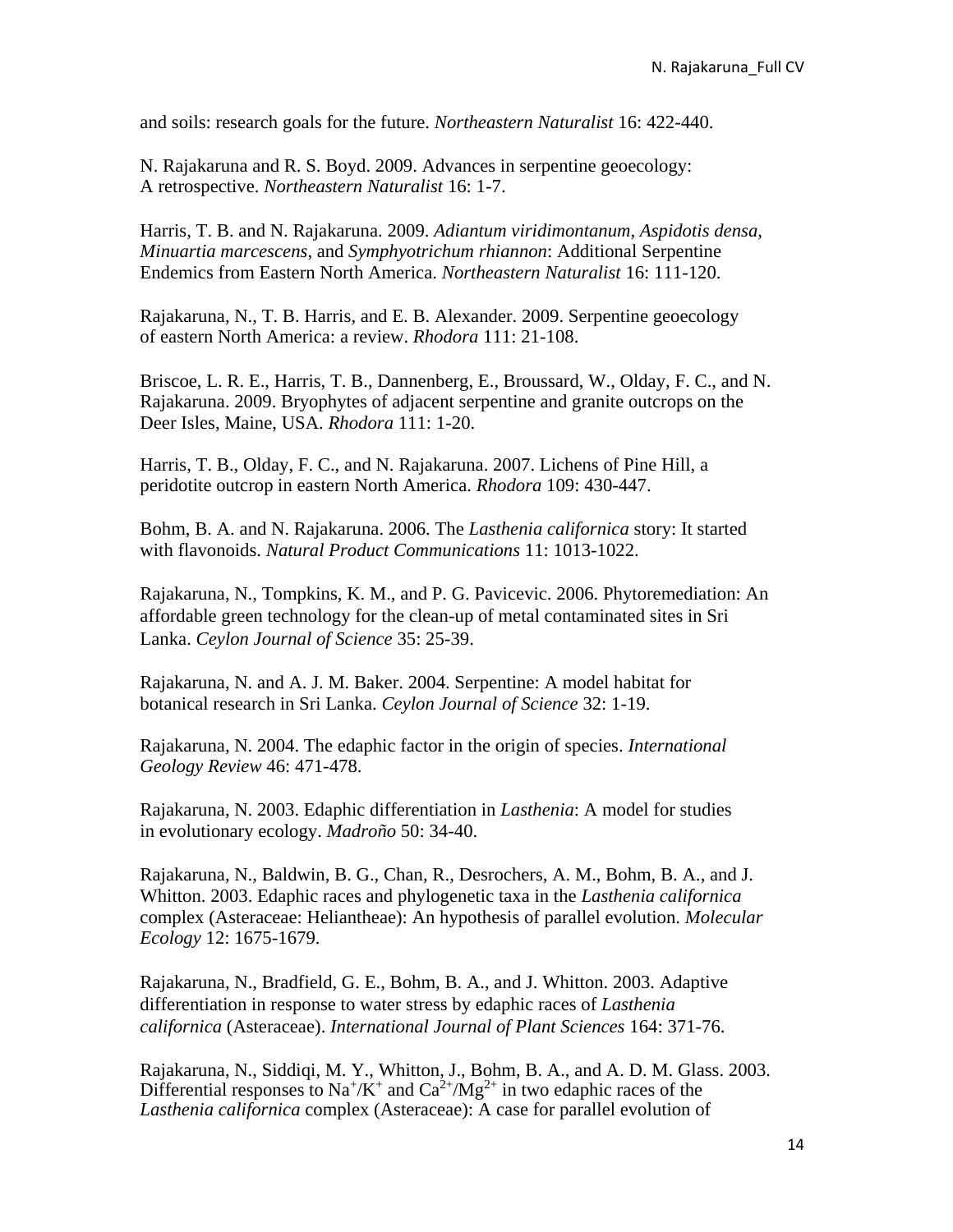and soils: research goals for the future. *Northeastern Naturalist* 16: 422-440.

N. Rajakaruna and R. S. Boyd. 2009. Advances in serpentine geoecology: A retrospective. *Northeastern Naturalist* 16: 1-7.

Harris, T. B. and N. Rajakaruna. 2009. *Adiantum viridimontanum*, *Aspidotis densa*, *Minuartia marcescens*, and *Symphyotrichum rhiannon*: Additional Serpentine Endemics from Eastern North America. *Northeastern Naturalist* 16: 111-120.

Rajakaruna, N., T. B. Harris, and E. B. Alexander. 2009. Serpentine geoecology of eastern North America: a review. *Rhodora* 111: 21-108.

Briscoe, L. R. E., Harris, T. B., Dannenberg, E., Broussard, W., Olday, F. C., and N. Rajakaruna. 2009. Bryophytes of adjacent serpentine and granite outcrops on the Deer Isles, Maine, USA. *Rhodora* 111: 1-20.

Harris, T. B., Olday, F. C., and N. Rajakaruna. 2007. Lichens of Pine Hill, a peridotite outcrop in eastern North America. *Rhodora* 109: 430-447.

Bohm, B. A. and N. Rajakaruna. 2006. The *Lasthenia californica* story: It started with flavonoids. *Natural Product Communications* 11: 1013-1022.

Rajakaruna, N., Tompkins, K. M., and P. G. Pavicevic. 2006. Phytoremediation: An affordable green technology for the clean-up of metal contaminated sites in Sri Lanka. *Ceylon Journal of Science* 35: 25-39.

Rajakaruna, N. and A. J. M. Baker. 2004. Serpentine: A model habitat for botanical research in Sri Lanka. *Ceylon Journal of Science* 32: 1-19.

Rajakaruna, N. 2004. The edaphic factor in the origin of species. *International Geology Review* 46: 471-478.

Rajakaruna, N. 2003. Edaphic differentiation in *Lasthenia*: A model for studies in evolutionary ecology. *Madroño* 50: 34-40.

Rajakaruna, N., Baldwin, B. G., Chan, R., Desrochers, A. M., Bohm, B. A., and J. Whitton. 2003. Edaphic races and phylogenetic taxa in the *Lasthenia californica* complex (Asteraceae: Heliantheae): An hypothesis of parallel evolution. *Molecular Ecology* 12: 1675-1679.

Rajakaruna, N., Bradfield, G. E., Bohm, B. A., and J. Whitton. 2003. Adaptive differentiation in response to water stress by edaphic races of *Lasthenia californica* (Asteraceae). *International Journal of Plant Sciences* 164: 371-76.

Rajakaruna, N., Siddiqi, M. Y., Whitton, J., Bohm, B. A., and A. D. M. Glass. 2003. Differential responses to $Na^+/K^+$ and $Ca^{2+}/Mg^{2+}$ in two edaphic races of the *Lasthenia californica* complex (Asteraceae): A case for parallel evolution of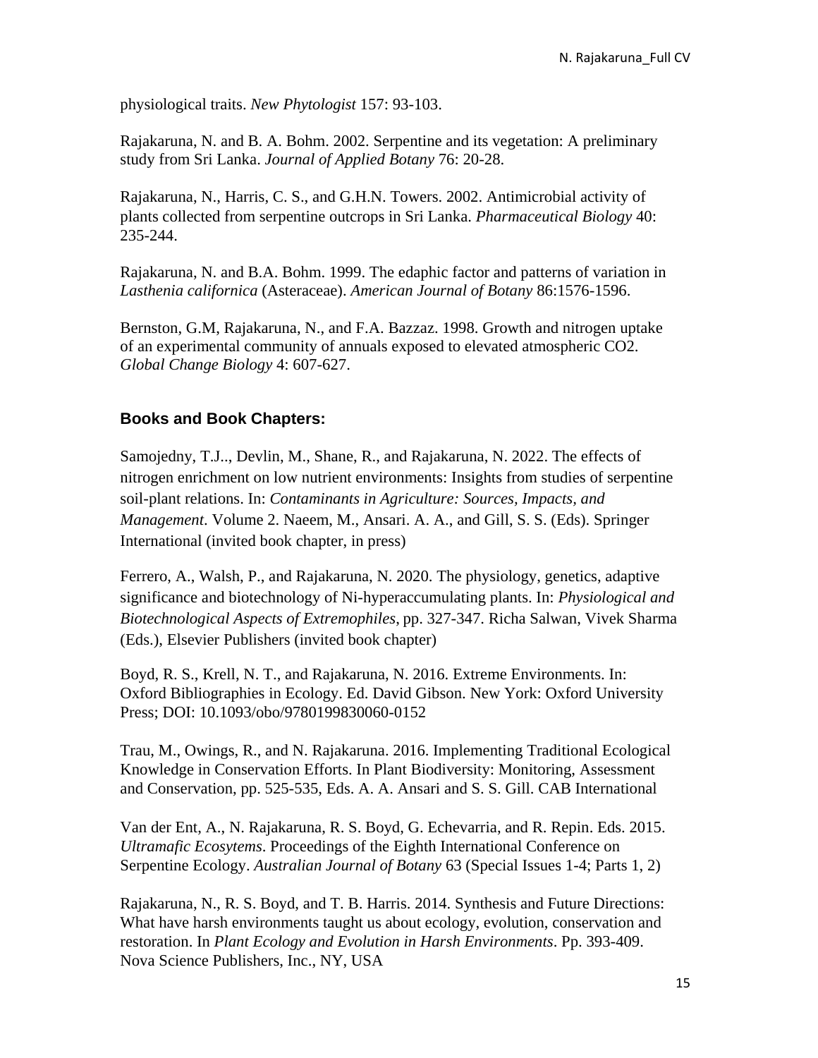physiological traits. *New Phytologist* 157: 93-103.

Rajakaruna, N. and B. A. Bohm. 2002. Serpentine and its vegetation: A preliminary study from Sri Lanka. *Journal of Applied Botany* 76: 20-28.

Rajakaruna, N., Harris, C. S., and G.H.N. Towers. 2002. Antimicrobial activity of plants collected from serpentine outcrops in Sri Lanka. *Pharmaceutical Biology* 40: 235-244.

Rajakaruna, N. and B.A. Bohm. 1999. The edaphic factor and patterns of variation in *Lasthenia californica* (Asteraceae). *American Journal of Botany* 86:1576-1596.

Bernston, G.M, Rajakaruna, N., and F.A. Bazzaz. 1998. Growth and nitrogen uptake of an experimental community of annuals exposed to elevated atmospheric CO2. *Global Change Biology* 4: 607-627.

### Books and Book Chapters:

Samojedny, T.J.., Devlin, M., Shane, R., and Rajakaruna, N. 2022. The effects of nitrogen enrichment on low nutrient environments: Insights from studies of serpentine soil-plant relations. In: *Contaminants in Agriculture: Sources, Impacts, and Management*. Volume 2. Naeem, M., Ansari. A. A., and Gill, S. S. (Eds). Springer International (invited book chapter, in press)

Ferrero, A., Walsh, P., and Rajakaruna, N. 2020. The physiology, genetics, adaptive significance and biotechnology of Ni-hyperaccumulating plants. In: *Physiological and Biotechnological Aspects of Extremophiles*, pp. 327-347. Richa Salwan, Vivek Sharma (Eds.), Elsevier Publishers (invited book chapter)

Boyd, R. S., Krell, N. T., and Rajakaruna, N. 2016. Extreme Environments. In: Oxford Bibliographies in Ecology. Ed. David Gibson. New York: Oxford University Press; DOI: 10.1093/obo/9780199830060-0152

Trau, M., Owings, R., and N. Rajakaruna. 2016. Implementing Traditional Ecological Knowledge in Conservation Efforts. In Plant Biodiversity: Monitoring, Assessment and Conservation, pp. 525-535, Eds. A. A. Ansari and S. S. Gill. CAB International

Van der Ent, A., N. Rajakaruna, R. S. Boyd, G. Echevarria, and R. Repin. Eds. 2015. *Ultramafic Ecosytems*. Proceedings of the Eighth International Conference on Serpentine Ecology. *Australian Journal of Botany* 63 (Special Issues 1-4; Parts 1, 2)

Rajakaruna, N., R. S. Boyd, and T. B. Harris. 2014. Synthesis and Future Directions: What have harsh environments taught us about ecology, evolution, conservation and restoration. In *Plant Ecology and Evolution in Harsh Environments*. Pp. 393-409. Nova Science Publishers, Inc., NY, USA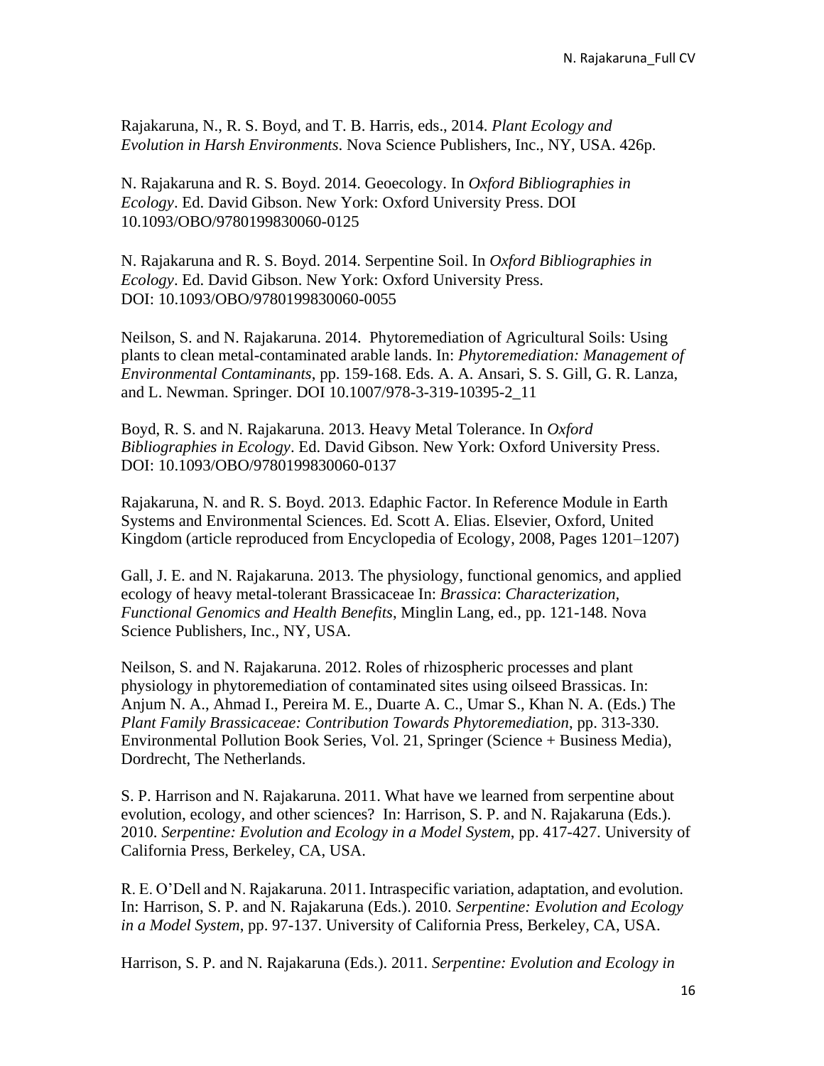Rajakaruna, N., R. S. Boyd, and T. B. Harris, eds., 2014. *Plant Ecology and Evolution in Harsh Environments*. Nova Science Publishers, Inc., NY, USA. 426p.

N. Rajakaruna and R. S. Boyd. 2014. Geoecology. In *Oxford Bibliographies in Ecology*. Ed. David Gibson. New York: Oxford University Press. DOI 10.1093/OBO/9780199830060-0125

N. Rajakaruna and R. S. Boyd. 2014. Serpentine Soil. In *Oxford Bibliographies in Ecology*. Ed. David Gibson. New York: Oxford University Press. DOI: 10.1093/OBO/9780199830060-0055

Neilson, S. and N. Rajakaruna. 2014. Phytoremediation of Agricultural Soils: Using plants to clean metal-contaminated arable lands. In: *Phytoremediation: Management of Environmental Contaminants*, pp. 159-168. Eds. A. A. Ansari, S. S. Gill, G. R. Lanza, and L. Newman. Springer. DOI 10.1007/978-3-319-10395-2_11

Boyd, R. S. and N. Rajakaruna. 2013. Heavy Metal Tolerance. In *Oxford Bibliographies in Ecology*. Ed. David Gibson. New York: Oxford University Press. DOI: 10.1093/OBO/9780199830060-0137

Rajakaruna, N. and R. S. Boyd. 2013. Edaphic Factor. In Reference Module in Earth Systems and Environmental Sciences. Ed. Scott A. Elias. Elsevier, Oxford, United Kingdom (article reproduced from Encyclopedia of Ecology, 2008, Pages 1201–1207)

Gall, J. E. and N. Rajakaruna. 2013. The physiology, functional genomics, and applied ecology of heavy metal-tolerant Brassicaceae In: *Brassica*: *Characterization, Functional Genomics and Health Benefits*, Minglin Lang, ed., pp. 121-148. Nova Science Publishers, Inc., NY, USA.

Neilson, S. and N. Rajakaruna. 2012. Roles of rhizospheric processes and plant physiology in phytoremediation of contaminated sites using oilseed Brassicas. In: Anjum N. A., Ahmad I., Pereira M. E., Duarte A. C., Umar S., Khan N. A. (Eds.) The *Plant Family Brassicaceae: Contribution Towards Phytoremediation*, pp. 313-330. Environmental Pollution Book Series, Vol. 21, Springer (Science + Business Media), Dordrecht, The Netherlands.

S. P. Harrison and N. Rajakaruna. 2011. What have we learned from serpentine about evolution, ecology, and other sciences? In: Harrison, S. P. and N. Rajakaruna (Eds.). 2010. *Serpentine: Evolution and Ecology in a Model System*, pp. 417-427. University of California Press, Berkeley, CA, USA.

R. E. O'Dell and N. Rajakaruna. 2011. Intraspecific variation, adaptation, and evolution. In: Harrison, S. P. and N. Rajakaruna (Eds.). 2010. *Serpentine: Evolution and Ecology in a Model System*, pp. 97-137. University of California Press, Berkeley, CA, USA.

Harrison, S. P. and N. Rajakaruna (Eds.). 2011. *Serpentine: Evolution and Ecology in*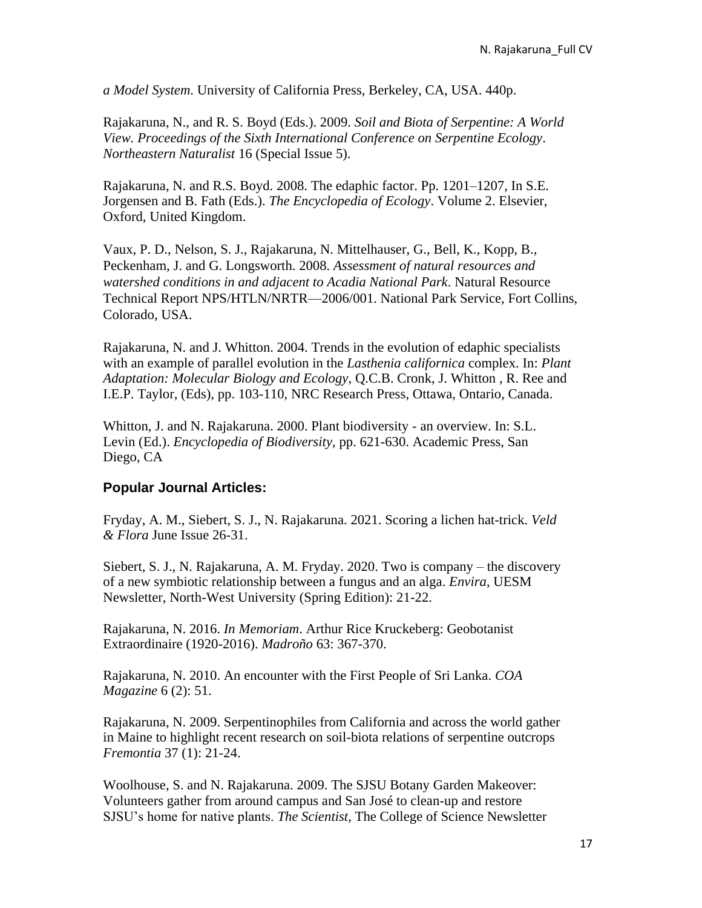*a Model System*. University of California Press, Berkeley, CA, USA. 440p.

Rajakaruna, N., and R. S. Boyd (Eds.). 2009. *Soil and Biota of Serpentine: A World View. Proceedings of the Sixth International Conference on Serpentine Ecology*. *Northeastern Naturalist* 16 (Special Issue 5).

Rajakaruna, N. and R.S. Boyd. 2008. The edaphic factor. Pp. 1201–1207, In S.E. Jorgensen and B. Fath (Eds.). *The Encyclopedia of Ecology*. Volume 2. Elsevier, Oxford, United Kingdom.

Vaux, P. D., Nelson, S. J., Rajakaruna, N. Mittelhauser, G., Bell, K., Kopp, B., Peckenham, J. and G. Longsworth. 2008. *Assessment of natural resources and watershed conditions in and adjacent to Acadia National Park*. Natural Resource Technical Report NPS/HTLN/NRTR—2006/001. National Park Service, Fort Collins, Colorado, USA.

Rajakaruna, N. and J. Whitton. 2004. Trends in the evolution of edaphic specialists with an example of parallel evolution in the *Lasthenia californica* complex. In: *Plant Adaptation: Molecular Biology and Ecology*, Q.C.B. Cronk, J. Whitton , R. Ree and I.E.P. Taylor, (Eds), pp. 103-110, NRC Research Press, Ottawa, Ontario, Canada.

Whitton, J. and N. Rajakaruna. 2000. Plant biodiversity - an overview. In: S.L. Levin (Ed.). *Encyclopedia of Biodiversity*, pp. 621-630. Academic Press, San Diego, CA

### Popular Journal Articles:

Fryday, A. M., Siebert, S. J., N. Rajakaruna. 2021. Scoring a lichen hat-trick. *Veld & Flora* June Issue 26-31.

Siebert, S. J., N. Rajakaruna, A. M. Fryday. 2020. Two is company – the discovery of a new symbiotic relationship between a fungus and an alga. *Envira*, UESM Newsletter, North-West University (Spring Edition): 21-22.

Rajakaruna, N. 2016. *In Memoriam*. Arthur Rice Kruckeberg: Geobotanist Extraordinaire (1920-2016). *Madroño* 63: 367-370.

Rajakaruna, N. 2010. An encounter with the First People of Sri Lanka. *COA Magazine* 6 (2): 51.

Rajakaruna, N. 2009. Serpentinophiles from California and across the world gather in Maine to highlight recent research on soil-biota relations of serpentine outcrops *Fremontia* 37 (1): 21-24.

Woolhouse, S. and N. Rajakaruna. 2009. The SJSU Botany Garden Makeover: Volunteers gather from around campus and San José to clean-up and restore SJSU's home for native plants. *The Scientist*, The College of Science Newsletter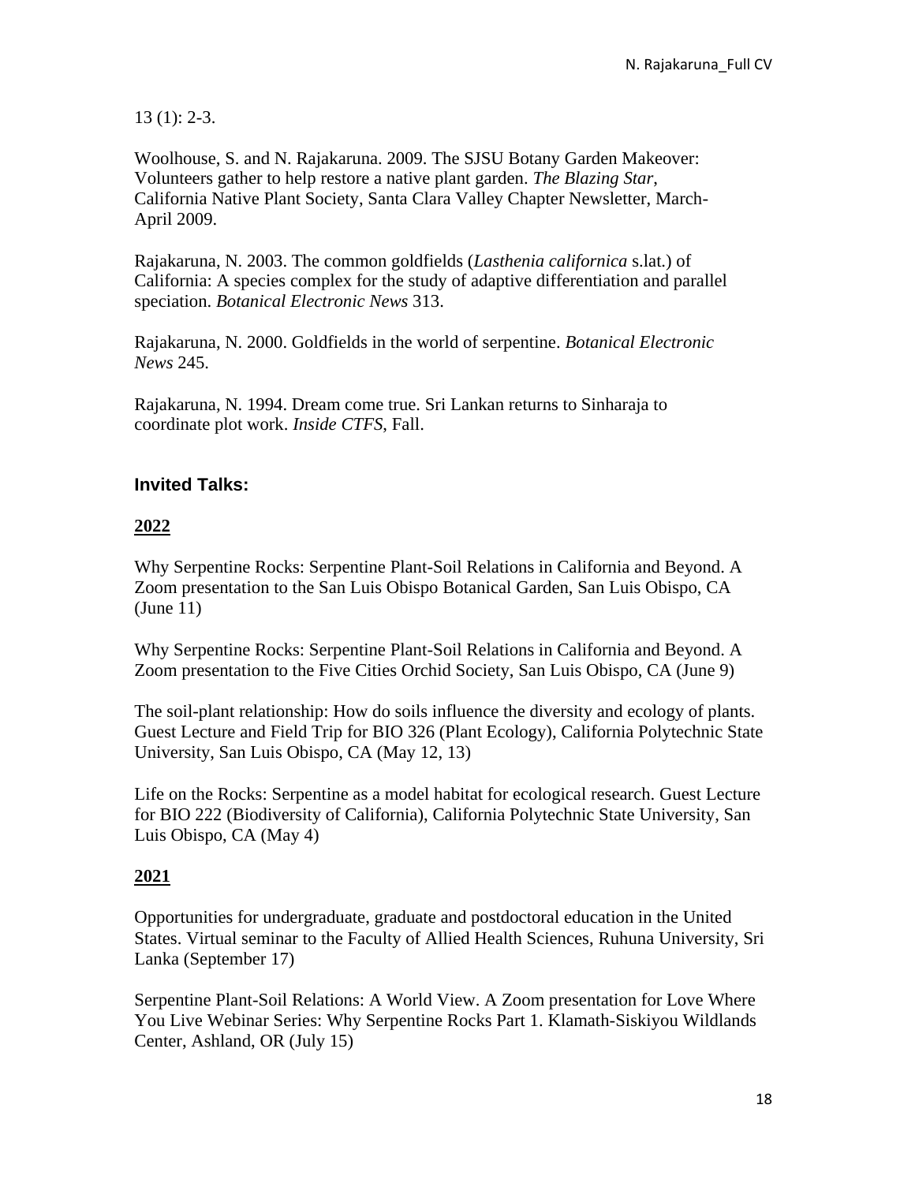13 (1): 2-3.

Woolhouse, S. and N. Rajakaruna. 2009. The SJSU Botany Garden Makeover: Volunteers gather to help restore a native plant garden. *The Blazing Star*, California Native Plant Society, Santa Clara Valley Chapter Newsletter, March-April 2009.

Rajakaruna, N. 2003. The common goldfields (*Lasthenia californica* s.lat.) of California: A species complex for the study of adaptive differentiation and parallel speciation. *Botanical Electronic News* 313.

Rajakaruna, N. 2000. Goldfields in the world of serpentine. *Botanical Electronic News* 245.

Rajakaruna, N. 1994. Dream come true. Sri Lankan returns to Sinharaja to coordinate plot work. *Inside CTFS*, Fall.

### Invited Talks:

**2022**

Why Serpentine Rocks: Serpentine Plant-Soil Relations in California and Beyond. A Zoom presentation to the San Luis Obispo Botanical Garden, San Luis Obispo, CA (June 11)

Why Serpentine Rocks: Serpentine Plant-Soil Relations in California and Beyond. A Zoom presentation to the Five Cities Orchid Society, San Luis Obispo, CA (June 9)

The soil-plant relationship: How do soils influence the diversity and ecology of plants. Guest Lecture and Field Trip for BIO 326 (Plant Ecology), California Polytechnic State University, San Luis Obispo, CA (May 12, 13)

Life on the Rocks: Serpentine as a model habitat for ecological research. Guest Lecture for BIO 222 (Biodiversity of California), California Polytechnic State University, San Luis Obispo, CA (May 4)

**2021**

Opportunities for undergraduate, graduate and postdoctoral education in the United States. Virtual seminar to the Faculty of Allied Health Sciences, Ruhuna University, Sri Lanka (September 17)

Serpentine Plant-Soil Relations: A World View. A Zoom presentation for Love Where You Live Webinar Series: Why Serpentine Rocks Part 1. Klamath-Siskiyou Wildlands Center, Ashland, OR (July 15)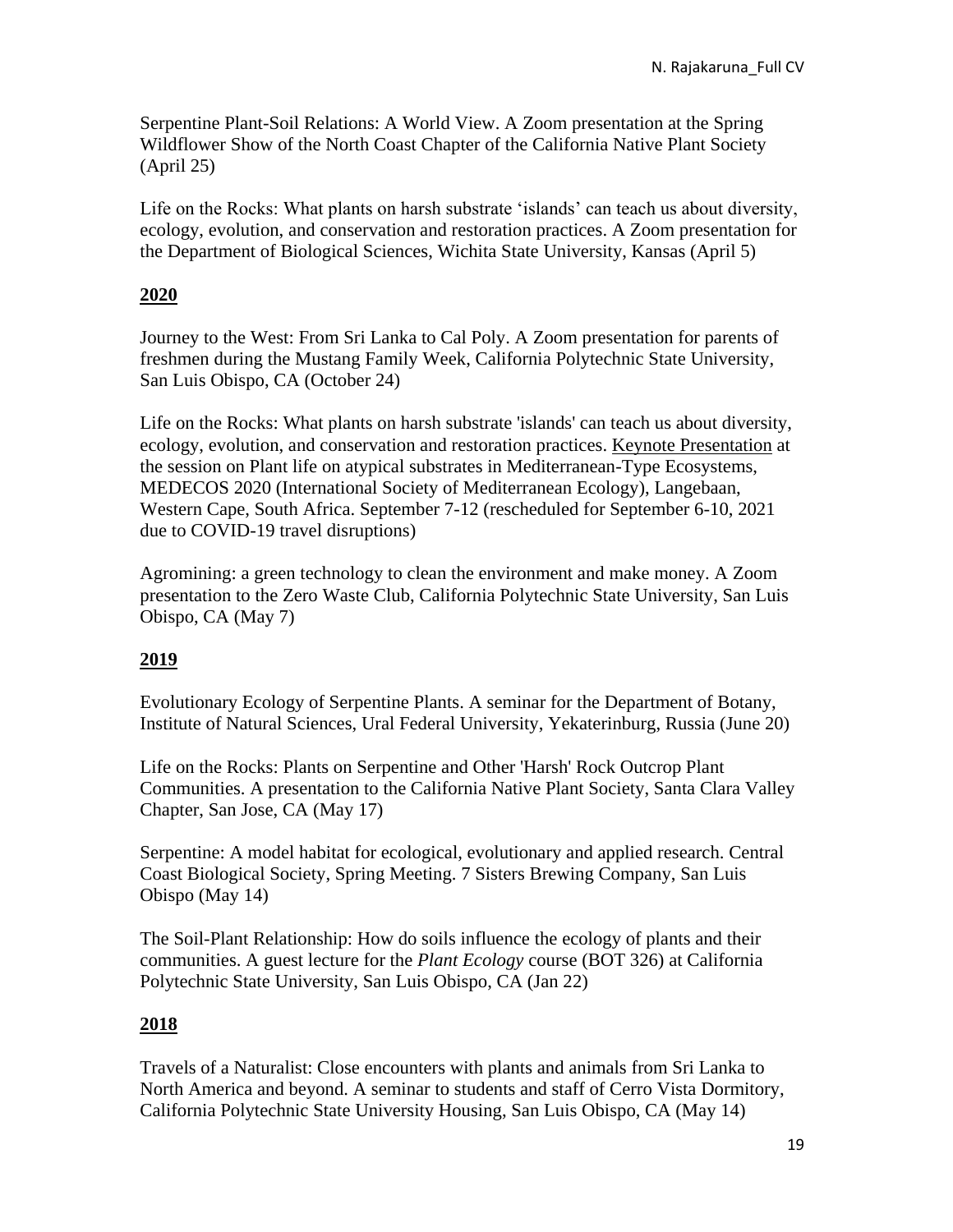Serpentine Plant-Soil Relations: A World View. A Zoom presentation at the Spring Wildflower Show of the North Coast Chapter of the California Native Plant Society (April 25)

Life on the Rocks: What plants on harsh substrate 'islands' can teach us about diversity, ecology, evolution, and conservation and restoration practices. A Zoom presentation for the Department of Biological Sciences, Wichita State University, Kansas (April 5)

## **2020**

Journey to the West: From Sri Lanka to Cal Poly. A Zoom presentation for parents of freshmen during the Mustang Family Week, California Polytechnic State University, San Luis Obispo, CA (October 24)

Life on the Rocks: What plants on harsh substrate 'islands' can teach us about diversity, ecology, evolution, and conservation and restoration practices. Keynote Presentation at the session on Plant life on atypical substrates in Mediterranean-Type Ecosystems, MEDECOS 2020 (International Society of Mediterranean Ecology), Langebaan, Western Cape, South Africa. September 7-12 (rescheduled for September 6-10, 2021 due to COVID-19 travel disruptions)

Agromining: a green technology to clean the environment and make money. A Zoom presentation to the Zero Waste Club, California Polytechnic State University, San Luis Obispo, CA (May 7)

## **2019**

Evolutionary Ecology of Serpentine Plants. A seminar for the Department of Botany, Institute of Natural Sciences, Ural Federal University, Yekaterinburg, Russia (June 20)

Life on the Rocks: Plants on Serpentine and Other 'Harsh' Rock Outcrop Plant Communities. A presentation to the California Native Plant Society, Santa Clara Valley Chapter, San Jose, CA (May 17)

Serpentine: A model habitat for ecological, evolutionary and applied research. Central Coast Biological Society, Spring Meeting. 7 Sisters Brewing Company, San Luis Obispo (May 14)

The Soil-Plant Relationship: How do soils influence the ecology of plants and their communities. A guest lecture for the *Plant Ecology* course (BOT 326) at California Polytechnic State University, San Luis Obispo, CA (Jan 22)

## **2018**

Travels of a Naturalist: Close encounters with plants and animals from Sri Lanka to North America and beyond. A seminar to students and staff of Cerro Vista Dormitory, California Polytechnic State University Housing, San Luis Obispo, CA (May 14)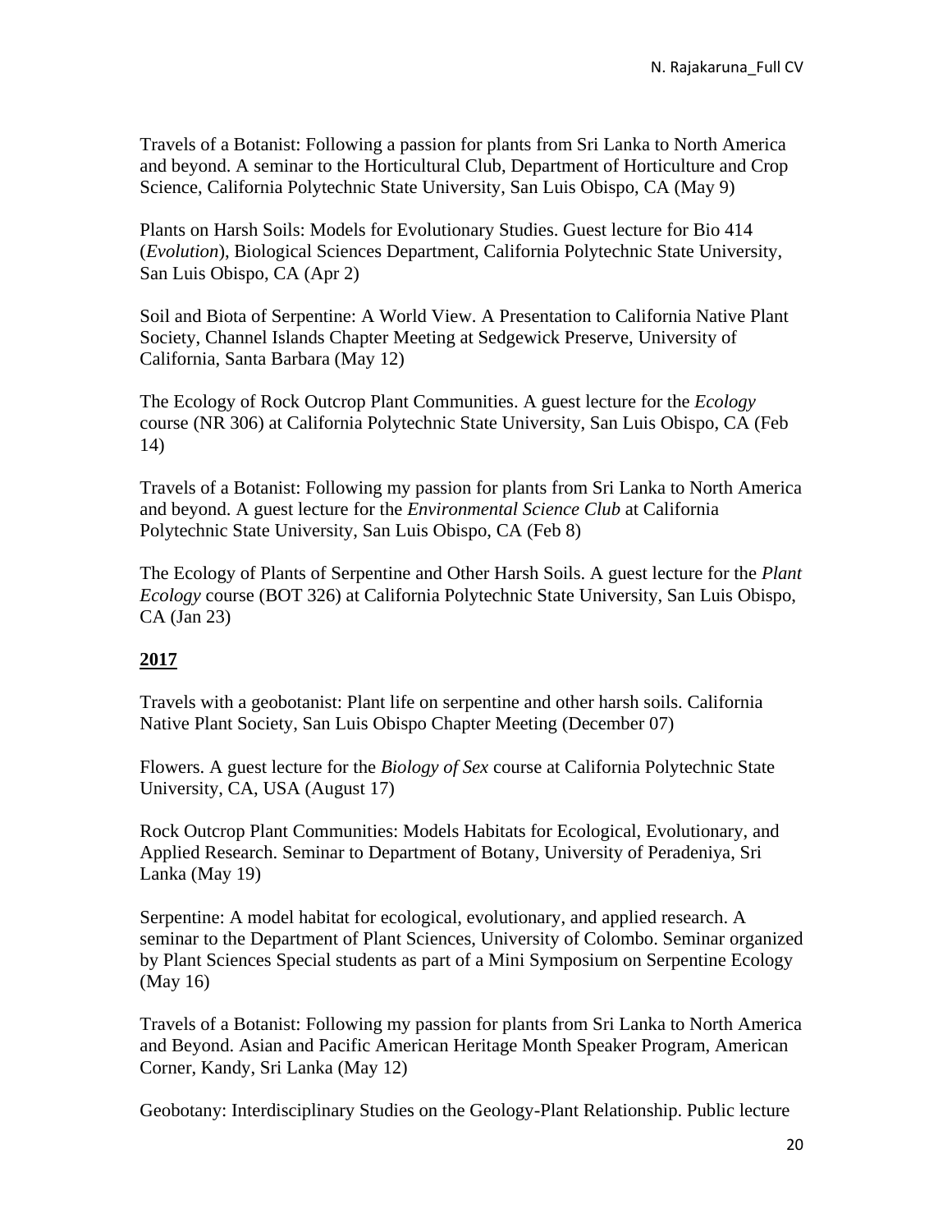Travels of a Botanist: Following a passion for plants from Sri Lanka to North America and beyond. A seminar to the Horticultural Club, Department of Horticulture and Crop Science, California Polytechnic State University, San Luis Obispo, CA (May 9)

Plants on Harsh Soils: Models for Evolutionary Studies. Guest lecture for Bio 414 (*Evolution*), Biological Sciences Department, California Polytechnic State University, San Luis Obispo, CA (Apr 2)

Soil and Biota of Serpentine: A World View. A Presentation to California Native Plant Society, Channel Islands Chapter Meeting at Sedgewick Preserve, University of California, Santa Barbara (May 12)

The Ecology of Rock Outcrop Plant Communities. A guest lecture for the *Ecology* course (NR 306) at California Polytechnic State University, San Luis Obispo, CA (Feb 14)

Travels of a Botanist: Following my passion for plants from Sri Lanka to North America and beyond. A guest lecture for the *Environmental Science Club* at California Polytechnic State University, San Luis Obispo, CA (Feb 8)

The Ecology of Plants of Serpentine and Other Harsh Soils. A guest lecture for the *Plant Ecology* course (BOT 326) at California Polytechnic State University, San Luis Obispo, CA (Jan 23)

**<u>2017</u>**

Travels with a geobotanist: Plant life on serpentine and other harsh soils. California Native Plant Society, San Luis Obispo Chapter Meeting (December 07)

Flowers. A guest lecture for the *Biology of Sex* course at California Polytechnic State University, CA, USA (August 17)

Rock Outcrop Plant Communities: Models Habitats for Ecological, Evolutionary, and Applied Research. Seminar to Department of Botany, University of Peradeniya, Sri Lanka (May 19)

Serpentine: A model habitat for ecological, evolutionary, and applied research. A seminar to the Department of Plant Sciences, University of Colombo. Seminar organized by Plant Sciences Special students as part of a Mini Symposium on Serpentine Ecology (May 16)

Travels of a Botanist: Following my passion for plants from Sri Lanka to North America and Beyond. Asian and Pacific American Heritage Month Speaker Program, American Corner, Kandy, Sri Lanka (May 12)

Geobotany: Interdisciplinary Studies on the Geology-Plant Relationship. Public lecture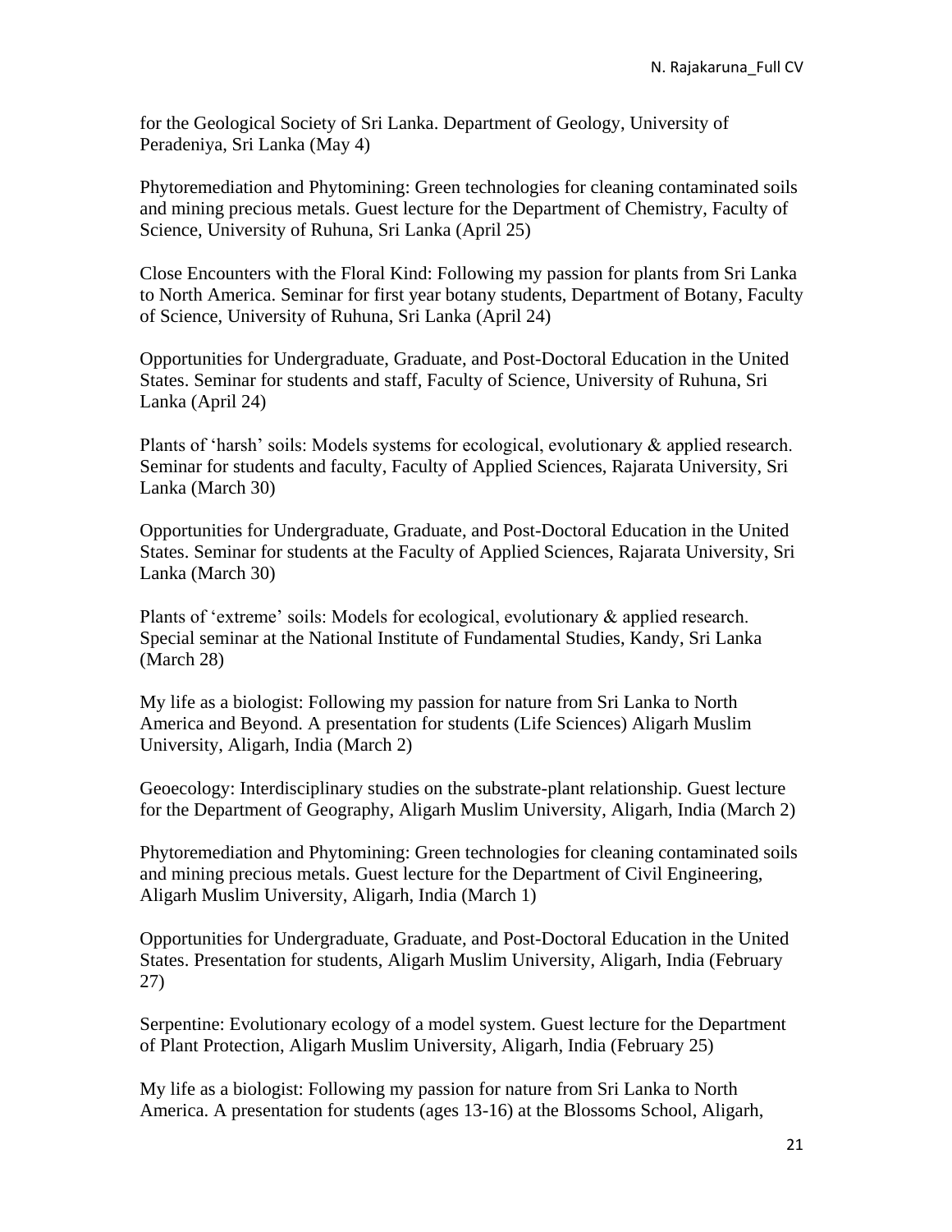for the Geological Society of Sri Lanka. Department of Geology, University of Peradeniya, Sri Lanka (May 4)

Phytoremediation and Phytomining: Green technologies for cleaning contaminated soils and mining precious metals. Guest lecture for the Department of Chemistry, Faculty of Science, University of Ruhuna, Sri Lanka (April 25)

Close Encounters with the Floral Kind: Following my passion for plants from Sri Lanka to North America. Seminar for first year botany students, Department of Botany, Faculty of Science, University of Ruhuna, Sri Lanka (April 24)

Opportunities for Undergraduate, Graduate, and Post-Doctoral Education in the United States. Seminar for students and staff, Faculty of Science, University of Ruhuna, Sri Lanka (April 24)

Plants of 'harsh' soils: Models systems for ecological, evolutionary & applied research. Seminar for students and faculty, Faculty of Applied Sciences, Rajarata University, Sri Lanka (March 30)

Opportunities for Undergraduate, Graduate, and Post-Doctoral Education in the United States. Seminar for students at the Faculty of Applied Sciences, Rajarata University, Sri Lanka (March 30)

Plants of 'extreme' soils: Models for ecological, evolutionary & applied research. Special seminar at the National Institute of Fundamental Studies, Kandy, Sri Lanka (March 28)

My life as a biologist: Following my passion for nature from Sri Lanka to North America and Beyond. A presentation for students (Life Sciences) Aligarh Muslim University, Aligarh, India (March 2)

Geoecology: Interdisciplinary studies on the substrate-plant relationship. Guest lecture for the Department of Geography, Aligarh Muslim University, Aligarh, India (March 2)

Phytoremediation and Phytomining: Green technologies for cleaning contaminated soils and mining precious metals. Guest lecture for the Department of Civil Engineering, Aligarh Muslim University, Aligarh, India (March 1)

Opportunities for Undergraduate, Graduate, and Post-Doctoral Education in the United States. Presentation for students, Aligarh Muslim University, Aligarh, India (February 27)

Serpentine: Evolutionary ecology of a model system. Guest lecture for the Department of Plant Protection, Aligarh Muslim University, Aligarh, India (February 25)

My life as a biologist: Following my passion for nature from Sri Lanka to North America. A presentation for students (ages 13-16) at the Blossoms School, Aligarh,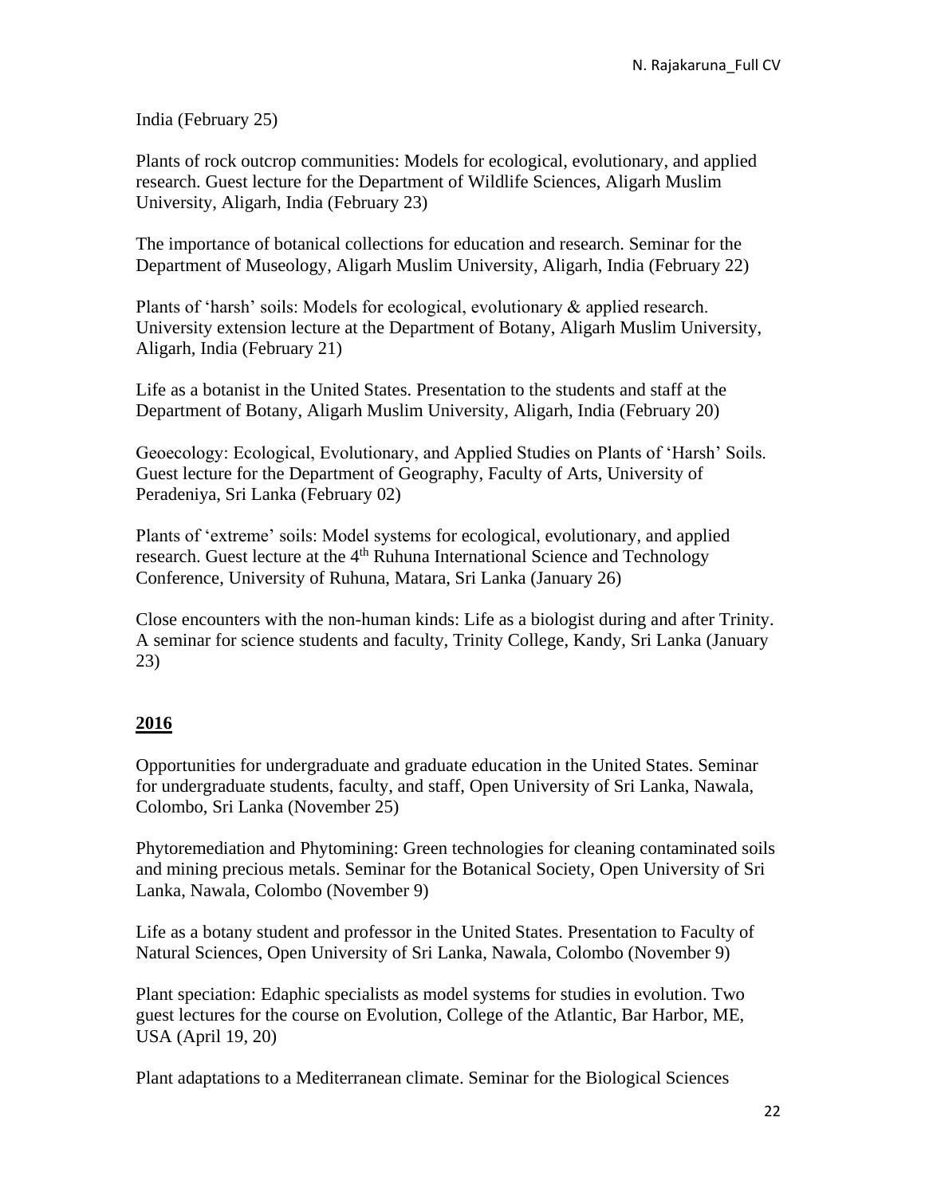India (February 25)

Plants of rock outcrop communities: Models for ecological, evolutionary, and applied research. Guest lecture for the Department of Wildlife Sciences, Aligarh Muslim University, Aligarh, India (February 23)

The importance of botanical collections for education and research. Seminar for the Department of Museology, Aligarh Muslim University, Aligarh, India (February 22)

Plants of 'harsh' soils: Models for ecological, evolutionary & applied research. University extension lecture at the Department of Botany, Aligarh Muslim University, Aligarh, India (February 21)

Life as a botanist in the United States. Presentation to the students and staff at the Department of Botany, Aligarh Muslim University, Aligarh, India (February 20)

Geoecology: Ecological, Evolutionary, and Applied Studies on Plants of 'Harsh' Soils. Guest lecture for the Department of Geography, Faculty of Arts, University of Peradeniya, Sri Lanka (February 02)

Plants of 'extreme' soils: Model systems for ecological, evolutionary, and applied research. Guest lecture at the 4th Ruhuna International Science and Technology Conference, University of Ruhuna, Matara, Sri Lanka (January 26)

Close encounters with the non-human kinds: Life as a biologist during and after Trinity. A seminar for science students and faculty, Trinity College, Kandy, Sri Lanka (January 23)

## 2016

Opportunities for undergraduate and graduate education in the United States. Seminar for undergraduate students, faculty, and staff, Open University of Sri Lanka, Nawala, Colombo, Sri Lanka (November 25)

Phytoremediation and Phytomining: Green technologies for cleaning contaminated soils and mining precious metals. Seminar for the Botanical Society, Open University of Sri Lanka, Nawala, Colombo (November 9)

Life as a botany student and professor in the United States. Presentation to Faculty of Natural Sciences, Open University of Sri Lanka, Nawala, Colombo (November 9)

Plant speciation: Edaphic specialists as model systems for studies in evolution. Two guest lectures for the course on Evolution, College of the Atlantic, Bar Harbor, ME, USA (April 19, 20)

Plant adaptations to a Mediterranean climate. Seminar for the Biological Sciences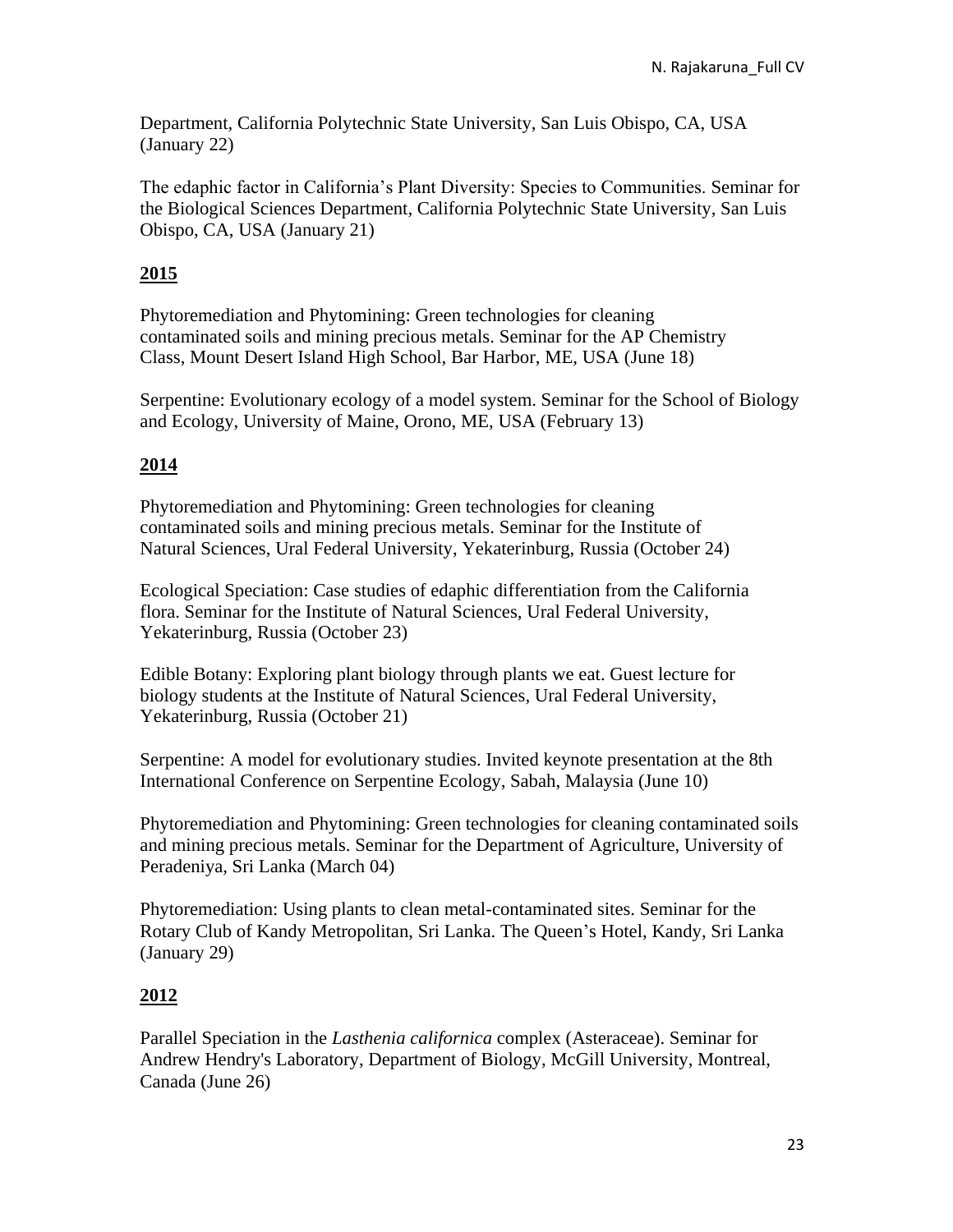Department, California Polytechnic State University, San Luis Obispo, CA, USA (January 22)

The edaphic factor in California's Plant Diversity: Species to Communities. Seminar for the Biological Sciences Department, California Polytechnic State University, San Luis Obispo, CA, USA (January 21)

## 2015

Phytoremediation and Phytomining: Green technologies for cleaning contaminated soils and mining precious metals. Seminar for the AP Chemistry Class, Mount Desert Island High School, Bar Harbor, ME, USA (June 18)

Serpentine: Evolutionary ecology of a model system. Seminar for the School of Biology and Ecology, University of Maine, Orono, ME, USA (February 13)

## 2014

Phytoremediation and Phytomining: Green technologies for cleaning contaminated soils and mining precious metals. Seminar for the Institute of Natural Sciences, Ural Federal University, Yekaterinburg, Russia (October 24)

Ecological Speciation: Case studies of edaphic differentiation from the California flora. Seminar for the Institute of Natural Sciences, Ural Federal University, Yekaterinburg, Russia (October 23)

Edible Botany: Exploring plant biology through plants we eat. Guest lecture for biology students at the Institute of Natural Sciences, Ural Federal University, Yekaterinburg, Russia (October 21)

Serpentine: A model for evolutionary studies. Invited keynote presentation at the 8th International Conference on Serpentine Ecology, Sabah, Malaysia (June 10)

Phytoremediation and Phytomining: Green technologies for cleaning contaminated soils and mining precious metals. Seminar for the Department of Agriculture, University of Peradeniya, Sri Lanka (March 04)

Phytoremediation: Using plants to clean metal-contaminated sites. Seminar for the Rotary Club of Kandy Metropolitan, Sri Lanka. The Queen's Hotel, Kandy, Sri Lanka (January 29)

## 2012

Parallel Speciation in the *Lasthenia californica* complex (Asteraceae). Seminar for Andrew Hendry's Laboratory, Department of Biology, McGill University, Montreal, Canada (June 26)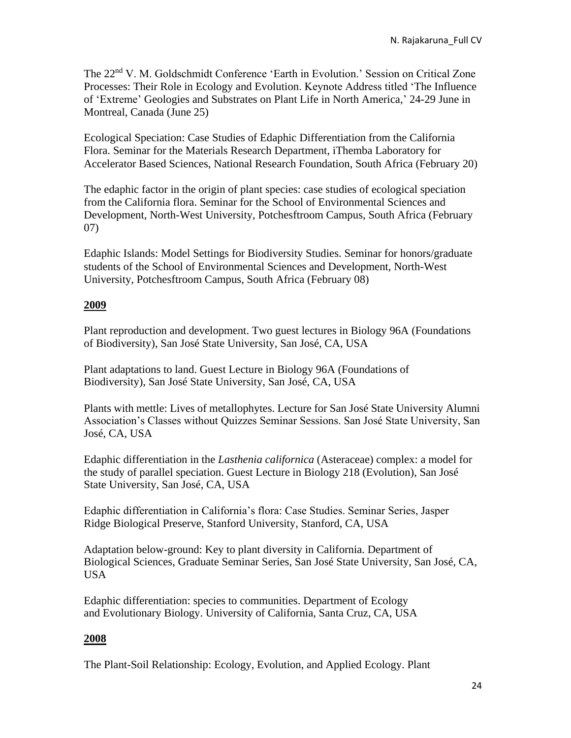The 22nd V. M. Goldschmidt Conference 'Earth in Evolution.' Session on Critical Zone Processes: Their Role in Ecology and Evolution. Keynote Address titled 'The Influence of 'Extreme' Geologies and Substrates on Plant Life in North America,' 24-29 June in Montreal, Canada (June 25)

Ecological Speciation: Case Studies of Edaphic Differentiation from the California Flora. Seminar for the Materials Research Department, iThemba Laboratory for Accelerator Based Sciences, National Research Foundation, South Africa (February 20)

The edaphic factor in the origin of plant species: case studies of ecological speciation from the California flora. Seminar for the School of Environmental Sciences and Development, North-West University, Potchesftroom Campus, South Africa (February 07)

Edaphic Islands: Model Settings for Biodiversity Studies. Seminar for honors/graduate students of the School of Environmental Sciences and Development, North-West University, Potchesftroom Campus, South Africa (February 08)

## 2009

Plant reproduction and development. Two guest lectures in Biology 96A (Foundations of Biodiversity), San José State University, San José, CA, USA

Plant adaptations to land. Guest Lecture in Biology 96A (Foundations of Biodiversity), San José State University, San José, CA, USA

Plants with mettle: Lives of metallophytes. Lecture for San José State University Alumni Association's Classes without Quizzes Seminar Sessions. San José State University, San José, CA, USA

Edaphic differentiation in the *Lasthenia californica* (Asteraceae) complex: a model for the study of parallel speciation. Guest Lecture in Biology 218 (Evolution), San José State University, San José, CA, USA

Edaphic differentiation in California's flora: Case Studies. Seminar Series, Jasper Ridge Biological Preserve, Stanford University, Stanford, CA, USA

Adaptation below-ground: Key to plant diversity in California. Department of Biological Sciences, Graduate Seminar Series, San José State University, San José, CA, USA

Edaphic differentiation: species to communities. Department of Ecology and Evolutionary Biology. University of California, Santa Cruz, CA, USA

## 2008

The Plant-Soil Relationship: Ecology, Evolution, and Applied Ecology. Plant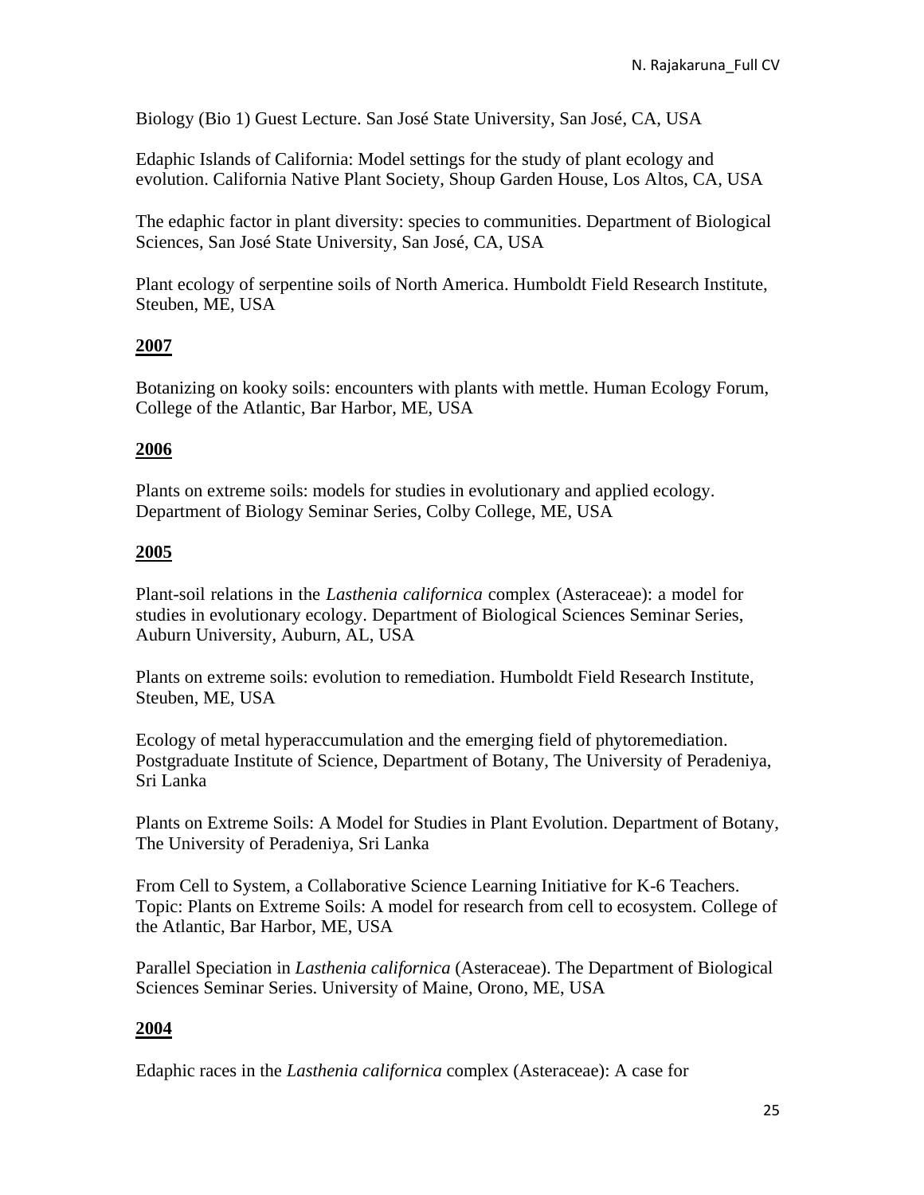Biology (Bio 1) Guest Lecture. San José State University, San José, CA, USA

Edaphic Islands of California: Model settings for the study of plant ecology and evolution. California Native Plant Society, Shoup Garden House, Los Altos, CA, USA

The edaphic factor in plant diversity: species to communities. Department of Biological Sciences, San José State University, San José, CA, USA

Plant ecology of serpentine soils of North America. Humboldt Field Research Institute, Steuben, ME, USA

**2007**

Botanizing on kooky soils: encounters with plants with mettle. Human Ecology Forum, College of the Atlantic, Bar Harbor, ME, USA

**2006**

Plants on extreme soils: models for studies in evolutionary and applied ecology. Department of Biology Seminar Series, Colby College, ME, USA

**2005**

Plant-soil relations in the *Lasthenia californica* complex (Asteraceae): a model for studies in evolutionary ecology. Department of Biological Sciences Seminar Series, Auburn University, Auburn, AL, USA

Plants on extreme soils: evolution to remediation. Humboldt Field Research Institute, Steuben, ME, USA

Ecology of metal hyperaccumulation and the emerging field of phytoremediation. Postgraduate Institute of Science, Department of Botany, The University of Peradeniya, Sri Lanka

Plants on Extreme Soils: A Model for Studies in Plant Evolution. Department of Botany, The University of Peradeniya, Sri Lanka

From Cell to System, a Collaborative Science Learning Initiative for K-6 Teachers. Topic: Plants on Extreme Soils: A model for research from cell to ecosystem. College of the Atlantic, Bar Harbor, ME, USA

Parallel Speciation in *Lasthenia californica* (Asteraceae). The Department of Biological Sciences Seminar Series. University of Maine, Orono, ME, USA

**2004**

Edaphic races in the *Lasthenia californica* complex (Asteraceae): A case for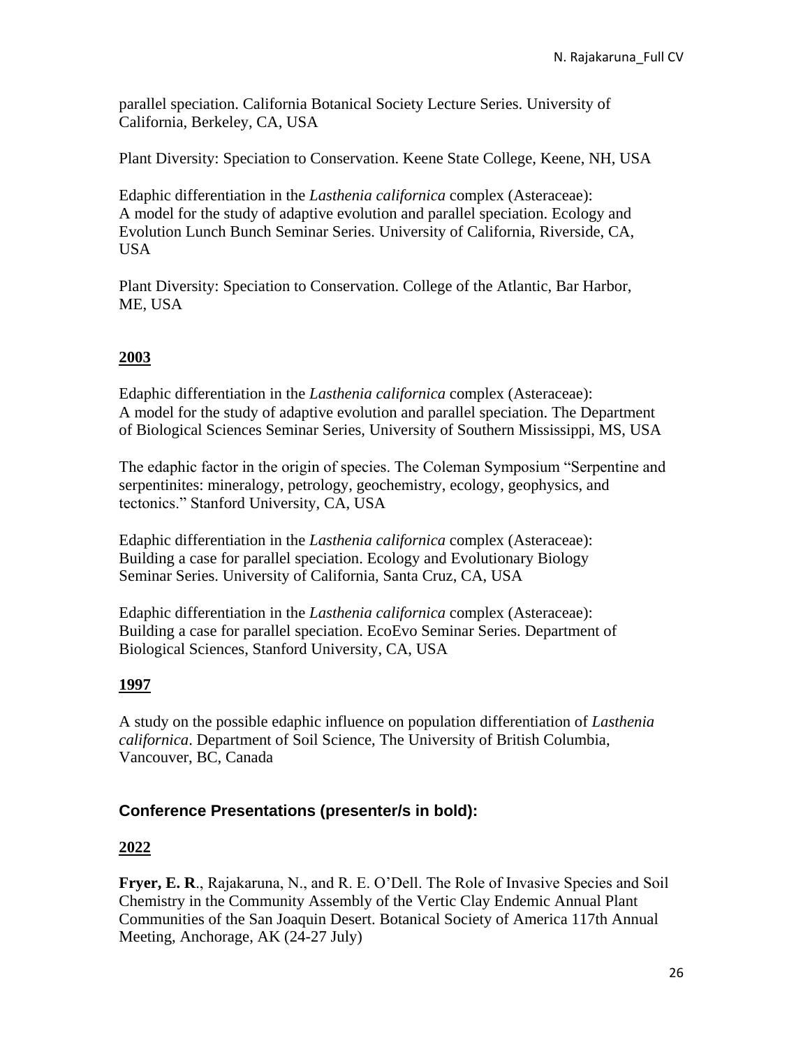parallel speciation. California Botanical Society Lecture Series. University of California, Berkeley, CA, USA

Plant Diversity: Speciation to Conservation. Keene State College, Keene, NH, USA

Edaphic differentiation in the *Lasthenia californica* complex (Asteraceae): A model for the study of adaptive evolution and parallel speciation. Ecology and Evolution Lunch Bunch Seminar Series. University of California, Riverside, CA, USA

Plant Diversity: Speciation to Conservation. College of the Atlantic, Bar Harbor, ME, USA

**2003**

Edaphic differentiation in the *Lasthenia californica* complex (Asteraceae): A model for the study of adaptive evolution and parallel speciation. The Department of Biological Sciences Seminar Series, University of Southern Mississippi, MS, USA

The edaphic factor in the origin of species. The Coleman Symposium "Serpentine and serpentinites: mineralogy, petrology, geochemistry, ecology, geophysics, and tectonics." Stanford University, CA, USA

Edaphic differentiation in the *Lasthenia californica* complex (Asteraceae): Building a case for parallel speciation. Ecology and Evolutionary Biology Seminar Series. University of California, Santa Cruz, CA, USA

Edaphic differentiation in the *Lasthenia californica* complex (Asteraceae): Building a case for parallel speciation. EcoEvo Seminar Series. Department of Biological Sciences, Stanford University, CA, USA

**1997**

A study on the possible edaphic influence on population differentiation of *Lasthenia californica*. Department of Soil Science, The University of British Columbia, Vancouver, BC, Canada

## Conference Presentations (presenter/s in bold):

**2022**

**Fryer, E. R**., Rajakaruna, N., and R. E. O'Dell. The Role of Invasive Species and Soil Chemistry in the Community Assembly of the Vertic Clay Endemic Annual Plant Communities of the San Joaquin Desert. Botanical Society of America 117th Annual Meeting, Anchorage, AK (24-27 July)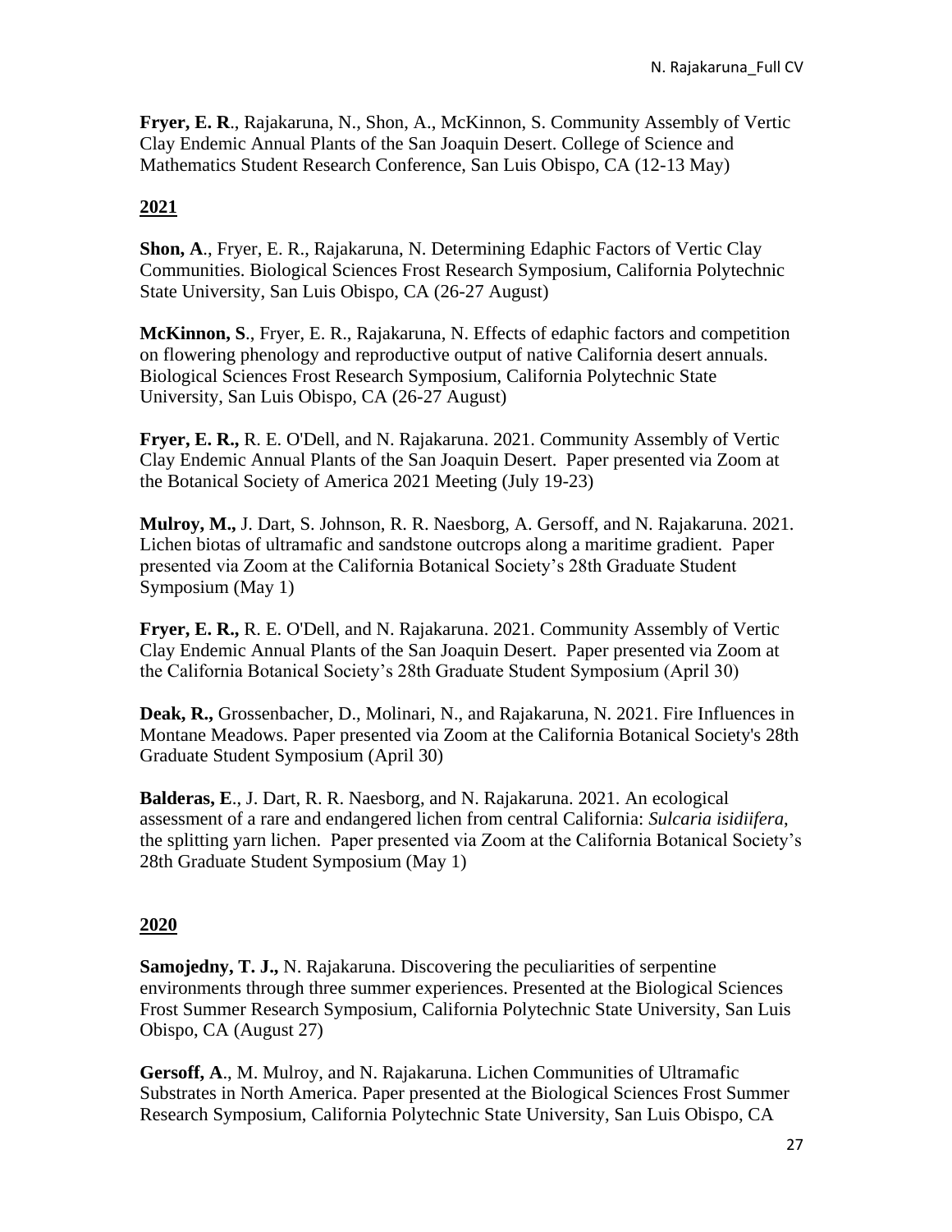**Fryer, E. R**., Rajakaruna, N., Shon, A., McKinnon, S. Community Assembly of Vertic Clay Endemic Annual Plants of the San Joaquin Desert. College of Science and Mathematics Student Research Conference, San Luis Obispo, CA (12-13 May)

## 2021

**Shon, A**., Fryer, E. R., Rajakaruna, N. Determining Edaphic Factors of Vertic Clay Communities. Biological Sciences Frost Research Symposium, California Polytechnic State University, San Luis Obispo, CA (26-27 August)

**McKinnon, S**., Fryer, E. R., Rajakaruna, N. Effects of edaphic factors and competition on flowering phenology and reproductive output of native California desert annuals. Biological Sciences Frost Research Symposium, California Polytechnic State University, San Luis Obispo, CA (26-27 August)

**Fryer, E. R.,** R. E. O'Dell, and N. Rajakaruna. 2021. Community Assembly of Vertic Clay Endemic Annual Plants of the San Joaquin Desert. Paper presented via Zoom at the Botanical Society of America 2021 Meeting (July 19-23)

**Mulroy, M.,** J. Dart, S. Johnson, R. R. Naesborg, A. Gersoff, and N. Rajakaruna. 2021. Lichen biotas of ultramafic and sandstone outcrops along a maritime gradient. Paper presented via Zoom at the California Botanical Society's 28th Graduate Student Symposium (May 1)

**Fryer, E. R.,** R. E. O'Dell, and N. Rajakaruna. 2021. Community Assembly of Vertic Clay Endemic Annual Plants of the San Joaquin Desert. Paper presented via Zoom at the California Botanical Society's 28th Graduate Student Symposium (April 30)

**Deak, R.,** Grossenbacher, D., Molinari, N., and Rajakaruna, N. 2021. Fire Influences in Montane Meadows. Paper presented via Zoom at the California Botanical Society's 28th Graduate Student Symposium (April 30)

**Balderas, E**., J. Dart, R. R. Naesborg, and N. Rajakaruna. 2021. An ecological assessment of a rare and endangered lichen from central California: *Sulcaria isidiifera*, the splitting yarn lichen. Paper presented via Zoom at the California Botanical Society's 28th Graduate Student Symposium (May 1)

## 2020

**Samojedny, T. J.,** N. Rajakaruna. Discovering the peculiarities of serpentine environments through three summer experiences. Presented at the Biological Sciences Frost Summer Research Symposium, California Polytechnic State University, San Luis Obispo, CA (August 27)

**Gersoff, A**., M. Mulroy, and N. Rajakaruna. Lichen Communities of Ultramafic Substrates in North America. Paper presented at the Biological Sciences Frost Summer Research Symposium, California Polytechnic State University, San Luis Obispo, CA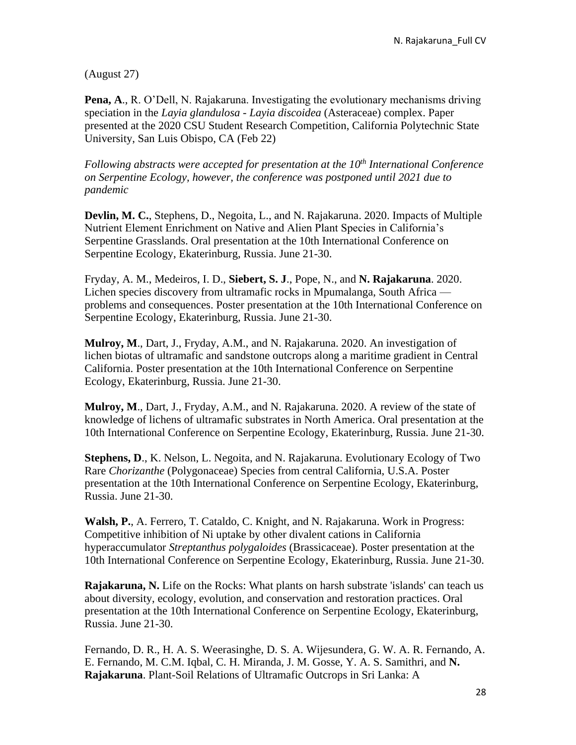(August 27)

**Pena, A**., R. O'Dell, N. Rajakaruna. Investigating the evolutionary mechanisms driving speciation in the *Layia glandulosa - Layia discoidea* (Asteraceae) complex. Paper presented at the 2020 CSU Student Research Competition, California Polytechnic State University, San Luis Obispo, CA (Feb 22)

*Following abstracts were accepted for presentation at the 10th International Conference on Serpentine Ecology, however, the conference was postponed until 2021 due to pandemic*

**Devlin, M. C.**, Stephens, D., Negoita, L., and N. Rajakaruna. 2020. Impacts of Multiple Nutrient Element Enrichment on Native and Alien Plant Species in California's Serpentine Grasslands. Oral presentation at the 10th International Conference on Serpentine Ecology, Ekaterinburg, Russia. June 21-30.

Fryday, A. M., Medeiros, I. D., **Siebert, S. J**., Pope, N., and **N. Rajakaruna**. 2020. Lichen species discovery from ultramafic rocks in Mpumalanga, South Africa — problems and consequences. Poster presentation at the 10th International Conference on Serpentine Ecology, Ekaterinburg, Russia. June 21-30.

**Mulroy, M**., Dart, J., Fryday, A.M., and N. Rajakaruna. 2020. An investigation of lichen biotas of ultramafic and sandstone outcrops along a maritime gradient in Central California. Poster presentation at the 10th International Conference on Serpentine Ecology, Ekaterinburg, Russia. June 21-30.

**Mulroy, M**., Dart, J., Fryday, A.M., and N. Rajakaruna. 2020. A review of the state of knowledge of lichens of ultramafic substrates in North America. Oral presentation at the 10th International Conference on Serpentine Ecology, Ekaterinburg, Russia. June 21-30.

**Stephens, D**., K. Nelson, L. Negoita, and N. Rajakaruna. Evolutionary Ecology of Two Rare *Chorizanthe* (Polygonaceae) Species from central California, U.S.A. Poster presentation at the 10th International Conference on Serpentine Ecology, Ekaterinburg, Russia. June 21-30.

**Walsh, P.**, A. Ferrero, T. Cataldo, C. Knight, and N. Rajakaruna. Work in Progress: Competitive inhibition of Ni uptake by other divalent cations in California hyperaccumulator *Streptanthus polygaloides* (Brassicaceae). Poster presentation at the 10th International Conference on Serpentine Ecology, Ekaterinburg, Russia. June 21-30.

**Rajakaruna, N.** Life on the Rocks: What plants on harsh substrate 'islands' can teach us about diversity, ecology, evolution, and conservation and restoration practices. Oral presentation at the 10th International Conference on Serpentine Ecology, Ekaterinburg, Russia. June 21-30.

Fernando, D. R., H. A. S. Weerasinghe, D. S. A. Wijesundera, G. W. A. R. Fernando, A. E. Fernando, M. C.M. Iqbal, C. H. Miranda, J. M. Gosse, Y. A. S. Samithri, and **N. Rajakaruna**. Plant-Soil Relations of Ultramafic Outcrops in Sri Lanka: A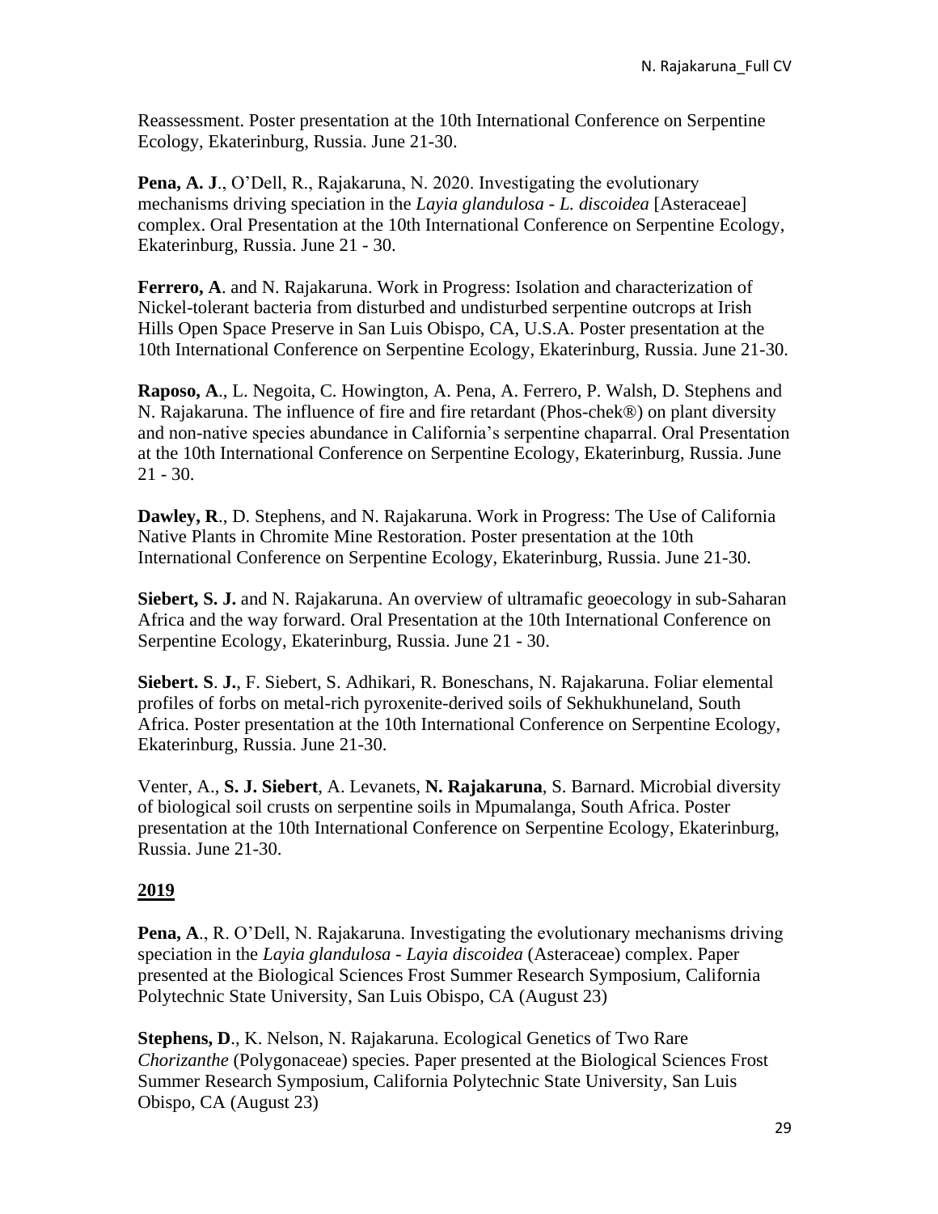Reassessment. Poster presentation at the 10th International Conference on Serpentine Ecology, Ekaterinburg, Russia. June 21-30.

**Pena, A. J**., O'Dell, R., Rajakaruna, N. 2020. Investigating the evolutionary mechanisms driving speciation in the *Layia glandulosa* - *L. discoidea* [Asteraceae] complex. Oral Presentation at the 10th International Conference on Serpentine Ecology, Ekaterinburg, Russia. June 21 - 30.

**Ferrero, A**. and N. Rajakaruna. Work in Progress: Isolation and characterization of Nickel-tolerant bacteria from disturbed and undisturbed serpentine outcrops at Irish Hills Open Space Preserve in San Luis Obispo, CA, U.S.A. Poster presentation at the 10th International Conference on Serpentine Ecology, Ekaterinburg, Russia. June 21-30.

**Raposo, A**., L. Negoita, C. Howington, A. Pena, A. Ferrero, P. Walsh, D. Stephens and N. Rajakaruna. The influence of fire and fire retardant (Phos-chek®) on plant diversity and non-native species abundance in California's serpentine chaparral. Oral Presentation at the 10th International Conference on Serpentine Ecology, Ekaterinburg, Russia. June 21 - 30.

**Dawley, R**., D. Stephens, and N. Rajakaruna. Work in Progress: The Use of California Native Plants in Chromite Mine Restoration. Poster presentation at the 10th International Conference on Serpentine Ecology, Ekaterinburg, Russia. June 21-30.

**Siebert, S. J.** and N. Rajakaruna. An overview of ultramafic geoecology in sub-Saharan Africa and the way forward. Oral Presentation at the 10th International Conference on Serpentine Ecology, Ekaterinburg, Russia. June 21 - 30.

**Siebert. S**. **J.**, F. Siebert, S. Adhikari, R. Boneschans, N. Rajakaruna. Foliar elemental profiles of forbs on metal-rich pyroxenite-derived soils of Sekhukhuneland, South Africa. Poster presentation at the 10th International Conference on Serpentine Ecology, Ekaterinburg, Russia. June 21-30.

Venter, A., **S. J. Siebert**, A. Levanets, **N. Rajakaruna**, S. Barnard. Microbial diversity of biological soil crusts on serpentine soils in Mpumalanga, South Africa. Poster presentation at the 10th International Conference on Serpentine Ecology, Ekaterinburg, Russia. June 21-30.

## 2019

**Pena, A**., R. O'Dell, N. Rajakaruna. Investigating the evolutionary mechanisms driving speciation in the *Layia glandulosa* - *Layia discoidea* (Asteraceae) complex. Paper presented at the Biological Sciences Frost Summer Research Symposium, California Polytechnic State University, San Luis Obispo, CA (August 23)

**Stephens, D**., K. Nelson, N. Rajakaruna. Ecological Genetics of Two Rare *Chorizanthe* (Polygonaceae) species. Paper presented at the Biological Sciences Frost Summer Research Symposium, California Polytechnic State University, San Luis Obispo, CA (August 23)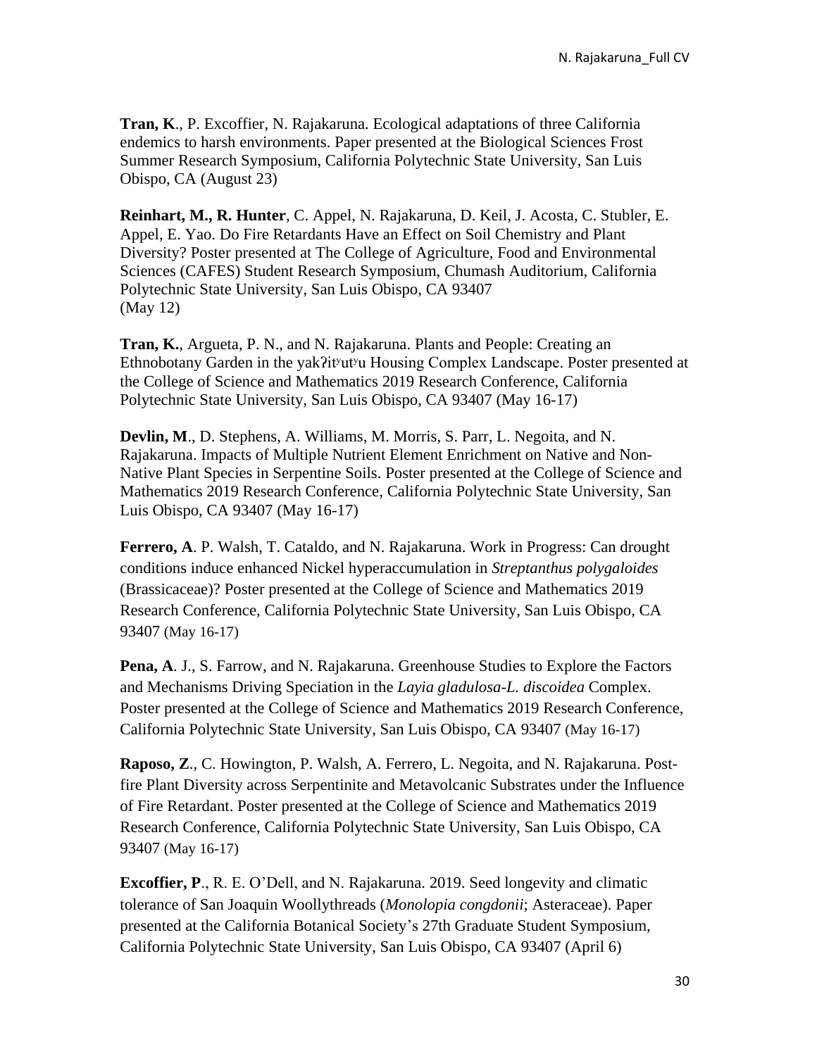**Tran, K**., P. Excoffier, N. Rajakaruna. Ecological adaptations of three California endemics to harsh environments. Paper presented at the Biological Sciences Frost Summer Research Symposium, California Polytechnic State University, San Luis Obispo, CA (August 23)

**Reinhart, M., R. Hunter**, C. Appel, N. Rajakaruna, D. Keil, J. Acosta, C. Stubler, E. Appel, E. Yao. Do Fire Retardants Have an Effect on Soil Chemistry and Plant Diversity? Poster presented at The College of Agriculture, Food and Environmental Sciences (CAFES) Student Research Symposium, Chumash Auditorium, California Polytechnic State University, San Luis Obispo, CA 93407 (May 12)

**Tran, K.**, Argueta, P. N., and N. Rajakaruna. Plants and People: Creating an Ethnobotany Garden in the yakʔitʸutʸu Housing Complex Landscape. Poster presented at the College of Science and Mathematics 2019 Research Conference, California Polytechnic State University, San Luis Obispo, CA 93407 (May 16-17)

**Devlin, M**., D. Stephens, A. Williams, M. Morris, S. Parr, L. Negoita, and N. Rajakaruna. Impacts of Multiple Nutrient Element Enrichment on Native and Non-Native Plant Species in Serpentine Soils. Poster presented at the College of Science and Mathematics 2019 Research Conference, California Polytechnic State University, San Luis Obispo, CA 93407 (May 16-17)

**Ferrero, A**. P. Walsh, T. Cataldo, and N. Rajakaruna. Work in Progress: Can drought conditions induce enhanced Nickel hyperaccumulation in *Streptanthus polygaloides* (Brassicaceae)? Poster presented at the College of Science and Mathematics 2019 Research Conference, California Polytechnic State University, San Luis Obispo, CA 93407 (May 16-17)

**Pena, A**. J., S. Farrow, and N. Rajakaruna. Greenhouse Studies to Explore the Factors and Mechanisms Driving Speciation in the *Layia gladulosa-L. discoidea* Complex. Poster presented at the College of Science and Mathematics 2019 Research Conference, California Polytechnic State University, San Luis Obispo, CA 93407 (May 16-17)

**Raposo, Z**., C. Howington, P. Walsh, A. Ferrero, L. Negoita, and N. Rajakaruna. Post-fire Plant Diversity across Serpentinite and Metavolcanic Substrates under the Influence of Fire Retardant. Poster presented at the College of Science and Mathematics 2019 Research Conference, California Polytechnic State University, San Luis Obispo, CA 93407 (May 16-17)

**Excoffier, P**., R. E. O'Dell, and N. Rajakaruna. 2019. Seed longevity and climatic tolerance of San Joaquin Woollythreads (*Monolopia congdonii*; Asteraceae). Paper presented at the California Botanical Society's 27th Graduate Student Symposium, California Polytechnic State University, San Luis Obispo, CA 93407 (April 6)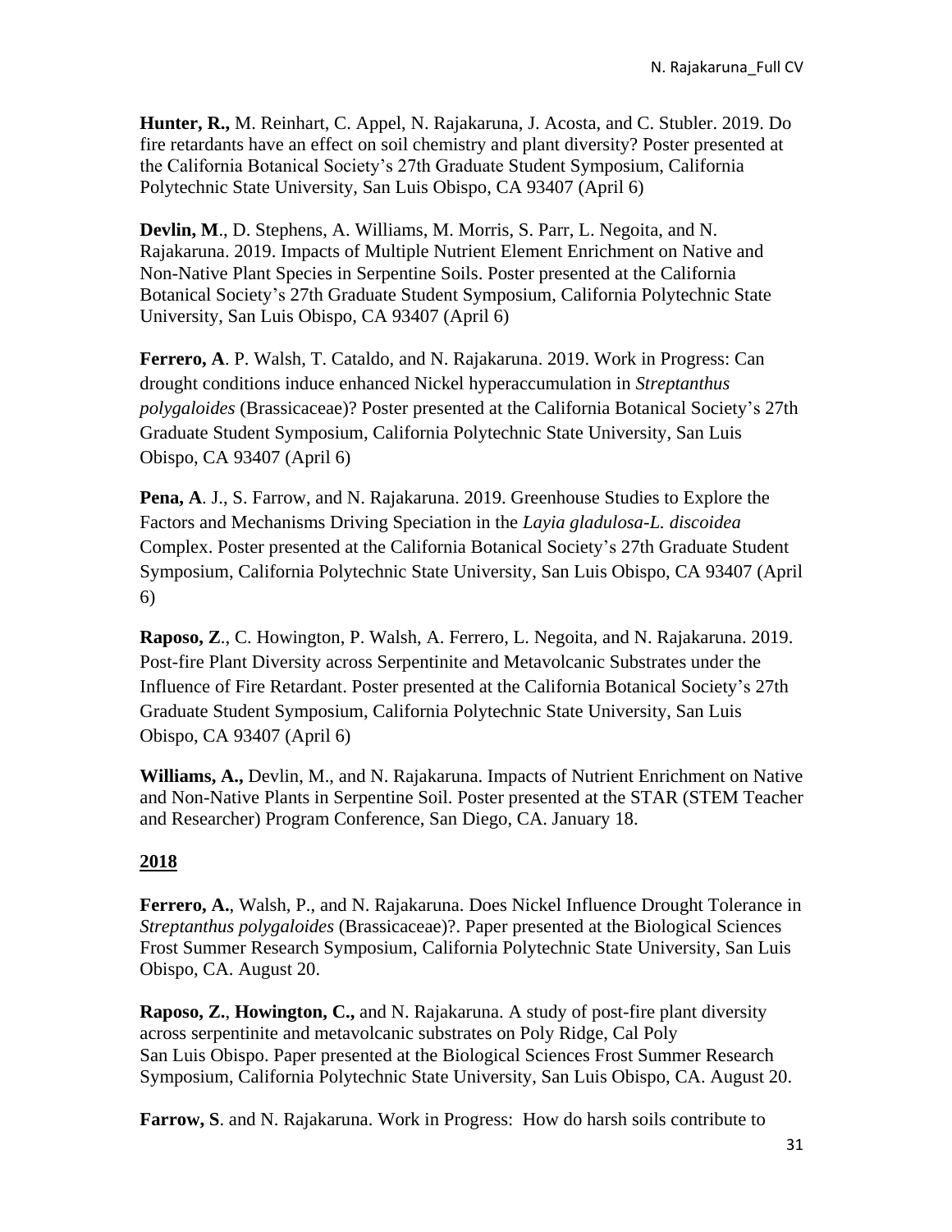**Hunter, R.,** M. Reinhart, C. Appel, N. Rajakaruna, J. Acosta, and C. Stubler. 2019. Do fire retardants have an effect on soil chemistry and plant diversity? Poster presented at the California Botanical Society's 27th Graduate Student Symposium, California Polytechnic State University, San Luis Obispo, CA 93407 (April 6)

**Devlin, M**., D. Stephens, A. Williams, M. Morris, S. Parr, L. Negoita, and N. Rajakaruna. 2019. Impacts of Multiple Nutrient Element Enrichment on Native and Non-Native Plant Species in Serpentine Soils. Poster presented at the California Botanical Society's 27th Graduate Student Symposium, California Polytechnic State University, San Luis Obispo, CA 93407 (April 6)

**Ferrero, A**. P. Walsh, T. Cataldo, and N. Rajakaruna. 2019. Work in Progress: Can drought conditions induce enhanced Nickel hyperaccumulation in *Streptanthus polygaloides* (Brassicaceae)? Poster presented at the California Botanical Society's 27th Graduate Student Symposium, California Polytechnic State University, San Luis Obispo, CA 93407 (April 6)

**Pena, A**. J., S. Farrow, and N. Rajakaruna. 2019. Greenhouse Studies to Explore the Factors and Mechanisms Driving Speciation in the *Layia gladulosa-L. discoidea* Complex. Poster presented at the California Botanical Society's 27th Graduate Student Symposium, California Polytechnic State University, San Luis Obispo, CA 93407 (April 6)

**Raposo, Z**., C. Howington, P. Walsh, A. Ferrero, L. Negoita, and N. Rajakaruna. 2019. Post-fire Plant Diversity across Serpentinite and Metavolcanic Substrates under the Influence of Fire Retardant. Poster presented at the California Botanical Society's 27th Graduate Student Symposium, California Polytechnic State University, San Luis Obispo, CA 93407 (April 6)

**Williams, A.,** Devlin, M., and N. Rajakaruna. Impacts of Nutrient Enrichment on Native and Non-Native Plants in Serpentine Soil. Poster presented at the STAR (STEM Teacher and Researcher) Program Conference, San Diego, CA. January 18.

## 2018

**Ferrero, A.**, Walsh, P., and N. Rajakaruna. Does Nickel Influence Drought Tolerance in *Streptanthus polygaloides* (Brassicaceae)?. Paper presented at the Biological Sciences Frost Summer Research Symposium, California Polytechnic State University, San Luis Obispo, CA. August 20.

**Raposo, Z.**, **Howington, C.,** and N. Rajakaruna. A study of post-fire plant diversity across serpentinite and metavolcanic substrates on Poly Ridge, Cal Poly San Luis Obispo. Paper presented at the Biological Sciences Frost Summer Research Symposium, California Polytechnic State University, San Luis Obispo, CA. August 20.

**Farrow, S**. and N. Rajakaruna. Work in Progress: How do harsh soils contribute to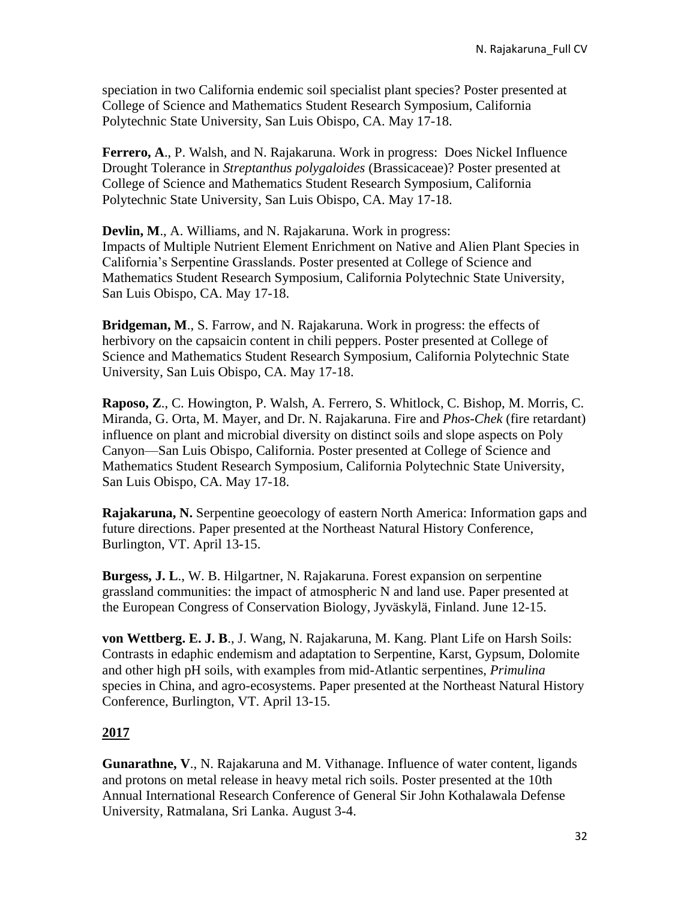speciation in two California endemic soil specialist plant species? Poster presented at College of Science and Mathematics Student Research Symposium, California Polytechnic State University, San Luis Obispo, CA. May 17-18.

**Ferrero, A**., P. Walsh, and N. Rajakaruna. Work in progress: Does Nickel Influence Drought Tolerance in *Streptanthus polygaloides* (Brassicaceae)? Poster presented at College of Science and Mathematics Student Research Symposium, California Polytechnic State University, San Luis Obispo, CA. May 17-18.

**Devlin, M**., A. Williams, and N. Rajakaruna. Work in progress: Impacts of Multiple Nutrient Element Enrichment on Native and Alien Plant Species in California's Serpentine Grasslands. Poster presented at College of Science and Mathematics Student Research Symposium, California Polytechnic State University, San Luis Obispo, CA. May 17-18.

**Bridgeman, M**., S. Farrow, and N. Rajakaruna. Work in progress: the effects of herbivory on the capsaicin content in chili peppers. Poster presented at College of Science and Mathematics Student Research Symposium, California Polytechnic State University, San Luis Obispo, CA. May 17-18.

**Raposo, Z**., C. Howington, P. Walsh, A. Ferrero, S. Whitlock, C. Bishop, M. Morris, C. Miranda, G. Orta, M. Mayer, and Dr. N. Rajakaruna. Fire and *Phos-Chek* (fire retardant) influence on plant and microbial diversity on distinct soils and slope aspects on Poly Canyon—San Luis Obispo, California. Poster presented at College of Science and Mathematics Student Research Symposium, California Polytechnic State University, San Luis Obispo, CA. May 17-18.

**Rajakaruna, N.** Serpentine geoecology of eastern North America: Information gaps and future directions. Paper presented at the Northeast Natural History Conference, Burlington, VT. April 13-15.

**Burgess, J. L**., W. B. Hilgartner, N. Rajakaruna. Forest expansion on serpentine grassland communities: the impact of atmospheric N and land use. Paper presented at the European Congress of Conservation Biology, Jyväskylä, Finland. June 12-15.

**von Wettberg. E. J. B**., J. Wang, N. Rajakaruna, M. Kang. Plant Life on Harsh Soils: Contrasts in edaphic endemism and adaptation to Serpentine, Karst, Gypsum, Dolomite and other high pH soils, with examples from mid-Atlantic serpentines, *Primulina* species in China, and agro-ecosystems. Paper presented at the Northeast Natural History Conference, Burlington, VT. April 13-15.

## 2017

**Gunarathne, V**., N. Rajakaruna and M. Vithanage. Influence of water content, ligands and protons on metal release in heavy metal rich soils. Poster presented at the 10th Annual International Research Conference of General Sir John Kothalawala Defense University, Ratmalana, Sri Lanka. August 3-4.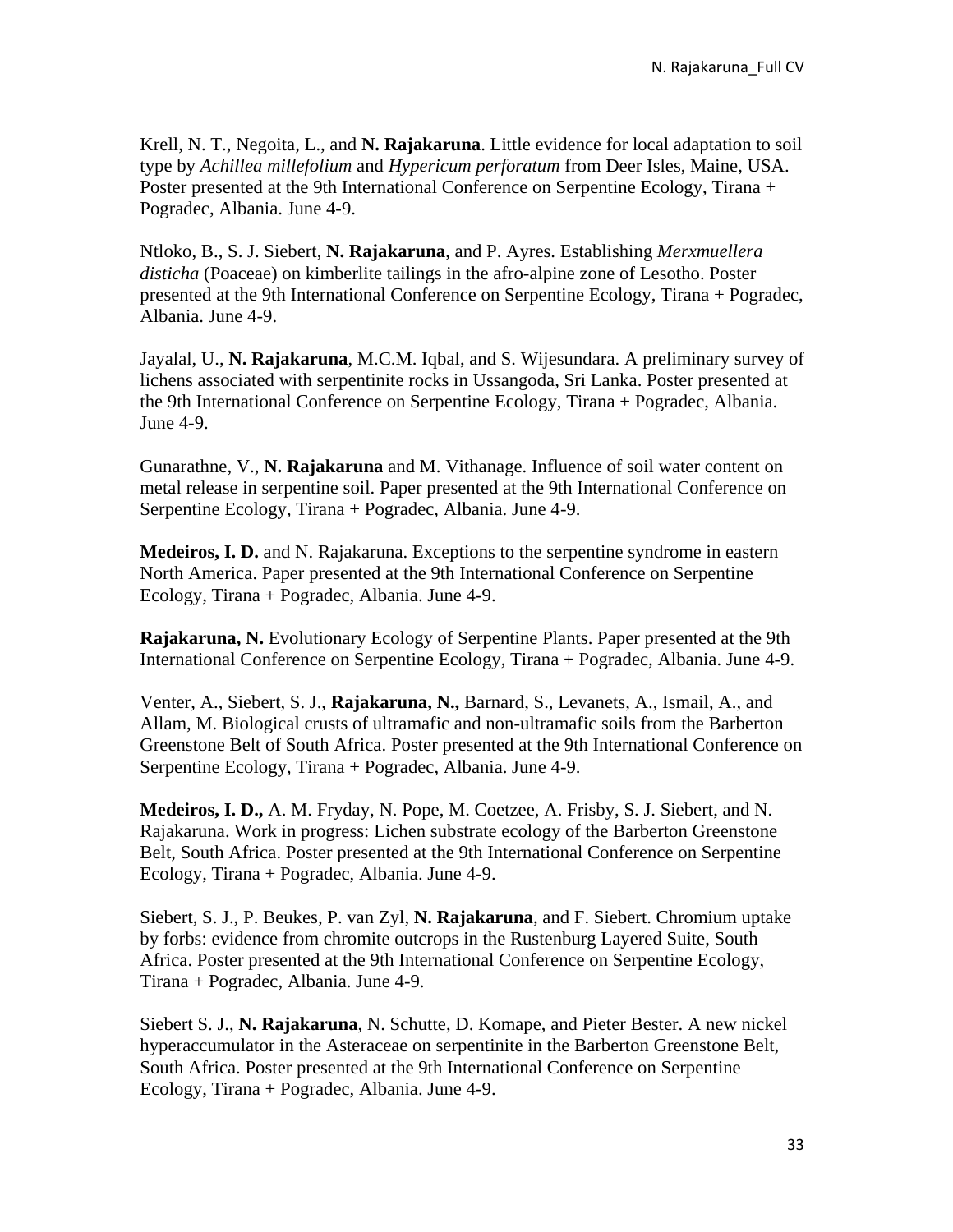Krell, N. T., Negoita, L., and **N. Rajakaruna**. Little evidence for local adaptation to soil type by *Achillea millefolium* and *Hypericum perforatum* from Deer Isles, Maine, USA. Poster presented at the 9th International Conference on Serpentine Ecology, Tirana + Pogradec, Albania. June 4-9.

Ntloko, B., S. J. Siebert, **N. Rajakaruna**, and P. Ayres. Establishing *Merxmuellera disticha* (Poaceae) on kimberlite tailings in the afro-alpine zone of Lesotho. Poster presented at the 9th International Conference on Serpentine Ecology, Tirana + Pogradec, Albania. June 4-9.

Jayalal, U., **N. Rajakaruna**, M.C.M. Iqbal, and S. Wijesundara. A preliminary survey of lichens associated with serpentinite rocks in Ussangoda, Sri Lanka. Poster presented at the 9th International Conference on Serpentine Ecology, Tirana + Pogradec, Albania. June 4-9.

Gunarathne, V., **N. Rajakaruna** and M. Vithanage. Influence of soil water content on metal release in serpentine soil. Paper presented at the 9th International Conference on Serpentine Ecology, Tirana + Pogradec, Albania. June 4-9.

**Medeiros, I. D.** and N. Rajakaruna. Exceptions to the serpentine syndrome in eastern North America. Paper presented at the 9th International Conference on Serpentine Ecology, Tirana + Pogradec, Albania. June 4-9.

**Rajakaruna, N.** Evolutionary Ecology of Serpentine Plants. Paper presented at the 9th International Conference on Serpentine Ecology, Tirana + Pogradec, Albania. June 4-9.

Venter, A., Siebert, S. J., **Rajakaruna, N.,** Barnard, S., Levanets, A., Ismail, A., and Allam, M. Biological crusts of ultramafic and non-ultramafic soils from the Barberton Greenstone Belt of South Africa. Poster presented at the 9th International Conference on Serpentine Ecology, Tirana + Pogradec, Albania. June 4-9.

**Medeiros, I. D.,** A. M. Fryday, N. Pope, M. Coetzee, A. Frisby, S. J. Siebert, and N. Rajakaruna. Work in progress: Lichen substrate ecology of the Barberton Greenstone Belt, South Africa. Poster presented at the 9th International Conference on Serpentine Ecology, Tirana + Pogradec, Albania. June 4-9.

Siebert, S. J., P. Beukes, P. van Zyl, **N. Rajakaruna**, and F. Siebert. Chromium uptake by forbs: evidence from chromite outcrops in the Rustenburg Layered Suite, South Africa. Poster presented at the 9th International Conference on Serpentine Ecology, Tirana + Pogradec, Albania. June 4-9.

Siebert S. J., **N. Rajakaruna**, N. Schutte, D. Komape, and Pieter Bester. A new nickel hyperaccumulator in the Asteraceae on serpentinite in the Barberton Greenstone Belt, South Africa. Poster presented at the 9th International Conference on Serpentine Ecology, Tirana + Pogradec, Albania. June 4-9.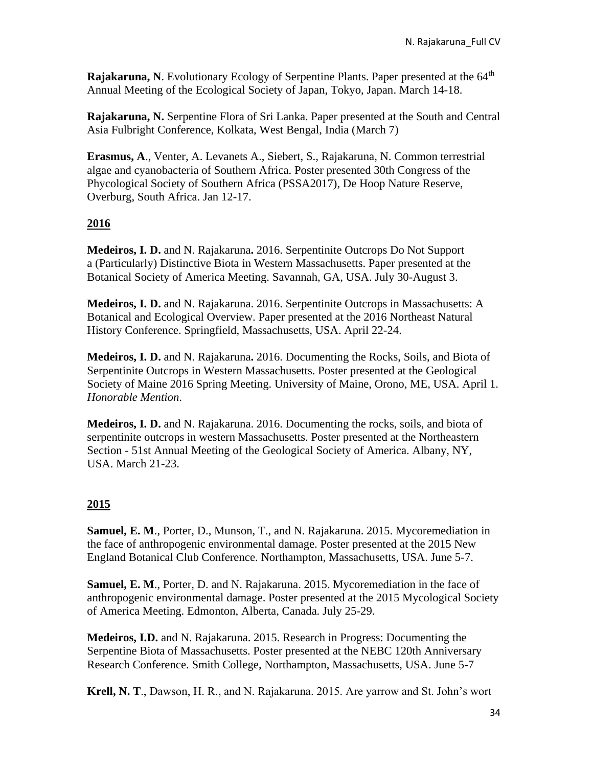**Rajakaruna, N**. Evolutionary Ecology of Serpentine Plants. Paper presented at the 64th Annual Meeting of the Ecological Society of Japan, Tokyo, Japan. March 14-18.

**Rajakaruna, N.** Serpentine Flora of Sri Lanka. Paper presented at the South and Central Asia Fulbright Conference, Kolkata, West Bengal, India (March 7)

**Erasmus, A**., Venter, A. Levanets A., Siebert, S., Rajakaruna, N. Common terrestrial algae and cyanobacteria of Southern Africa. Poster presented 30th Congress of the Phycological Society of Southern Africa (PSSA2017), De Hoop Nature Reserve, Overburg, South Africa. Jan 12-17.

## 2016

**Medeiros, I. D.** and N. Rajakaruna**.** 2016. Serpentinite Outcrops Do Not Support a (Particularly) Distinctive Biota in Western Massachusetts. Paper presented at the Botanical Society of America Meeting. Savannah, GA, USA. July 30-August 3.

**Medeiros, I. D.** and N. Rajakaruna. 2016. Serpentinite Outcrops in Massachusetts: A Botanical and Ecological Overview. Paper presented at the 2016 Northeast Natural History Conference. Springfield, Massachusetts, USA. April 22-24.

**Medeiros, I. D.** and N. Rajakaruna**.** 2016. Documenting the Rocks, Soils, and Biota of Serpentinite Outcrops in Western Massachusetts. Poster presented at the Geological Society of Maine 2016 Spring Meeting. University of Maine, Orono, ME, USA. April 1. *Honorable Mention*.

**Medeiros, I. D.** and N. Rajakaruna. 2016. Documenting the rocks, soils, and biota of serpentinite outcrops in western Massachusetts. Poster presented at the Northeastern Section - 51st Annual Meeting of the Geological Society of America. Albany, NY, USA. March 21-23.

## 2015

**Samuel, E. M**., Porter, D., Munson, T., and N. Rajakaruna. 2015. Mycoremediation in the face of anthropogenic environmental damage. Poster presented at the 2015 New England Botanical Club Conference. Northampton, Massachusetts, USA. June 5-7.

**Samuel, E. M**., Porter, D. and N. Rajakaruna. 2015. Mycoremediation in the face of anthropogenic environmental damage. Poster presented at the 2015 Mycological Society of America Meeting. Edmonton, Alberta, Canada. July 25-29.

**Medeiros, I.D.** and N. Rajakaruna. 2015. Research in Progress: Documenting the Serpentine Biota of Massachusetts. Poster presented at the NEBC 120th Anniversary Research Conference. Smith College, Northampton, Massachusetts, USA. June 5-7

**Krell, N. T**., Dawson, H. R., and N. Rajakaruna. 2015. Are yarrow and St. John's wort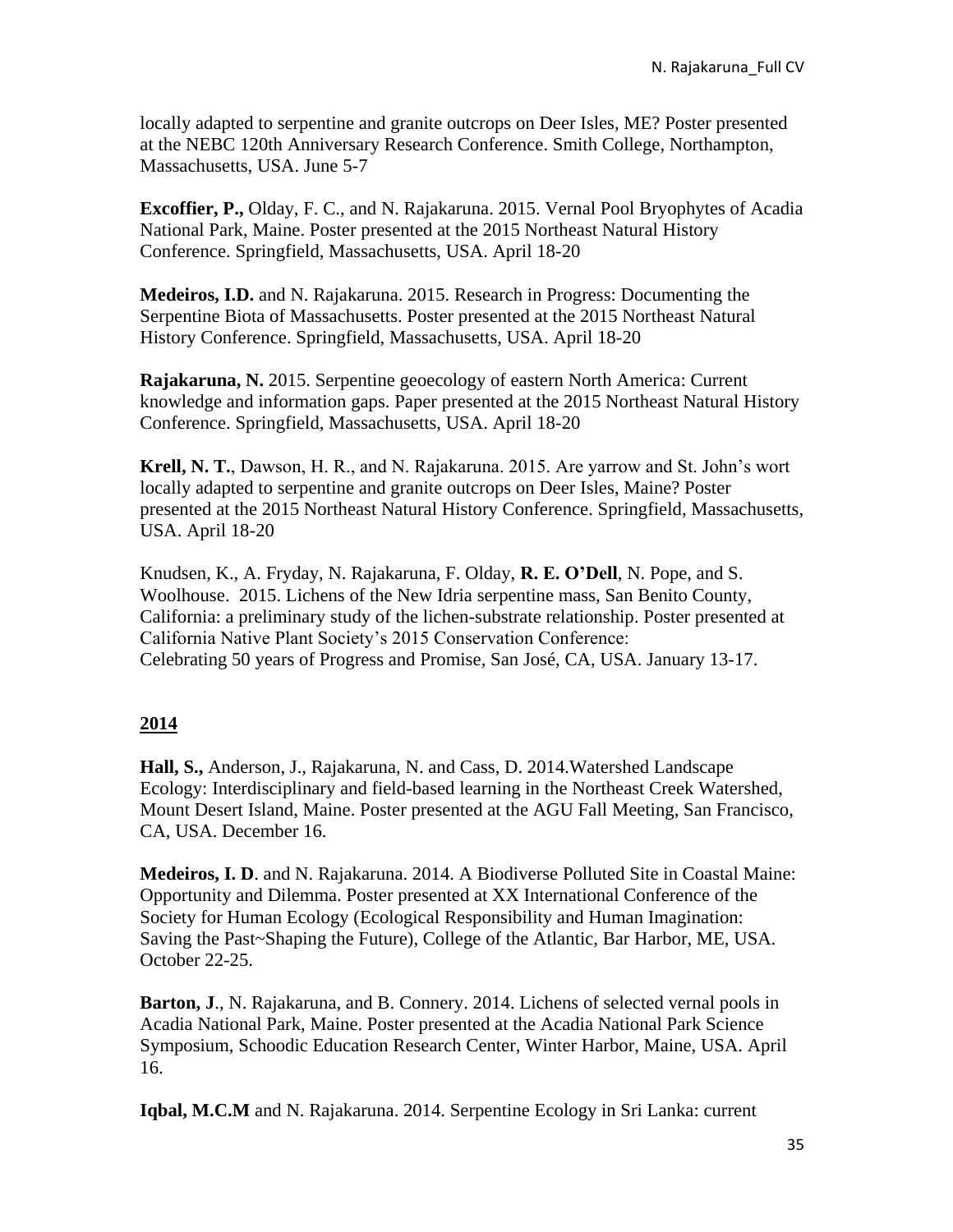locally adapted to serpentine and granite outcrops on Deer Isles, ME? Poster presented at the NEBC 120th Anniversary Research Conference. Smith College, Northampton, Massachusetts, USA. June 5-7

**Excoffier, P.,** Olday, F. C., and N. Rajakaruna. 2015. Vernal Pool Bryophytes of Acadia National Park, Maine. Poster presented at the 2015 Northeast Natural History Conference. Springfield, Massachusetts, USA. April 18-20

**Medeiros, I.D.** and N. Rajakaruna. 2015. Research in Progress: Documenting the Serpentine Biota of Massachusetts. Poster presented at the 2015 Northeast Natural History Conference. Springfield, Massachusetts, USA. April 18-20

**Rajakaruna, N.** 2015. Serpentine geoecology of eastern North America: Current knowledge and information gaps. Paper presented at the 2015 Northeast Natural History Conference. Springfield, Massachusetts, USA. April 18-20

**Krell, N. T.**, Dawson, H. R., and N. Rajakaruna. 2015. Are yarrow and St. John's wort locally adapted to serpentine and granite outcrops on Deer Isles, Maine? Poster presented at the 2015 Northeast Natural History Conference. Springfield, Massachusetts, USA. April 18-20

Knudsen, K., A. Fryday, N. Rajakaruna, F. Olday, **R. E. O'Dell**, N. Pope, and S. Woolhouse. 2015. Lichens of the New Idria serpentine mass, San Benito County, California: a preliminary study of the lichen-substrate relationship. Poster presented at California Native Plant Society's 2015 Conservation Conference: Celebrating 50 years of Progress and Promise, San José, CA, USA. January 13-17.

## 2014

**Hall, S.,** Anderson, J., Rajakaruna, N. and Cass, D. 2014.Watershed Landscape Ecology: Interdisciplinary and field-based learning in the Northeast Creek Watershed, Mount Desert Island, Maine. Poster presented at the AGU Fall Meeting, San Francisco, CA, USA. December 16.

**Medeiros, I. D**. and N. Rajakaruna. 2014. A Biodiverse Polluted Site in Coastal Maine: Opportunity and Dilemma. Poster presented at XX International Conference of the Society for Human Ecology (Ecological Responsibility and Human Imagination: Saving the Past~Shaping the Future), College of the Atlantic, Bar Harbor, ME, USA. October 22-25.

**Barton, J**., N. Rajakaruna, and B. Connery. 2014. Lichens of selected vernal pools in Acadia National Park, Maine. Poster presented at the Acadia National Park Science Symposium, Schoodic Education Research Center, Winter Harbor, Maine, USA. April 16.

**Iqbal, M.C.M** and N. Rajakaruna. 2014. Serpentine Ecology in Sri Lanka: current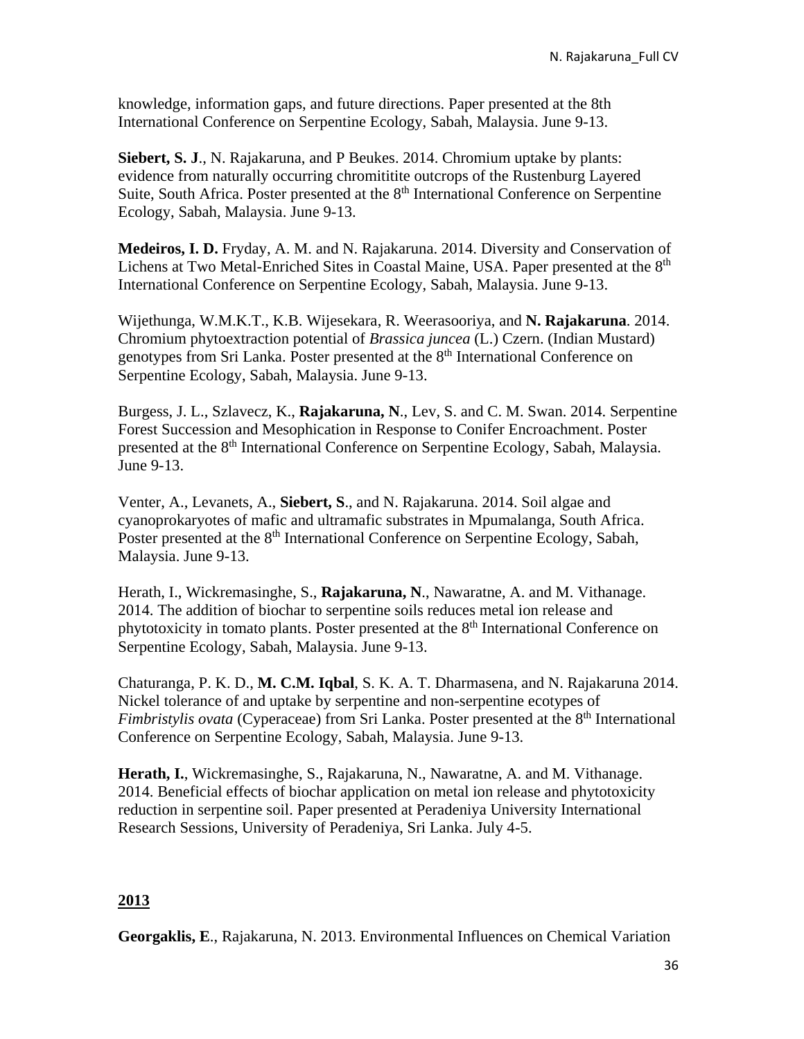knowledge, information gaps, and future directions. Paper presented at the 8th International Conference on Serpentine Ecology, Sabah, Malaysia. June 9-13.

**Siebert, S. J**., N. Rajakaruna, and P Beukes. 2014. Chromium uptake by plants: evidence from naturally occurring chromititite outcrops of the Rustenburg Layered Suite, South Africa. Poster presented at the 8th International Conference on Serpentine Ecology, Sabah, Malaysia. June 9-13.

**Medeiros, I. D.** Fryday, A. M. and N. Rajakaruna. 2014. Diversity and Conservation of Lichens at Two Metal-Enriched Sites in Coastal Maine, USA. Paper presented at the 8th International Conference on Serpentine Ecology, Sabah, Malaysia. June 9-13.

Wijethunga, W.M.K.T., K.B. Wijesekara, R. Weerasooriya, and **N. Rajakaruna**. 2014. Chromium phytoextraction potential of *Brassica juncea* (L.) Czern. (Indian Mustard) genotypes from Sri Lanka. Poster presented at the 8th International Conference on Serpentine Ecology, Sabah, Malaysia. June 9-13.

Burgess, J. L., Szlavecz, K., **Rajakaruna, N**., Lev, S. and C. M. Swan. 2014. Serpentine Forest Succession and Mesophication in Response to Conifer Encroachment. Poster presented at the 8th International Conference on Serpentine Ecology, Sabah, Malaysia. June 9-13.

Venter, A., Levanets, A., **Siebert, S**., and N. Rajakaruna. 2014. Soil algae and cyanoprokaryotes of mafic and ultramafic substrates in Mpumalanga, South Africa. Poster presented at the 8th International Conference on Serpentine Ecology, Sabah, Malaysia. June 9-13.

Herath, I., Wickremasinghe, S., **Rajakaruna, N**., Nawaratne, A. and M. Vithanage. 2014. The addition of biochar to serpentine soils reduces metal ion release and phytotoxicity in tomato plants. Poster presented at the 8th International Conference on Serpentine Ecology, Sabah, Malaysia. June 9-13.

Chaturanga, P. K. D., **M. C.M. Iqbal**, S. K. A. T. Dharmasena, and N. Rajakaruna 2014. Nickel tolerance of and uptake by serpentine and non-serpentine ecotypes of *Fimbristylis ovata* (Cyperaceae) from Sri Lanka. Poster presented at the 8th International Conference on Serpentine Ecology, Sabah, Malaysia. June 9-13.

**Herath, I.**, Wickremasinghe, S., Rajakaruna, N., Nawaratne, A. and M. Vithanage. 2014. Beneficial effects of biochar application on metal ion release and phytotoxicity reduction in serpentine soil. Paper presented at Peradeniya University International Research Sessions, University of Peradeniya, Sri Lanka. July 4-5.

## 2013

**Georgaklis, E**., Rajakaruna, N. 2013. Environmental Influences on Chemical Variation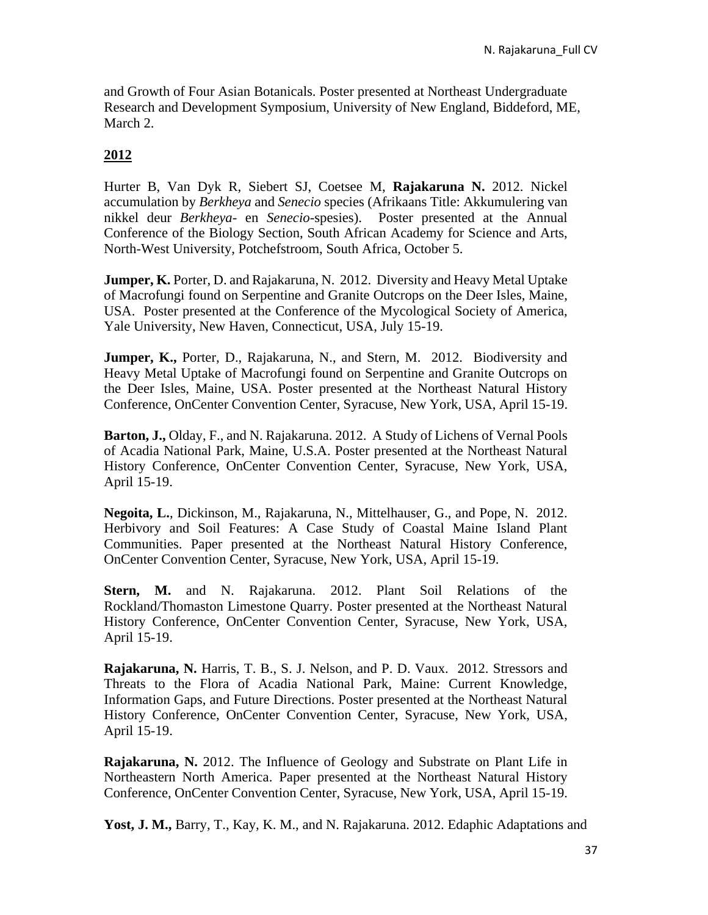and Growth of Four Asian Botanicals. Poster presented at Northeast Undergraduate Research and Development Symposium, University of New England, Biddeford, ME, March 2.

## 2012

Hurter B, Van Dyk R, Siebert SJ, Coetsee M, **Rajakaruna N.** 2012. Nickel accumulation by *Berkheya* and *Senecio* species (Afrikaans Title: Akkumulering van nikkel deur *Berkheya*- en *Senecio*-spesies). Poster presented at the Annual Conference of the Biology Section, South African Academy for Science and Arts, North-West University, Potchefstroom, South Africa, October 5.

**Jumper, K.** Porter, D. and Rajakaruna, N. 2012. Diversity and Heavy Metal Uptake of Macrofungi found on Serpentine and Granite Outcrops on the Deer Isles, Maine, USA. Poster presented at the Conference of the Mycological Society of America, Yale University, New Haven, Connecticut, USA, July 15-19.

**Jumper, K.,** Porter, D., Rajakaruna, N., and Stern, M. 2012. Biodiversity and Heavy Metal Uptake of Macrofungi found on Serpentine and Granite Outcrops on the Deer Isles, Maine, USA. Poster presented at the Northeast Natural History Conference, OnCenter Convention Center, Syracuse, New York, USA, April 15-19.

**Barton, J.,** Olday, F., and N. Rajakaruna. 2012. A Study of Lichens of Vernal Pools of Acadia National Park, Maine, U.S.A. Poster presented at the Northeast Natural History Conference, OnCenter Convention Center, Syracuse, New York, USA, April 15-19.

**Negoita, L.**, Dickinson, M., Rajakaruna, N., Mittelhauser, G., and Pope, N. 2012. Herbivory and Soil Features: A Case Study of Coastal Maine Island Plant Communities. Paper presented at the Northeast Natural History Conference, OnCenter Convention Center, Syracuse, New York, USA, April 15-19.

**Stern, M.** and N. Rajakaruna. 2012. Plant Soil Relations of the Rockland/Thomaston Limestone Quarry. Poster presented at the Northeast Natural History Conference, OnCenter Convention Center, Syracuse, New York, USA, April 15-19.

**Rajakaruna, N.** Harris, T. B., S. J. Nelson, and P. D. Vaux. 2012. Stressors and Threats to the Flora of Acadia National Park, Maine: Current Knowledge, Information Gaps, and Future Directions. Poster presented at the Northeast Natural History Conference, OnCenter Convention Center, Syracuse, New York, USA, April 15-19.

**Rajakaruna, N.** 2012. The Influence of Geology and Substrate on Plant Life in Northeastern North America. Paper presented at the Northeast Natural History Conference, OnCenter Convention Center, Syracuse, New York, USA, April 15-19.

**Yost, J. M.,** Barry, T., Kay, K. M., and N. Rajakaruna. 2012. Edaphic Adaptations and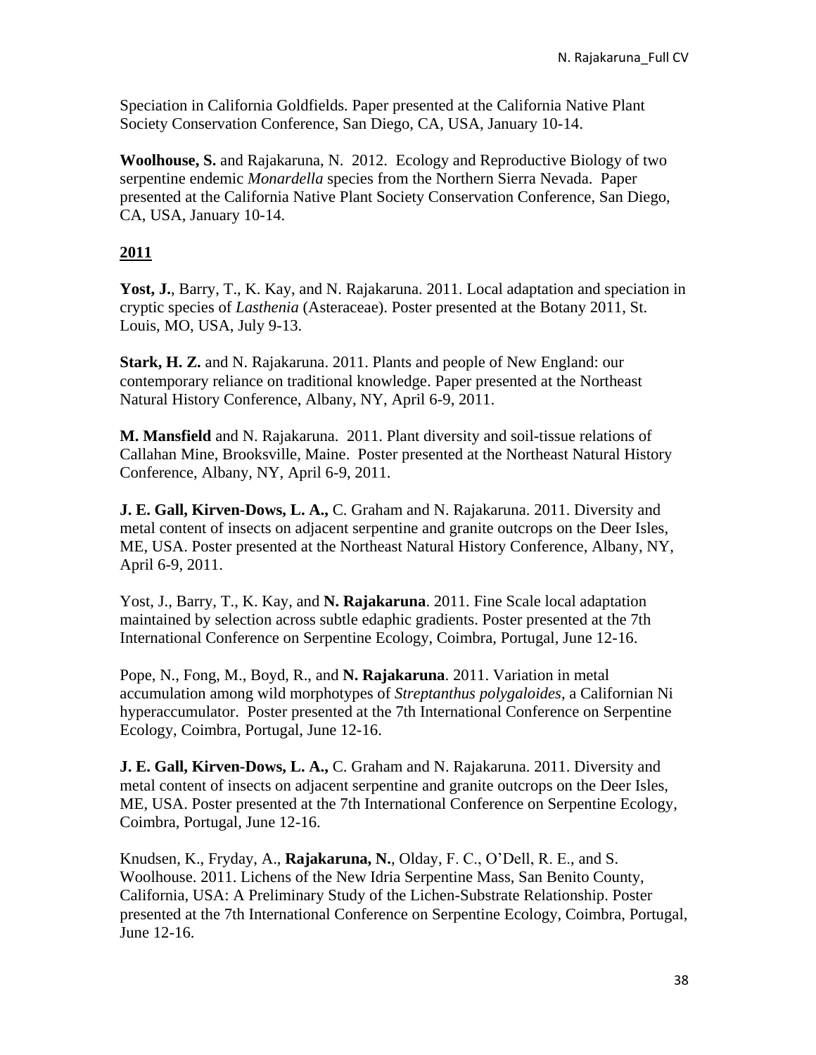Speciation in California Goldfields. Paper presented at the California Native Plant Society Conservation Conference, San Diego, CA, USA, January 10-14.

**Woolhouse, S.** and Rajakaruna, N. 2012. Ecology and Reproductive Biology of two serpentine endemic *Monardella* species from the Northern Sierra Nevada. Paper presented at the California Native Plant Society Conservation Conference, San Diego, CA, USA, January 10-14.

## 2011

**Yost, J.**, Barry, T., K. Kay, and N. Rajakaruna. 2011. Local adaptation and speciation in cryptic species of *Lasthenia* (Asteraceae). Poster presented at the Botany 2011, St. Louis, MO, USA, July 9-13.

**Stark, H. Z.** and N. Rajakaruna. 2011. Plants and people of New England: our contemporary reliance on traditional knowledge. Paper presented at the Northeast Natural History Conference, Albany, NY, April 6-9, 2011.

**M. Mansfield** and N. Rajakaruna. 2011. Plant diversity and soil-tissue relations of Callahan Mine, Brooksville, Maine. Poster presented at the Northeast Natural History Conference, Albany, NY, April 6-9, 2011.

**J. E. Gall, Kirven-Dows, L. A.,** C. Graham and N. Rajakaruna. 2011. Diversity and metal content of insects on adjacent serpentine and granite outcrops on the Deer Isles, ME, USA. Poster presented at the Northeast Natural History Conference, Albany, NY, April 6-9, 2011.

Yost, J., Barry, T., K. Kay, and **N. Rajakaruna**. 2011. Fine Scale local adaptation maintained by selection across subtle edaphic gradients. Poster presented at the 7th International Conference on Serpentine Ecology, Coimbra, Portugal, June 12-16.

Pope, N., Fong, M., Boyd, R., and **N. Rajakaruna**. 2011. Variation in metal accumulation among wild morphotypes of *Streptanthus polygaloides*, a Californian Ni hyperaccumulator. Poster presented at the 7th International Conference on Serpentine Ecology, Coimbra, Portugal, June 12-16.

**J. E. Gall, Kirven-Dows, L. A.,** C. Graham and N. Rajakaruna. 2011. Diversity and metal content of insects on adjacent serpentine and granite outcrops on the Deer Isles, ME, USA. Poster presented at the 7th International Conference on Serpentine Ecology, Coimbra, Portugal, June 12-16.

Knudsen, K., Fryday, A., **Rajakaruna, N.**, Olday, F. C., O'Dell, R. E., and S. Woolhouse. 2011. Lichens of the New Idria Serpentine Mass, San Benito County, California, USA: A Preliminary Study of the Lichen-Substrate Relationship. Poster presented at the 7th International Conference on Serpentine Ecology, Coimbra, Portugal, June 12-16.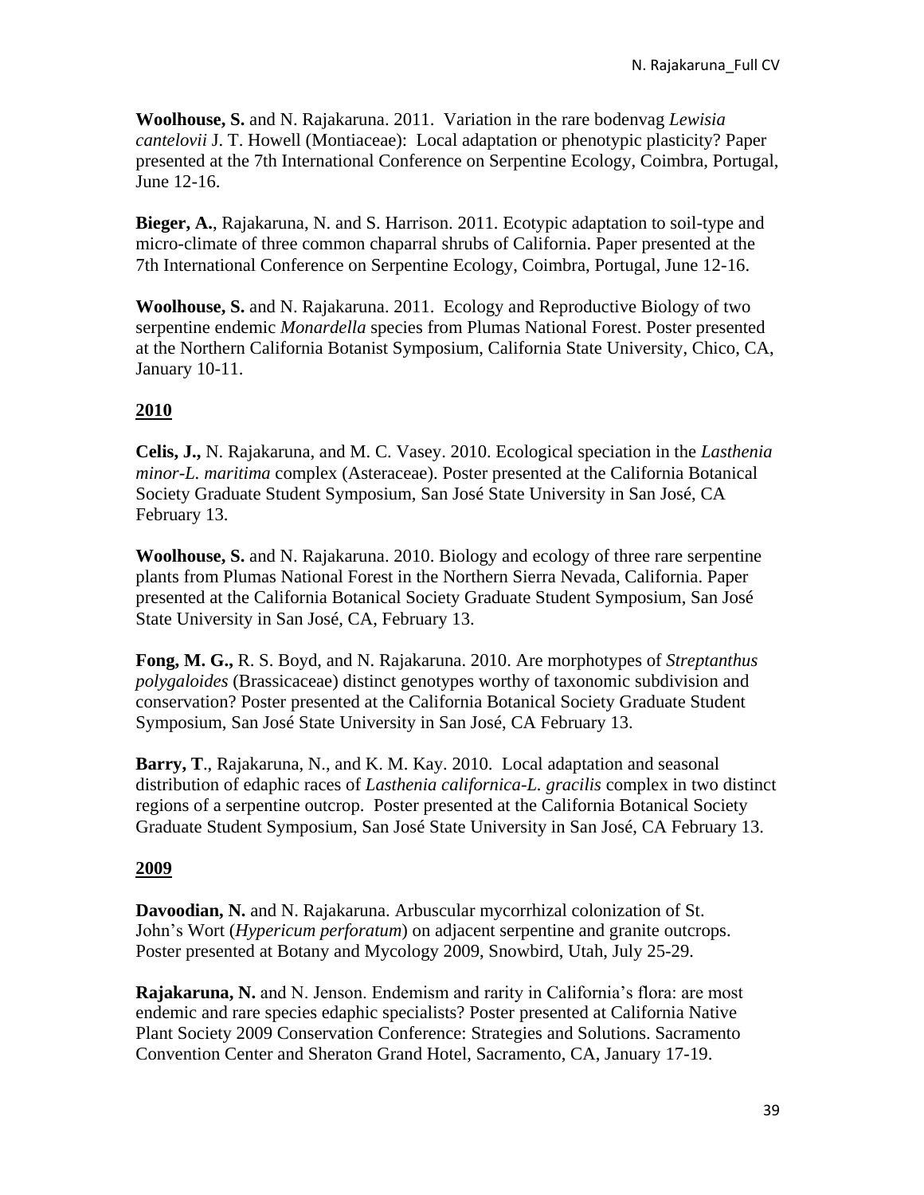**Woolhouse, S.** and N. Rajakaruna. 2011. Variation in the rare bodenvag *Lewisia cantelovii* J. T. Howell (Montiaceae): Local adaptation or phenotypic plasticity? Paper presented at the 7th International Conference on Serpentine Ecology, Coimbra, Portugal, June 12-16.

**Bieger, A.**, Rajakaruna, N. and S. Harrison. 2011. Ecotypic adaptation to soil-type and micro-climate of three common chaparral shrubs of California. Paper presented at the 7th International Conference on Serpentine Ecology, Coimbra, Portugal, June 12-16.

**Woolhouse, S.** and N. Rajakaruna. 2011. Ecology and Reproductive Biology of two serpentine endemic *Monardella* species from Plumas National Forest. Poster presented at the Northern California Botanist Symposium, California State University, Chico, CA, January 10-11.

## 2010

**Celis, J.,** N. Rajakaruna, and M. C. Vasey. 2010. Ecological speciation in the *Lasthenia minor-L. maritima* complex (Asteraceae). Poster presented at the California Botanical Society Graduate Student Symposium, San José State University in San José, CA February 13.

**Woolhouse, S.** and N. Rajakaruna. 2010. Biology and ecology of three rare serpentine plants from Plumas National Forest in the Northern Sierra Nevada, California. Paper presented at the California Botanical Society Graduate Student Symposium, San José State University in San José, CA, February 13.

**Fong, M. G.,** R. S. Boyd, and N. Rajakaruna. 2010. Are morphotypes of *Streptanthus polygaloides* (Brassicaceae) distinct genotypes worthy of taxonomic subdivision and conservation? Poster presented at the California Botanical Society Graduate Student Symposium, San José State University in San José, CA February 13.

**Barry, T**., Rajakaruna, N., and K. M. Kay. 2010. Local adaptation and seasonal distribution of edaphic races of *Lasthenia californica-L. gracilis* complex in two distinct regions of a serpentine outcrop. Poster presented at the California Botanical Society Graduate Student Symposium, San José State University in San José, CA February 13.

## 2009

**Davoodian, N.** and N. Rajakaruna. Arbuscular mycorrhizal colonization of St. John's Wort (*Hypericum perforatum*) on adjacent serpentine and granite outcrops. Poster presented at Botany and Mycology 2009, Snowbird, Utah, July 25-29.

**Rajakaruna, N.** and N. Jenson. Endemism and rarity in California's flora: are most endemic and rare species edaphic specialists? Poster presented at California Native Plant Society 2009 Conservation Conference: Strategies and Solutions. Sacramento Convention Center and Sheraton Grand Hotel, Sacramento, CA, January 17-19.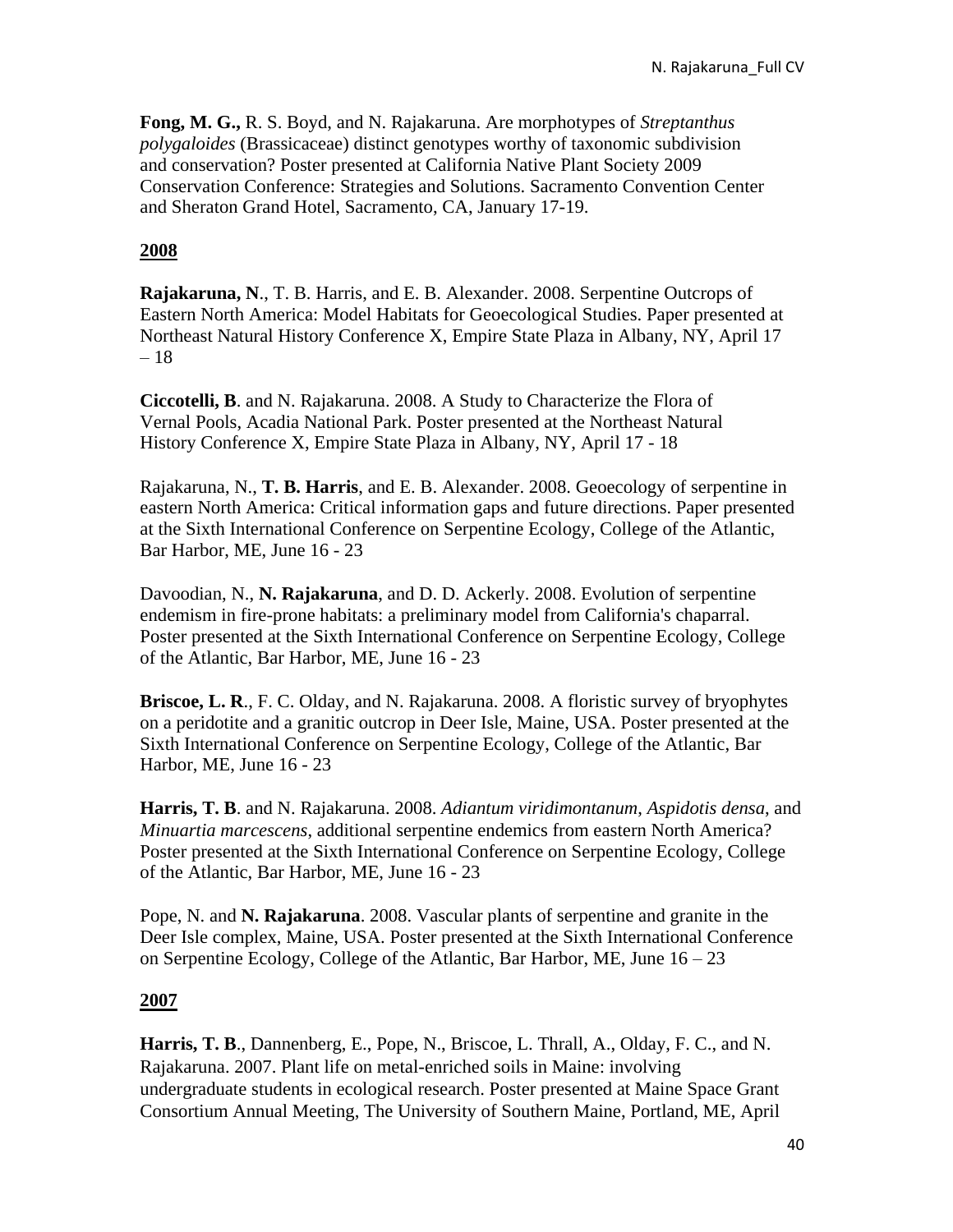**Fong, M. G.,** R. S. Boyd, and N. Rajakaruna. Are morphotypes of *Streptanthus polygaloides* (Brassicaceae) distinct genotypes worthy of taxonomic subdivision and conservation? Poster presented at California Native Plant Society 2009 Conservation Conference: Strategies and Solutions. Sacramento Convention Center and Sheraton Grand Hotel, Sacramento, CA, January 17-19.

## 2008

**Rajakaruna, N**., T. B. Harris, and E. B. Alexander. 2008. Serpentine Outcrops of Eastern North America: Model Habitats for Geoecological Studies. Paper presented at Northeast Natural History Conference X, Empire State Plaza in Albany, NY, April 17 – 18

**Ciccotelli, B**. and N. Rajakaruna. 2008. A Study to Characterize the Flora of Vernal Pools, Acadia National Park. Poster presented at the Northeast Natural History Conference X, Empire State Plaza in Albany, NY, April 17 - 18

Rajakaruna, N., **T. B. Harris**, and E. B. Alexander. 2008. Geoecology of serpentine in eastern North America: Critical information gaps and future directions. Paper presented at the Sixth International Conference on Serpentine Ecology, College of the Atlantic, Bar Harbor, ME, June 16 - 23

Davoodian, N., **N. Rajakaruna**, and D. D. Ackerly. 2008. Evolution of serpentine endemism in fire-prone habitats: a preliminary model from California's chaparral. Poster presented at the Sixth International Conference on Serpentine Ecology, College of the Atlantic, Bar Harbor, ME, June 16 - 23

**Briscoe, L. R**., F. C. Olday, and N. Rajakaruna. 2008. A floristic survey of bryophytes on a peridotite and a granitic outcrop in Deer Isle, Maine, USA. Poster presented at the Sixth International Conference on Serpentine Ecology, College of the Atlantic, Bar Harbor, ME, June 16 - 23

**Harris, T. B**. and N. Rajakaruna. 2008. *Adiantum viridimontanum*, *Aspidotis densa*, and *Minuartia marcescens*, additional serpentine endemics from eastern North America? Poster presented at the Sixth International Conference on Serpentine Ecology, College of the Atlantic, Bar Harbor, ME, June 16 - 23

Pope, N. and **N. Rajakaruna**. 2008. Vascular plants of serpentine and granite in the Deer Isle complex, Maine, USA. Poster presented at the Sixth International Conference on Serpentine Ecology, College of the Atlantic, Bar Harbor, ME, June 16 – 23

## 2007

**Harris, T. B**., Dannenberg, E., Pope, N., Briscoe, L. Thrall, A., Olday, F. C., and N. Rajakaruna. 2007. Plant life on metal-enriched soils in Maine: involving undergraduate students in ecological research. Poster presented at Maine Space Grant Consortium Annual Meeting, The University of Southern Maine, Portland, ME, April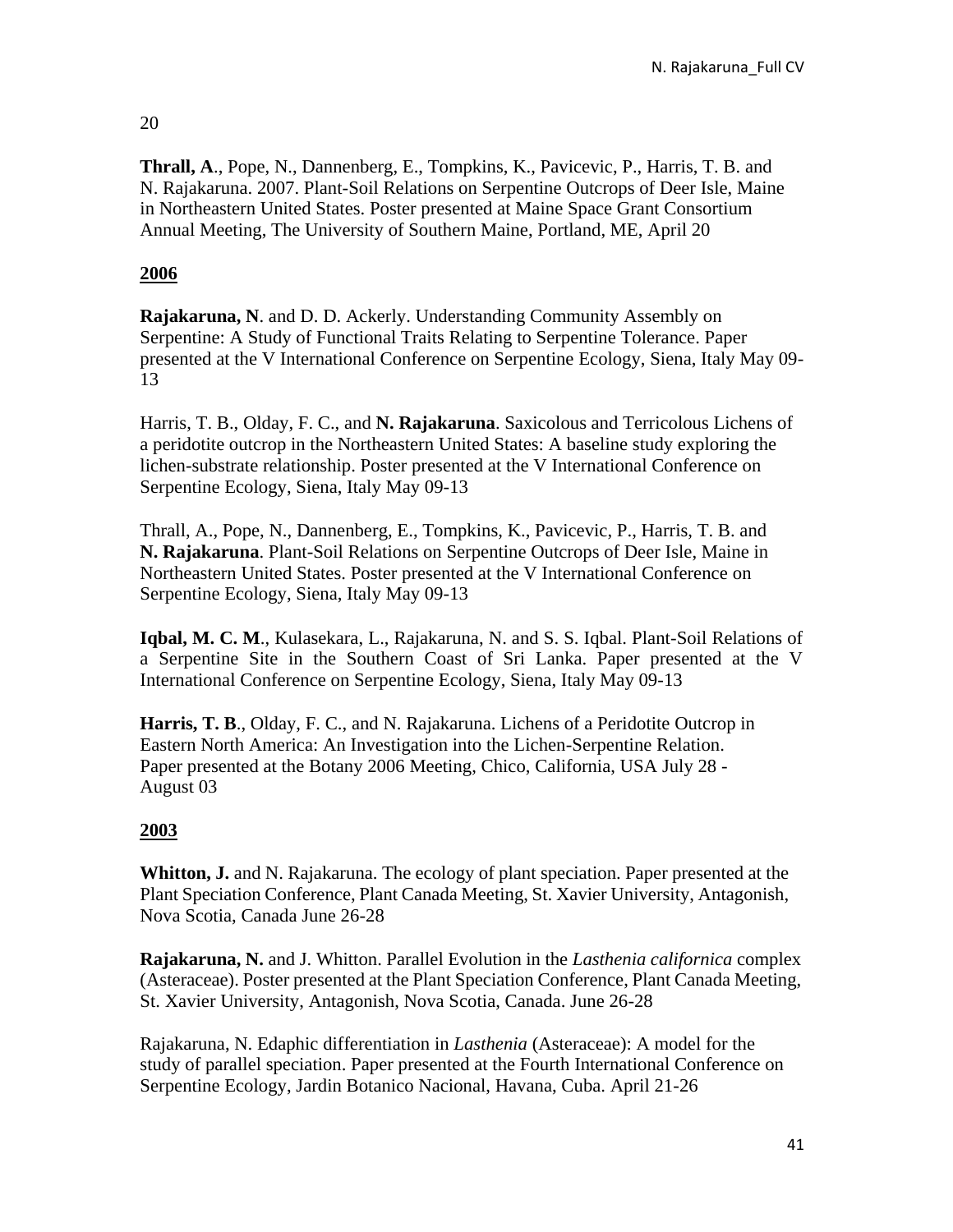20

**Thrall, A**., Pope, N., Dannenberg, E., Tompkins, K., Pavicevic, P., Harris, T. B. and N. Rajakaruna. 2007. Plant-Soil Relations on Serpentine Outcrops of Deer Isle, Maine in Northeastern United States. Poster presented at Maine Space Grant Consortium Annual Meeting, The University of Southern Maine, Portland, ME, April 20

**2006**

**Rajakaruna, N**. and D. D. Ackerly. Understanding Community Assembly on Serpentine: A Study of Functional Traits Relating to Serpentine Tolerance. Paper presented at the V International Conference on Serpentine Ecology, Siena, Italy May 09-13

Harris, T. B., Olday, F. C., and **N. Rajakaruna**. Saxicolous and Terricolous Lichens of a peridotite outcrop in the Northeastern United States: A baseline study exploring the lichen-substrate relationship. Poster presented at the V International Conference on Serpentine Ecology, Siena, Italy May 09-13

Thrall, A., Pope, N., Dannenberg, E., Tompkins, K., Pavicevic, P., Harris, T. B. and **N. Rajakaruna**. Plant-Soil Relations on Serpentine Outcrops of Deer Isle, Maine in Northeastern United States. Poster presented at the V International Conference on Serpentine Ecology, Siena, Italy May 09-13

**Iqbal, M. C. M**., Kulasekara, L., Rajakaruna, N. and S. S. Iqbal. Plant-Soil Relations of a Serpentine Site in the Southern Coast of Sri Lanka. Paper presented at the V International Conference on Serpentine Ecology, Siena, Italy May 09-13

**Harris, T. B**., Olday, F. C., and N. Rajakaruna. Lichens of a Peridotite Outcrop in Eastern North America: An Investigation into the Lichen-Serpentine Relation. Paper presented at the Botany 2006 Meeting, Chico, California, USA July 28 - August 03

**2003**

**Whitton, J.** and N. Rajakaruna. The ecology of plant speciation. Paper presented at the Plant Speciation Conference, Plant Canada Meeting, St. Xavier University, Antagonish, Nova Scotia, Canada June 26-28

**Rajakaruna, N.** and J. Whitton. Parallel Evolution in the *Lasthenia californica* complex (Asteraceae). Poster presented at the Plant Speciation Conference, Plant Canada Meeting, St. Xavier University, Antagonish, Nova Scotia, Canada. June 26-28

Rajakaruna, N. Edaphic differentiation in *Lasthenia* (Asteraceae): A model for the study of parallel speciation. Paper presented at the Fourth International Conference on Serpentine Ecology, Jardin Botanico Nacional, Havana, Cuba. April 21-26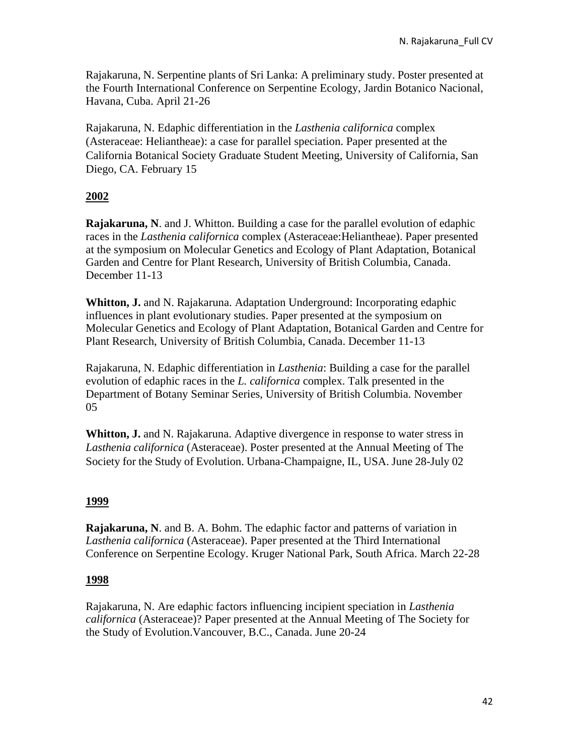Rajakaruna, N. Serpentine plants of Sri Lanka: A preliminary study. Poster presented at the Fourth International Conference on Serpentine Ecology, Jardin Botanico Nacional, Havana, Cuba. April 21-26

Rajakaruna, N. Edaphic differentiation in the *Lasthenia californica* complex (Asteraceae: Heliantheae): a case for parallel speciation. Paper presented at the California Botanical Society Graduate Student Meeting, University of California, San Diego, CA. February 15

## 2002

**Rajakaruna, N**. and J. Whitton. Building a case for the parallel evolution of edaphic races in the *Lasthenia californica* complex (Asteraceae:Heliantheae). Paper presented at the symposium on Molecular Genetics and Ecology of Plant Adaptation, Botanical Garden and Centre for Plant Research, University of British Columbia, Canada. December 11-13

**Whitton, J.** and N. Rajakaruna. Adaptation Underground: Incorporating edaphic influences in plant evolutionary studies. Paper presented at the symposium on Molecular Genetics and Ecology of Plant Adaptation, Botanical Garden and Centre for Plant Research, University of British Columbia, Canada. December 11-13

Rajakaruna, N. Edaphic differentiation in *Lasthenia*: Building a case for the parallel evolution of edaphic races in the *L. californica* complex. Talk presented in the Department of Botany Seminar Series, University of British Columbia. November 05

**Whitton, J.** and N. Rajakaruna. Adaptive divergence in response to water stress in *Lasthenia californica* (Asteraceae). Poster presented at the Annual Meeting of The Society for the Study of Evolution. Urbana-Champaigne, IL, USA. June 28-July 02

## 1999

**Rajakaruna, N**. and B. A. Bohm. The edaphic factor and patterns of variation in *Lasthenia californica* (Asteraceae). Paper presented at the Third International Conference on Serpentine Ecology. Kruger National Park, South Africa. March 22-28

## 1998

Rajakaruna, N. Are edaphic factors influencing incipient speciation in *Lasthenia californica* (Asteraceae)? Paper presented at the Annual Meeting of The Society for the Study of Evolution.Vancouver, B.C., Canada. June 20-24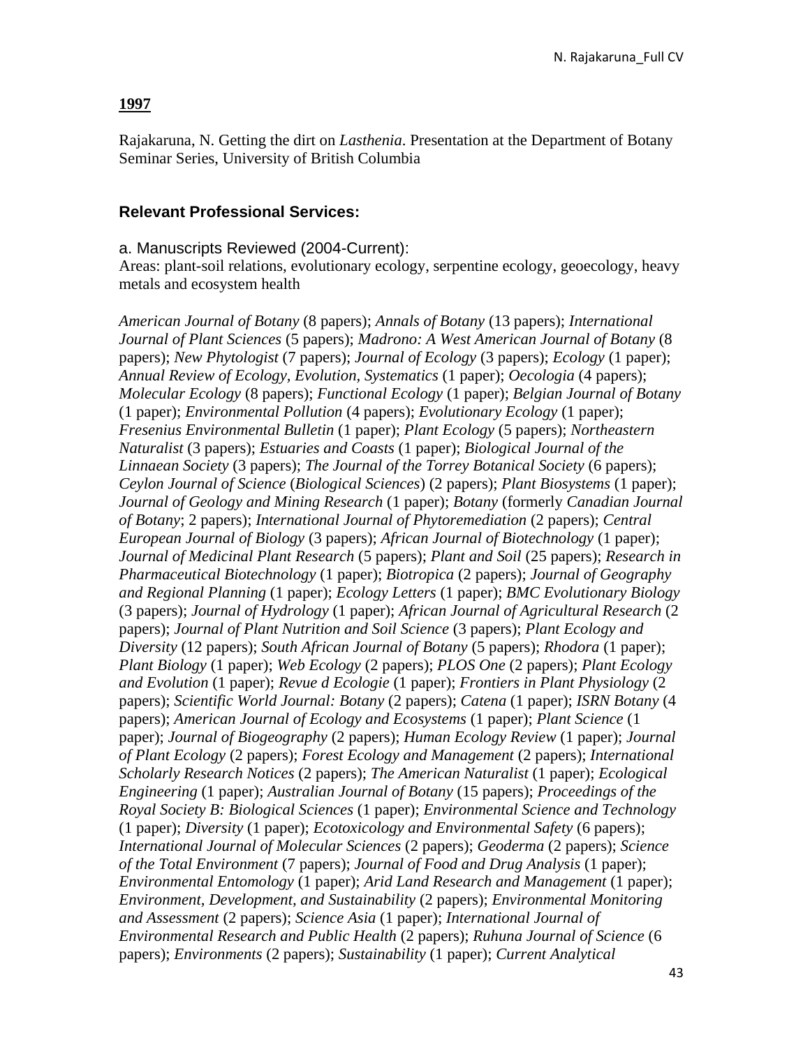**1997**

Rajakaruna, N. Getting the dirt on *Lasthenia*. Presentation at the Department of Botany Seminar Series, University of British Columbia

## Relevant Professional Services:

a. Manuscripts Reviewed (2004-Current):
Areas: plant-soil relations, evolutionary ecology, serpentine ecology, geoecology, heavy metals and ecosystem health

*American Journal of Botany* (8 papers); *Annals of Botany* (13 papers); *International Journal of Plant Sciences* (5 papers); *Madrono: A West American Journal of Botany* (8 papers); *New Phytologist* (7 papers); *Journal of Ecology* (3 papers); *Ecology* (1 paper); *Annual Review of Ecology, Evolution, Systematics* (1 paper); *Oecologia* (4 papers); *Molecular Ecology* (8 papers); *Functional Ecology* (1 paper); *Belgian Journal of Botany* (1 paper); *Environmental Pollution* (4 papers); *Evolutionary Ecology* (1 paper); *Fresenius Environmental Bulletin* (1 paper); *Plant Ecology* (5 papers); *Northeastern Naturalist* (3 papers); *Estuaries and Coasts* (1 paper); *Biological Journal of the Linnaean Society* (3 papers); *The Journal of the Torrey Botanical Society* (6 papers); *Ceylon Journal of Science* (*Biological Sciences*) (2 papers); *Plant Biosystems* (1 paper); *Journal of Geology and Mining Research* (1 paper); *Botany* (formerly *Canadian Journal of Botany*; 2 papers); *International Journal of Phytoremediation* (2 papers); *Central European Journal of Biology* (3 papers); *African Journal of Biotechnology* (1 paper); *Journal of Medicinal Plant Research* (5 papers); *Plant and Soil* (25 papers); *Research in Pharmaceutical Biotechnology* (1 paper); *Biotropica* (2 papers); *Journal of Geography and Regional Planning* (1 paper); *Ecology Letters* (1 paper); *BMC Evolutionary Biology* (3 papers); *Journal of Hydrology* (1 paper); *African Journal of Agricultural Research* (2 papers); *Journal of Plant Nutrition and Soil Science* (3 papers); *Plant Ecology and Diversity* (12 papers); *South African Journal of Botany* (5 papers); *Rhodora* (1 paper); *Plant Biology* (1 paper); *Web Ecology* (2 papers); *PLOS One* (2 papers); *Plant Ecology and Evolution* (1 paper); *Revue d Ecologie* (1 paper); *Frontiers in Plant Physiology* (2 papers); *Scientific World Journal: Botany* (2 papers); *Catena* (1 paper); *ISRN Botany* (4 papers); *American Journal of Ecology and Ecosystems* (1 paper); *Plant Science* (1 paper); *Journal of Biogeography* (2 papers); *Human Ecology Review* (1 paper); *Journal of Plant Ecology* (2 papers); *Forest Ecology and Management* (2 papers); *International Scholarly Research Notices* (2 papers); *The American Naturalist* (1 paper); *Ecological Engineering* (1 paper); *Australian Journal of Botany* (15 papers); *Proceedings of the Royal Society B: Biological Sciences* (1 paper); *Environmental Science and Technology* (1 paper); *Diversity* (1 paper); *Ecotoxicology and Environmental Safety* (6 papers); *International Journal of Molecular Sciences* (2 papers); *Geoderma* (2 papers); *Science of the Total Environment* (7 papers); *Journal of Food and Drug Analysis* (1 paper); *Environmental Entomology* (1 paper); *Arid Land Research and Management* (1 paper); *Environment, Development, and Sustainability* (2 papers); *Environmental Monitoring and Assessment* (2 papers); *Science Asia* (1 paper); *International Journal of Environmental Research and Public Health* (2 papers); *Ruhuna Journal of Science* (6 papers); *Environments* (2 papers); *Sustainability* (1 paper); *Current Analytical*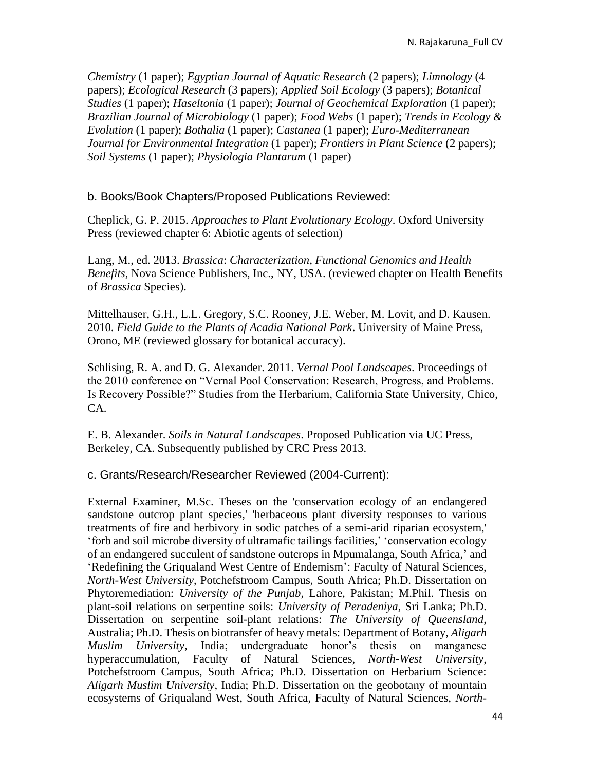*Chemistry* (1 paper); *Egyptian Journal of Aquatic Research* (2 papers); *Limnology* (4 papers); *Ecological Research* (3 papers); *Applied Soil Ecology* (3 papers); *Botanical Studies* (1 paper); *Haseltonia* (1 paper); *Journal of Geochemical Exploration* (1 paper); *Brazilian Journal of Microbiology* (1 paper); *Food Webs* (1 paper); *Trends in Ecology & Evolution* (1 paper); *Bothalia* (1 paper); *Castanea* (1 paper); *Euro-Mediterranean Journal for Environmental Integration* (1 paper); *Frontiers in Plant Science* (2 papers); *Soil Systems* (1 paper); *Physiologia Plantarum* (1 paper)

b. Books/Book Chapters/Proposed Publications Reviewed:

Cheplick, G. P. 2015. *Approaches to Plant Evolutionary Ecology*. Oxford University Press (reviewed chapter 6: Abiotic agents of selection)

Lang, M., ed. 2013. *Brassica*: *Characterization, Functional Genomics and Health Benefits*, Nova Science Publishers, Inc., NY, USA. (reviewed chapter on Health Benefits of *Brassica* Species).

Mittelhauser, G.H., L.L. Gregory, S.C. Rooney, J.E. Weber, M. Lovit, and D. Kausen. 2010. *Field Guide to the Plants of Acadia National Park*. University of Maine Press, Orono, ME (reviewed glossary for botanical accuracy).

Schlising, R. A. and D. G. Alexander. 2011. *Vernal Pool Landscapes*. Proceedings of the 2010 conference on "Vernal Pool Conservation: Research, Progress, and Problems. Is Recovery Possible?" Studies from the Herbarium, California State University, Chico, CA.

E. B. Alexander. *Soils in Natural Landscapes*. Proposed Publication via UC Press, Berkeley, CA. Subsequently published by CRC Press 2013.

c. Grants/Research/Researcher Reviewed (2004-Current):

External Examiner, M.Sc. Theses on the 'conservation ecology of an endangered sandstone outcrop plant species,' 'herbaceous plant diversity responses to various treatments of fire and herbivory in sodic patches of a semi-arid riparian ecosystem,' 'forb and soil microbe diversity of ultramafic tailings facilities,' 'conservation ecology of an endangered succulent of sandstone outcrops in Mpumalanga, South Africa,' and 'Redefining the Griqualand West Centre of Endemism': Faculty of Natural Sciences, *North-West University*, Potchefstroom Campus, South Africa; Ph.D. Dissertation on Phytoremediation: *University of the Punjab*, Lahore, Pakistan; M.Phil. Thesis on plant-soil relations on serpentine soils: *University of Peradeniya*, Sri Lanka; Ph.D. Dissertation on serpentine soil-plant relations: *The University of Queensland*, Australia; Ph.D. Thesis on biotransfer of heavy metals: Department of Botany, *Aligarh Muslim University*, India; undergraduate honor's thesis on manganese hyperaccumulation, Faculty of Natural Sciences, *North-West University*, Potchefstroom Campus, South Africa; Ph.D. Dissertation on Herbarium Science: *Aligarh Muslim University*, India; Ph.D. Dissertation on the geobotany of mountain ecosystems of Griqualand West, South Africa, Faculty of Natural Sciences, *North-*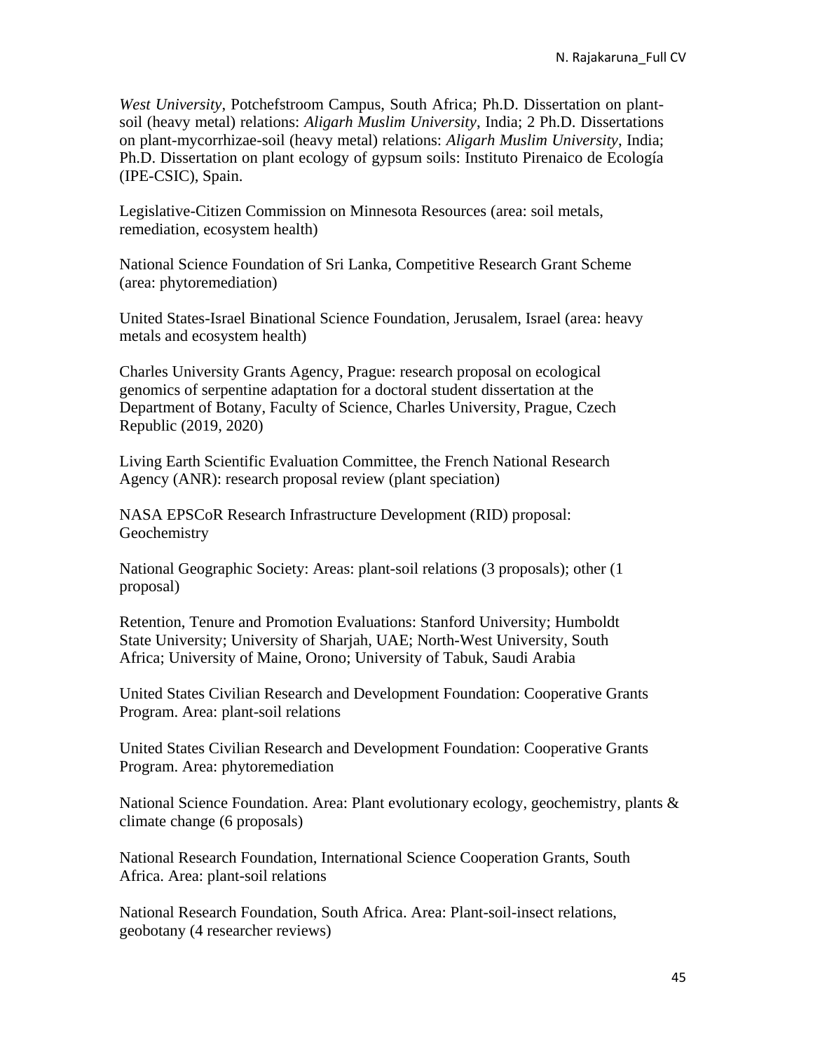*West University*, Potchefstroom Campus, South Africa; Ph.D. Dissertation on plant-soil (heavy metal) relations: *Aligarh Muslim University*, India; 2 Ph.D. Dissertations on plant-mycorrhizae-soil (heavy metal) relations: *Aligarh Muslim University*, India; Ph.D. Dissertation on plant ecology of gypsum soils: Instituto Pirenaico de Ecología (IPE-CSIC), Spain.

Legislative-Citizen Commission on Minnesota Resources (area: soil metals, remediation, ecosystem health)

National Science Foundation of Sri Lanka, Competitive Research Grant Scheme (area: phytoremediation)

United States-Israel Binational Science Foundation, Jerusalem, Israel (area: heavy metals and ecosystem health)

Charles University Grants Agency, Prague: research proposal on ecological genomics of serpentine adaptation for a doctoral student dissertation at the Department of Botany, Faculty of Science, Charles University, Prague, Czech Republic (2019, 2020)

Living Earth Scientific Evaluation Committee, the French National Research Agency (ANR): research proposal review (plant speciation)

NASA EPSCoR Research Infrastructure Development (RID) proposal: Geochemistry

National Geographic Society: Areas: plant-soil relations (3 proposals); other (1 proposal)

Retention, Tenure and Promotion Evaluations: Stanford University; Humboldt State University; University of Sharjah, UAE; North-West University, South Africa; University of Maine, Orono; University of Tabuk, Saudi Arabia

United States Civilian Research and Development Foundation: Cooperative Grants Program. Area: plant-soil relations

United States Civilian Research and Development Foundation: Cooperative Grants Program. Area: phytoremediation

National Science Foundation. Area: Plant evolutionary ecology, geochemistry, plants & climate change (6 proposals)

National Research Foundation, International Science Cooperation Grants, South Africa. Area: plant-soil relations

National Research Foundation, South Africa. Area: Plant-soil-insect relations, geobotany (4 researcher reviews)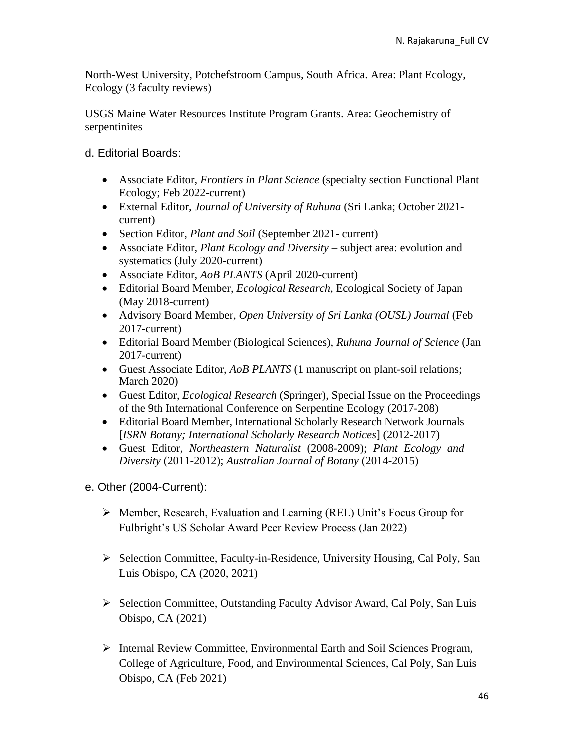North-West University, Potchefstroom Campus, South Africa. Area: Plant Ecology, Ecology (3 faculty reviews)

USGS Maine Water Resources Institute Program Grants. Area: Geochemistry of serpentinites

d. Editorial Boards:

- Associate Editor, *Frontiers in Plant Science* (specialty section Functional Plant Ecology; Feb 2022-current)
- External Editor, *Journal of University of Ruhuna* (Sri Lanka; October 2021-current)
- Section Editor, *Plant and Soil* (September 2021- current)
- Associate Editor, *Plant Ecology and Diversity* – subject area: evolution and systematics (July 2020-current)
- Associate Editor, *AoB PLANTS* (April 2020-current)
- Editorial Board Member, *Ecological Research*, Ecological Society of Japan (May 2018-current)
- Advisory Board Member, *Open University of Sri Lanka (OUSL) Journal* (Feb 2017-current)
- Editorial Board Member (Biological Sciences), *Ruhuna Journal of Science* (Jan 2017-current)
- Guest Associate Editor, *AoB PLANTS* (1 manuscript on plant-soil relations; March 2020)
- Guest Editor, *Ecological Research* (Springer), Special Issue on the Proceedings of the 9th International Conference on Serpentine Ecology (2017-208)
- Editorial Board Member, International Scholarly Research Network Journals [*ISRN Botany; International Scholarly Research Notices*] (2012-2017)
- Guest Editor, *Northeastern Naturalist* (2008-2009); *Plant Ecology and Diversity* (2011-2012); *Australian Journal of Botany* (2014-2015)

e. Other (2004-Current):

- Member, Research, Evaluation and Learning (REL) Unit's Focus Group for Fulbright's US Scholar Award Peer Review Process (Jan 2022)
- Selection Committee, Faculty-in-Residence, University Housing, Cal Poly, San Luis Obispo, CA (2020, 2021)
- Selection Committee, Outstanding Faculty Advisor Award, Cal Poly, San Luis Obispo, CA (2021)
- Internal Review Committee, Environmental Earth and Soil Sciences Program, College of Agriculture, Food, and Environmental Sciences, Cal Poly, San Luis Obispo, CA (Feb 2021)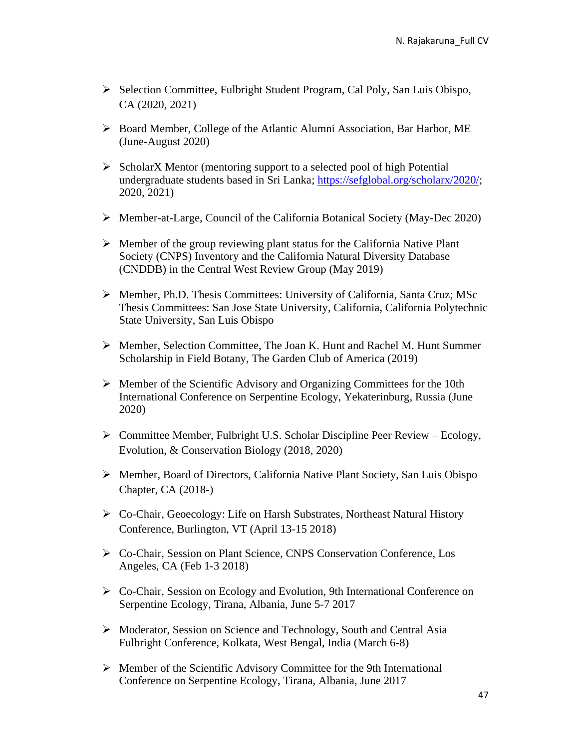- Selection Committee, Fulbright Student Program, Cal Poly, San Luis Obispo, CA (2020, 2021)

- Board Member, College of the Atlantic Alumni Association, Bar Harbor, ME (June-August 2020)

- ScholarX Mentor (mentoring support to a selected pool of high Potential undergraduate students based in Sri Lanka; https://sefglobal.org/scholarx/2020/; 2020, 2021)

- Member-at-Large, Council of the California Botanical Society (May-Dec 2020)

- Member of the group reviewing plant status for the California Native Plant Society (CNPS) Inventory and the California Natural Diversity Database (CNDDB) in the Central West Review Group (May 2019)

- Member, Ph.D. Thesis Committees: University of California, Santa Cruz; MSc Thesis Committees: San Jose State University, California, California Polytechnic State University, San Luis Obispo

- Member, Selection Committee, The Joan K. Hunt and Rachel M. Hunt Summer Scholarship in Field Botany, The Garden Club of America (2019)

- Member of the Scientific Advisory and Organizing Committees for the 10th International Conference on Serpentine Ecology, Yekaterinburg, Russia (June 2020)

- Committee Member, Fulbright U.S. Scholar Discipline Peer Review – Ecology, Evolution, & Conservation Biology (2018, 2020)

- Member, Board of Directors, California Native Plant Society, San Luis Obispo Chapter, CA (2018-)

- Co-Chair, Geoecology: Life on Harsh Substrates, Northeast Natural History Conference, Burlington, VT (April 13-15 2018)

- Co-Chair, Session on Plant Science, CNPS Conservation Conference, Los Angeles, CA (Feb 1-3 2018)

- Co-Chair, Session on Ecology and Evolution, 9th International Conference on Serpentine Ecology, Tirana, Albania, June 5-7 2017

- Moderator, Session on Science and Technology, South and Central Asia Fulbright Conference, Kolkata, West Bengal, India (March 6-8)

- Member of the Scientific Advisory Committee for the 9th International Conference on Serpentine Ecology, Tirana, Albania, June 2017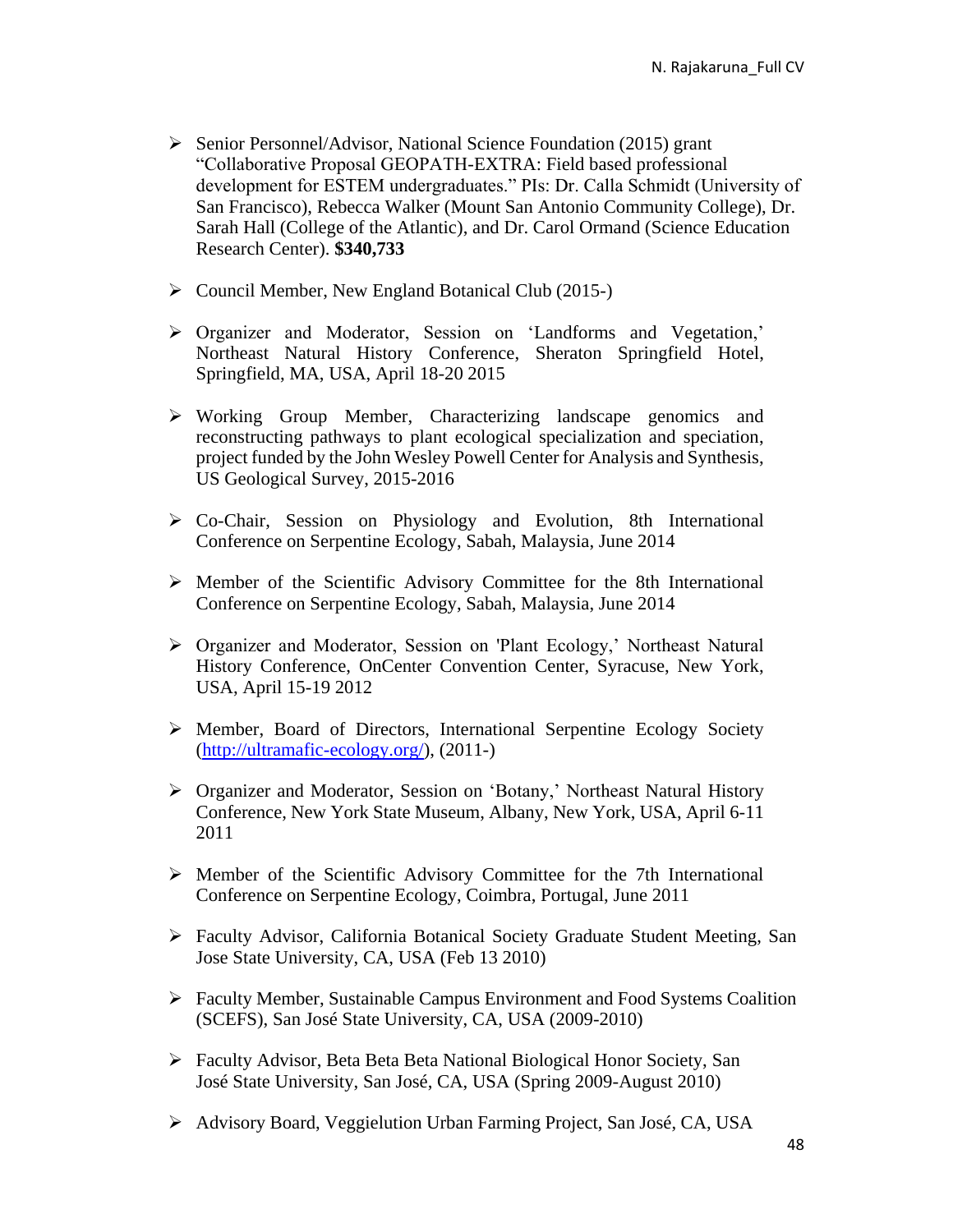- Senior Personnel/Advisor, National Science Foundation (2015) grant "Collaborative Proposal GEOPATH-EXTRA: Field based professional development for ESTEM undergraduates." PIs: Dr. Calla Schmidt (University of San Francisco), Rebecca Walker (Mount San Antonio Community College), Dr. Sarah Hall (College of the Atlantic), and Dr. Carol Ormand (Science Education Research Center). **$340,733**

- Council Member, New England Botanical Club (2015-)

- Organizer and Moderator, Session on 'Landforms and Vegetation,' Northeast Natural History Conference, Sheraton Springfield Hotel, Springfield, MA, USA, April 18-20 2015

- Working Group Member, Characterizing landscape genomics and reconstructing pathways to plant ecological specialization and speciation, project funded by the John Wesley Powell Center for Analysis and Synthesis, US Geological Survey, 2015-2016

- Co-Chair, Session on Physiology and Evolution, 8th International Conference on Serpentine Ecology, Sabah, Malaysia, June 2014

- Member of the Scientific Advisory Committee for the 8th International Conference on Serpentine Ecology, Sabah, Malaysia, June 2014

- Organizer and Moderator, Session on 'Plant Ecology,' Northeast Natural History Conference, OnCenter Convention Center, Syracuse, New York, USA, April 15-19 2012

- Member, Board of Directors, International Serpentine Ecology Society (http://ultramafic-ecology.org/), (2011-)

- Organizer and Moderator, Session on 'Botany,' Northeast Natural History Conference, New York State Museum, Albany, New York, USA, April 6-11 2011

- Member of the Scientific Advisory Committee for the 7th International Conference on Serpentine Ecology, Coimbra, Portugal, June 2011

- Faculty Advisor, California Botanical Society Graduate Student Meeting, San Jose State University, CA, USA (Feb 13 2010)

- Faculty Member, Sustainable Campus Environment and Food Systems Coalition (SCEFS), San José State University, CA, USA (2009-2010)

- Faculty Advisor, Beta Beta Beta National Biological Honor Society, San José State University, San José, CA, USA (Spring 2009-August 2010)

- Advisory Board, Veggielution Urban Farming Project, San José, CA, USA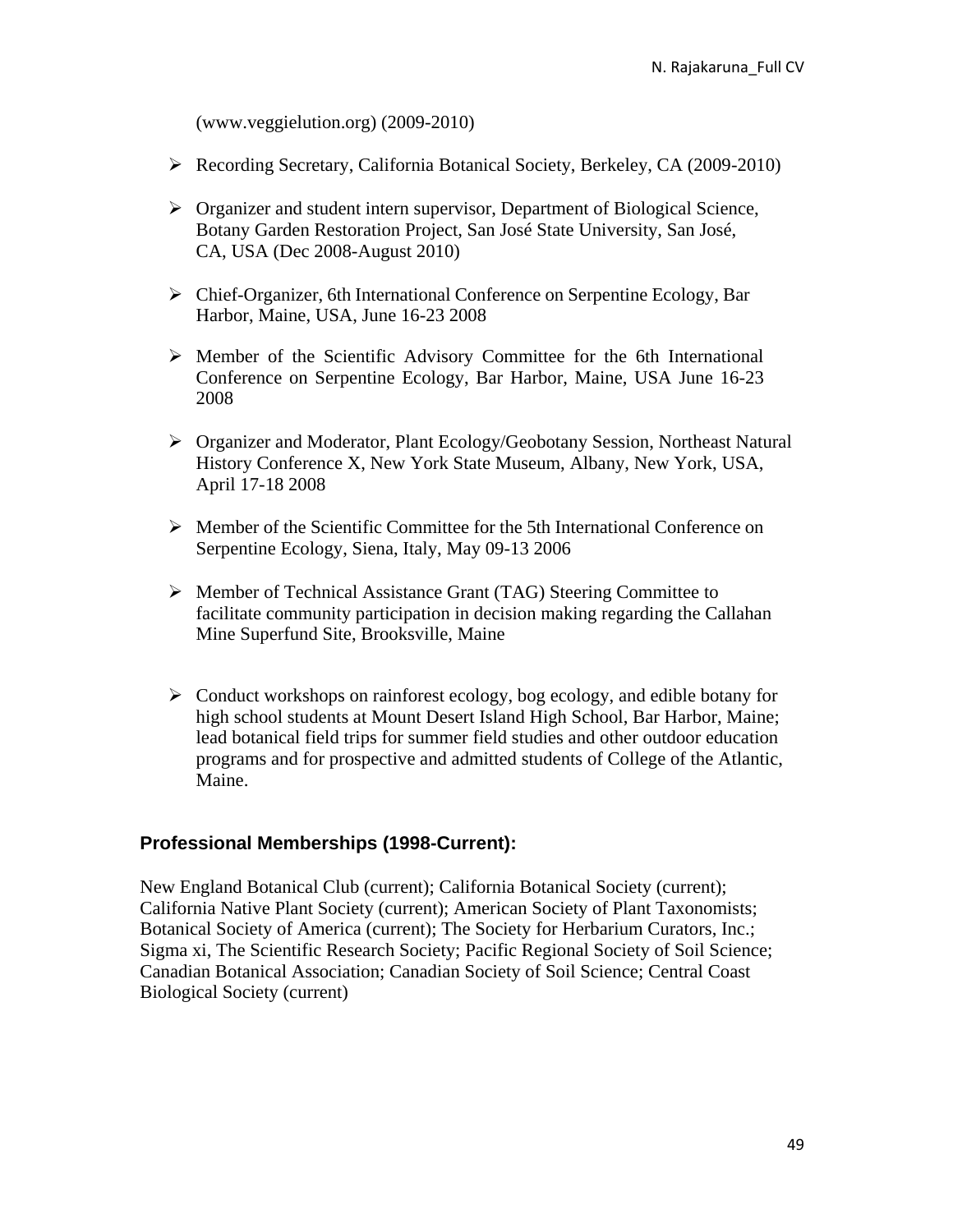(www.veggielution.org) (2009-2010)

- Recording Secretary, California Botanical Society, Berkeley, CA (2009-2010)

- Organizer and student intern supervisor, Department of Biological Science, Botany Garden Restoration Project, San José State University, San José, CA, USA (Dec 2008-August 2010)

- Chief-Organizer, 6th International Conference on Serpentine Ecology, Bar Harbor, Maine, USA, June 16-23 2008

- Member of the Scientific Advisory Committee for the 6th International Conference on Serpentine Ecology, Bar Harbor, Maine, USA June 16-23 2008

- Organizer and Moderator, Plant Ecology/Geobotany Session, Northeast Natural History Conference X, New York State Museum, Albany, New York, USA, April 17-18 2008

- Member of the Scientific Committee for the 5th International Conference on Serpentine Ecology, Siena, Italy, May 09-13 2006

- Member of Technical Assistance Grant (TAG) Steering Committee to facilitate community participation in decision making regarding the Callahan Mine Superfund Site, Brooksville, Maine

- Conduct workshops on rainforest ecology, bog ecology, and edible botany for high school students at Mount Desert Island High School, Bar Harbor, Maine; lead botanical field trips for summer field studies and other outdoor education programs and for prospective and admitted students of College of the Atlantic, Maine.

### Professional Memberships (1998-Current):

New England Botanical Club (current); California Botanical Society (current); California Native Plant Society (current); American Society of Plant Taxonomists; Botanical Society of America (current); The Society for Herbarium Curators, Inc.; Sigma xi, The Scientific Research Society; Pacific Regional Society of Soil Science; Canadian Botanical Association; Canadian Society of Soil Science; Central Coast Biological Society (current)